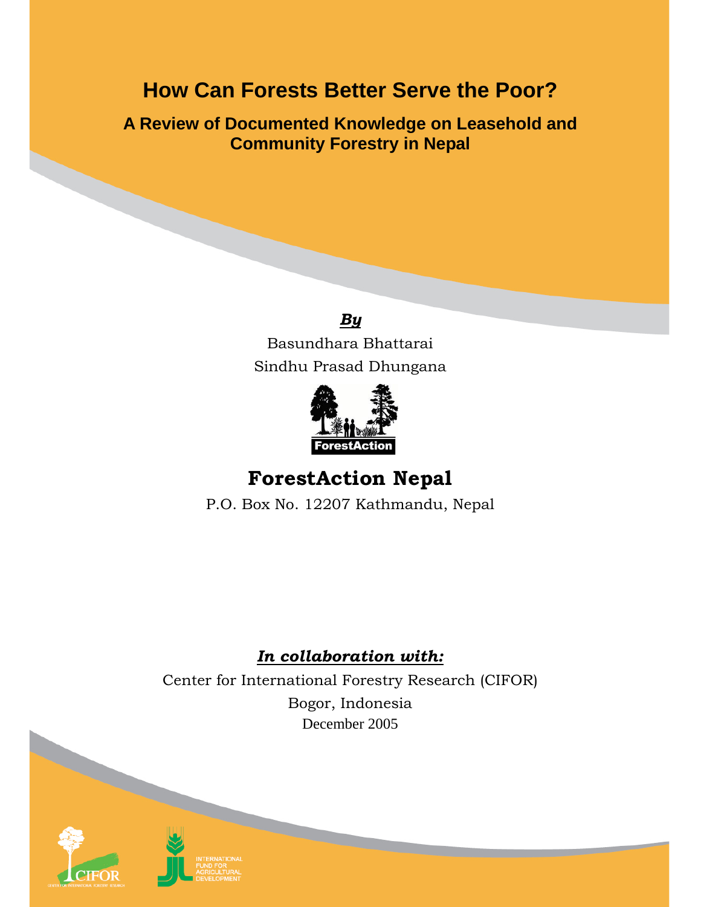# How Can Forests Better Serve the Poor?

## A Review of Documented Knowledge on Leasehold and Community Forestry in Nepal

***By***

Basundhara Bhattarai

Sindhu Prasad Dhungana

ForestAction

**ForestAction Nepal**

P.O. Box No. 12207 Kathmandu, Nepal

***In collaboration with:***

Center for International Forestry Research (CIFOR)

Bogor, Indonesia

December 2005

CIFOR
CENTER FOR INTERNATIONAL FORESTRY RESEARCH

INTERNATIONAL FUND FOR AGRICULTURAL DEVELOPMENT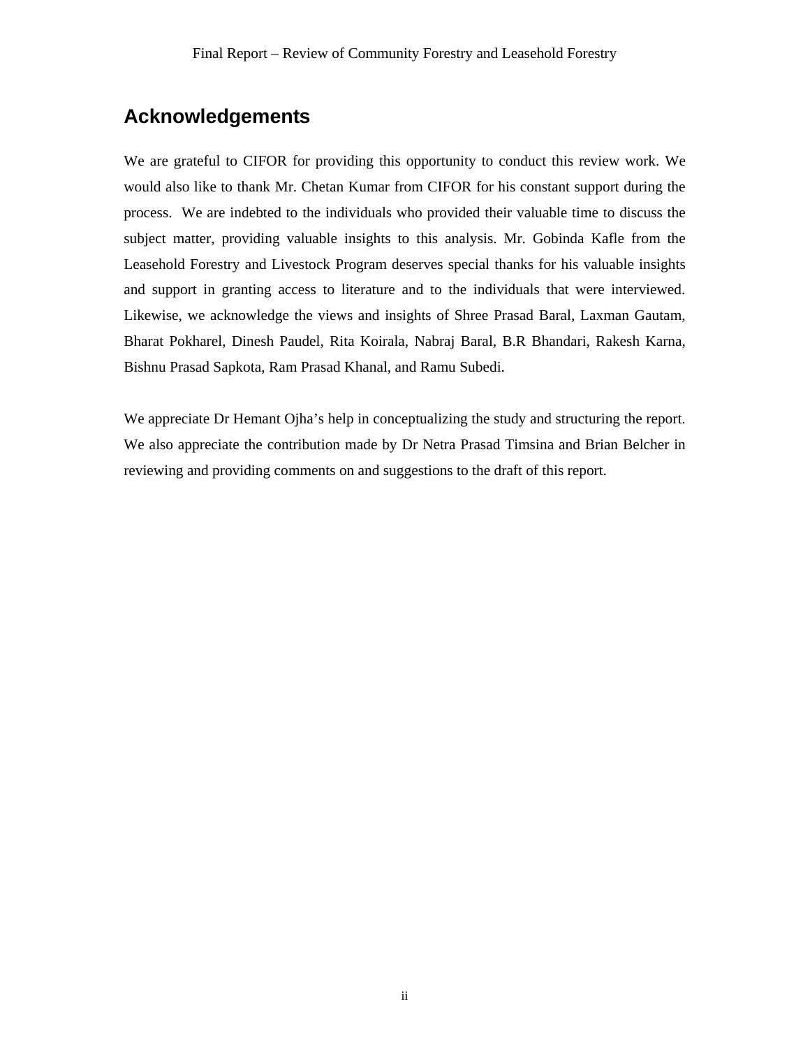## Acknowledgements

We are grateful to CIFOR for providing this opportunity to conduct this review work. We would also like to thank Mr. Chetan Kumar from CIFOR for his constant support during the process. We are indebted to the individuals who provided their valuable time to discuss the subject matter, providing valuable insights to this analysis. Mr. Gobinda Kafle from the Leasehold Forestry and Livestock Program deserves special thanks for his valuable insights and support in granting access to literature and to the individuals that were interviewed. Likewise, we acknowledge the views and insights of Shree Prasad Baral, Laxman Gautam, Bharat Pokharel, Dinesh Paudel, Rita Koirala, Nabraj Baral, B.R Bhandari, Rakesh Karna, Bishnu Prasad Sapkota, Ram Prasad Khanal, and Ramu Subedi.

We appreciate Dr Hemant Ojha's help in conceptualizing the study and structuring the report. We also appreciate the contribution made by Dr Netra Prasad Timsina and Brian Belcher in reviewing and providing comments on and suggestions to the draft of this report.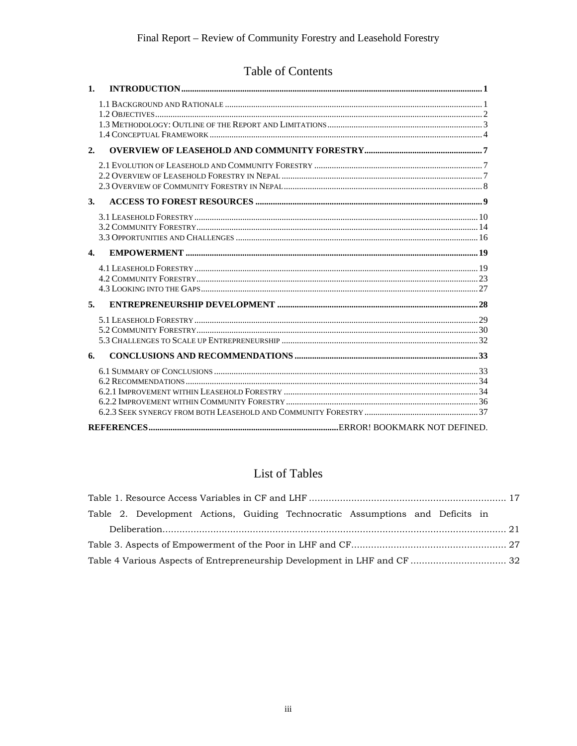## Table of Contents

**1. INTRODUCTION** ........ **1**

1.1 Background and Rationale ........ 1
1.2 Objectives ........ 2
1.3 Methodology: Outline of the Report and Limitations ........ 3
1.4 Conceptual Framework ........ 4

**2. OVERVIEW OF LEASEHOLD AND COMMUNITY FORESTRY** ........ **7**

2.1 Evolution of Leasehold and Community Forestry ........ 7
2.2 Overview of Leasehold Forestry in Nepal ........ 7
2.3 Overview of Community Forestry in Nepal ........ 8

**3. ACCESS TO FOREST RESOURCES** ........ **9**

3.1 Leasehold Forestry ........ 10
3.2 Community Forestry ........ 14
3.3 Opportunities and Challenges ........ 16

**4. EMPOWERMENT** ........ **19**

4.1 Leasehold Forestry ........ 19
4.2 Community Forestry ........ 23
4.3 Looking into the Gaps ........ 27

**5. ENTREPRENEURSHIP DEVELOPMENT** ........ **28**

5.1 Leasehold Forestry ........ 29
5.2 Community Forestry ........ 30
5.3 Challenges to Scale up Entrepreneurship ........ 32

**6. CONCLUSIONS AND RECOMMENDATIONS** ........ **33**

6.1 Summary of Conclusions ........ 33
6.2 Recommendations ........ 34
6.2.1 Improvement within Leasehold Forestry ........ 34
6.2.2 Improvement within Community Forestry ........ 36
6.2.3 Seek synergy from both Leasehold and Community Forestry ........ 37

**REFERENCES** ........ ERROR! BOOKMARK NOT DEFINED.

## List of Tables

Table 1. Resource Access Variables in CF and LHF ........ 17
Table 2. Development Actions, Guiding Technocratic Assumptions and Deficits in Deliberation ........ 21
Table 3. Aspects of Empowerment of the Poor in LHF and CF ........ 27
Table 4 Various Aspects of Entrepreneurship Development in LHF and CF ........ 32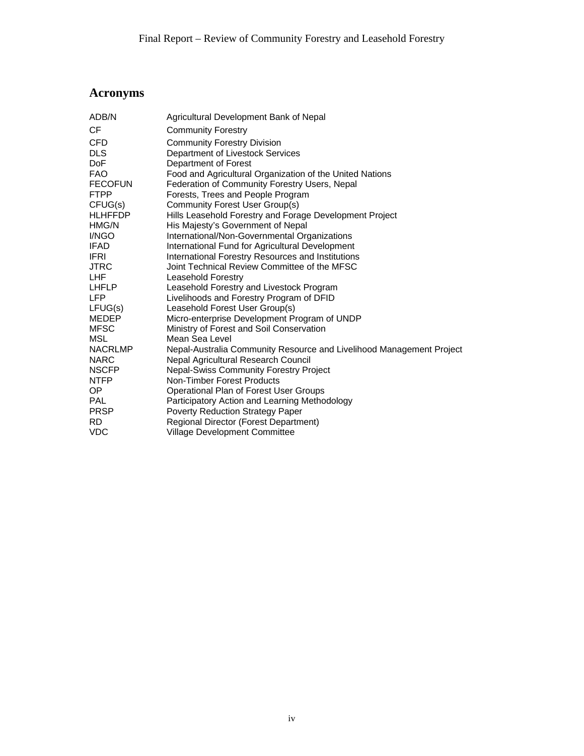# Acronyms

| | |
|---|---|
| ADB/N | Agricultural Development Bank of Nepal |
| CF | Community Forestry |
| CFD | Community Forestry Division |
| DLS | Department of Livestock Services |
| DoF | Department of Forest |
| FAO | Food and Agricultural Organization of the United Nations |
| FECOFUN | Federation of Community Forestry Users, Nepal |
| FTPP | Forests, Trees and People Program |
| CFUG(s) | Community Forest User Group(s) |
| HLHFFDP | Hills Leasehold Forestry and Forage Development Project |
| HMG/N | His Majesty's Government of Nepal |
| I/NGO | International/Non-Governmental Organizations |
| IFAD | International Fund for Agricultural Development |
| IFRI | International Forestry Resources and Institutions |
| JTRC | Joint Technical Review Committee of the MFSC |
| LHF | Leasehold Forestry |
| LHFLP | Leasehold Forestry and Livestock Program |
| LFP | Livelihoods and Forestry Program of DFID |
| LFUG(s) | Leasehold Forest User Group(s) |
| MEDEP | Micro-enterprise Development Program of UNDP |
| MFSC | Ministry of Forest and Soil Conservation |
| MSL | Mean Sea Level |
| NACRLMP | Nepal-Australia Community Resource and Livelihood Management Project |
| NARC | Nepal Agricultural Research Council |
| NSCFP | Nepal-Swiss Community Forestry Project |
| NTFP | Non-Timber Forest Products |
| OP | Operational Plan of Forest User Groups |
| PAL | Participatory Action and Learning Methodology |
| PRSP | Poverty Reduction Strategy Paper |
| RD | Regional Director (Forest Department) |
| VDC | Village Development Committee |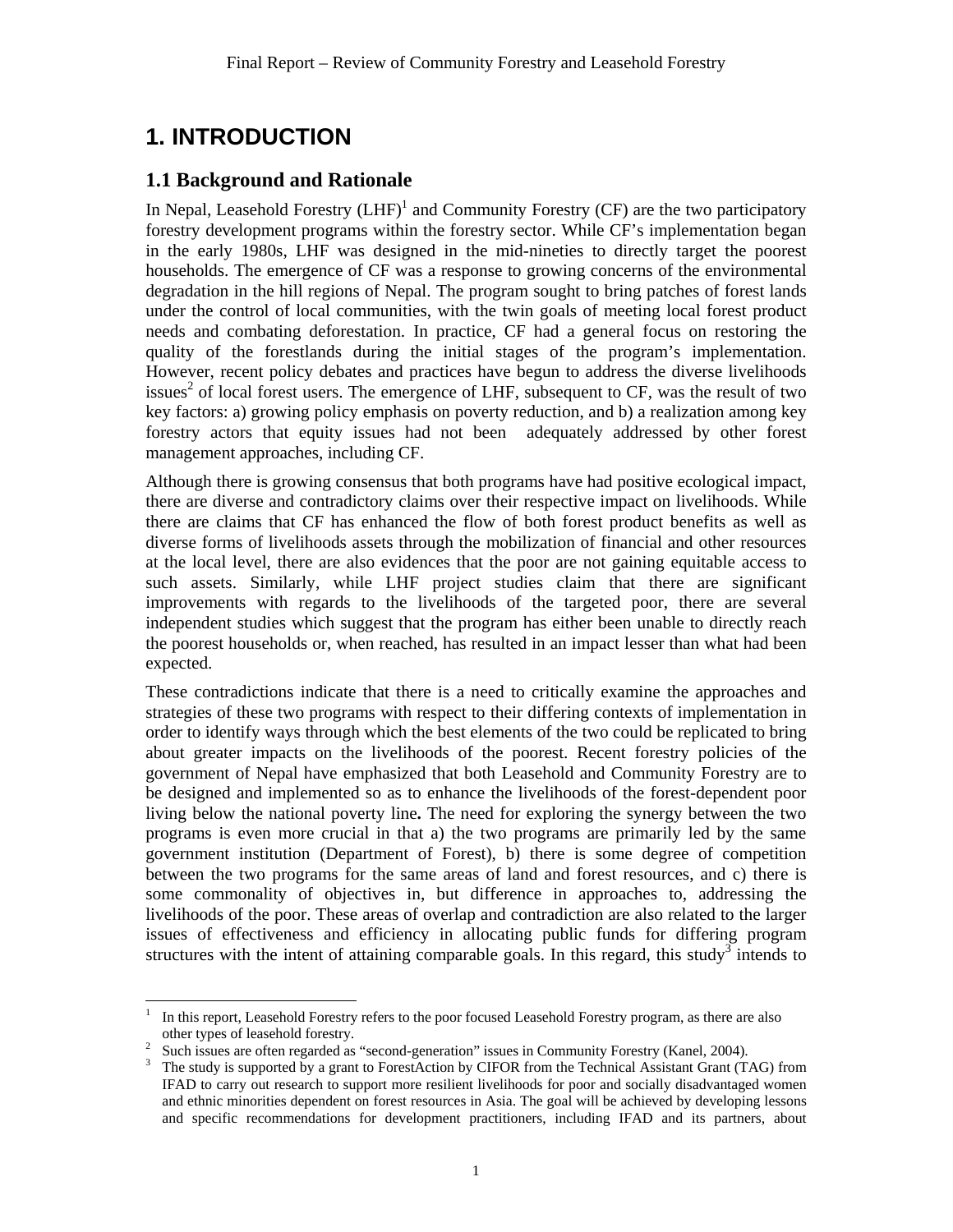# 1. INTRODUCTION

## 1.1 Background and Rationale

In Nepal, Leasehold Forestry (LHF)[1] and Community Forestry (CF) are the two participatory forestry development programs within the forestry sector. While CF's implementation began in the early 1980s, LHF was designed in the mid-nineties to directly target the poorest households. The emergence of CF was a response to growing concerns of the environmental degradation in the hill regions of Nepal. The program sought to bring patches of forest lands under the control of local communities, with the twin goals of meeting local forest product needs and combating deforestation. In practice, CF had a general focus on restoring the quality of the forestlands during the initial stages of the program's implementation. However, recent policy debates and practices have begun to address the diverse livelihoods issues[2] of local forest users. The emergence of LHF, subsequent to CF, was the result of two key factors: a) growing policy emphasis on poverty reduction, and b) a realization among key forestry actors that equity issues had not been adequately addressed by other forest management approaches, including CF.

Although there is growing consensus that both programs have had positive ecological impact, there are diverse and contradictory claims over their respective impact on livelihoods. While there are claims that CF has enhanced the flow of both forest product benefits as well as diverse forms of livelihoods assets through the mobilization of financial and other resources at the local level, there are also evidences that the poor are not gaining equitable access to such assets. Similarly, while LHF project studies claim that there are significant improvements with regards to the livelihoods of the targeted poor, there are several independent studies which suggest that the program has either been unable to directly reach the poorest households or, when reached, has resulted in an impact lesser than what had been expected.

These contradictions indicate that there is a need to critically examine the approaches and strategies of these two programs with respect to their differing contexts of implementation in order to identify ways through which the best elements of the two could be replicated to bring about greater impacts on the livelihoods of the poorest. Recent forestry policies of the government of Nepal have emphasized that both Leasehold and Community Forestry are to be designed and implemented so as to enhance the livelihoods of the forest-dependent poor living below the national poverty line**.** The need for exploring the synergy between the two programs is even more crucial in that a) the two programs are primarily led by the same government institution (Department of Forest), b) there is some degree of competition between the two programs for the same areas of land and forest resources, and c) there is some commonality of objectives in, but difference in approaches to, addressing the livelihoods of the poor. These areas of overlap and contradiction are also related to the larger issues of effectiveness and efficiency in allocating public funds for differing program structures with the intent of attaining comparable goals. In this regard, this study[3] intends to

---

[1] In this report, Leasehold Forestry refers to the poor focused Leasehold Forestry program, as there are also other types of leasehold forestry.

[2] Such issues are often regarded as "second-generation" issues in Community Forestry (Kanel, 2004).

[3] The study is supported by a grant to ForestAction by CIFOR from the Technical Assistant Grant (TAG) from IFAD to carry out research to support more resilient livelihoods for poor and socially disadvantaged women and ethnic minorities dependent on forest resources in Asia. The goal will be achieved by developing lessons and specific recommendations for development practitioners, including IFAD and its partners, about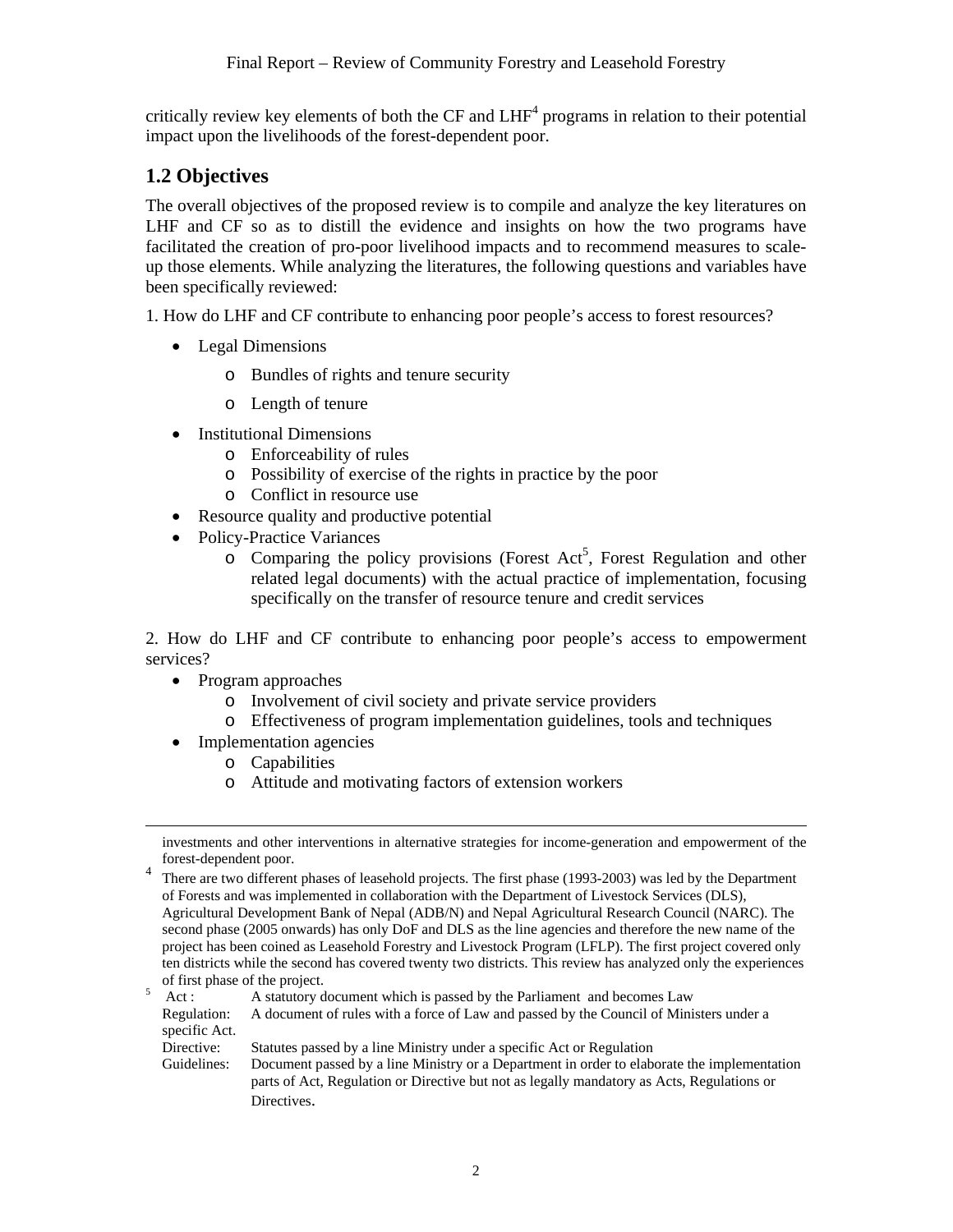critically review key elements of both the CF and LHF[4] programs in relation to their potential impact upon the livelihoods of the forest-dependent poor.

## 1.2 Objectives

The overall objectives of the proposed review is to compile and analyze the key literatures on LHF and CF so as to distill the evidence and insights on how the two programs have facilitated the creation of pro-poor livelihood impacts and to recommend measures to scale-up those elements. While analyzing the literatures, the following questions and variables have been specifically reviewed:

1. How do LHF and CF contribute to enhancing poor people's access to forest resources?

- Legal Dimensions
  - Bundles of rights and tenure security
  - Length of tenure
- Institutional Dimensions
  - Enforceability of rules
  - Possibility of exercise of the rights in practice by the poor
  - Conflict in resource use
- Resource quality and productive potential
- Policy-Practice Variances
  - Comparing the policy provisions (Forest Act[5], Forest Regulation and other related legal documents) with the actual practice of implementation, focusing specifically on the transfer of resource tenure and credit services

2. How do LHF and CF contribute to enhancing poor people's access to empowerment services?

- Program approaches
  - Involvement of civil society and private service providers
  - Effectiveness of program implementation guidelines, tools and techniques
- Implementation agencies
  - Capabilities
  - Attitude and motivating factors of extension workers

---

investments and other interventions in alternative strategies for income-generation and empowerment of the forest-dependent poor.

[4] There are two different phases of leasehold projects. The first phase (1993-2003) was led by the Department of Forests and was implemented in collaboration with the Department of Livestock Services (DLS), Agricultural Development Bank of Nepal (ADB/N) and Nepal Agricultural Research Council (NARC). The second phase (2005 onwards) has only DoF and DLS as the line agencies and therefore the new name of the project has been coined as Leasehold Forestry and Livestock Program (LFLP). The first project covered only ten districts while the second has covered twenty two districts. This review has analyzed only the experiences of first phase of the project.

[5] Act : A statutory document which is passed by the Parliament and becomes Law
Regulation: A document of rules with a force of Law and passed by the Council of Ministers under a specific Act.
Directive: Statutes passed by a line Ministry under a specific Act or Regulation
Guidelines: Document passed by a line Ministry or a Department in order to elaborate the implementation parts of Act, Regulation or Directive but not as legally mandatory as Acts, Regulations or Directives.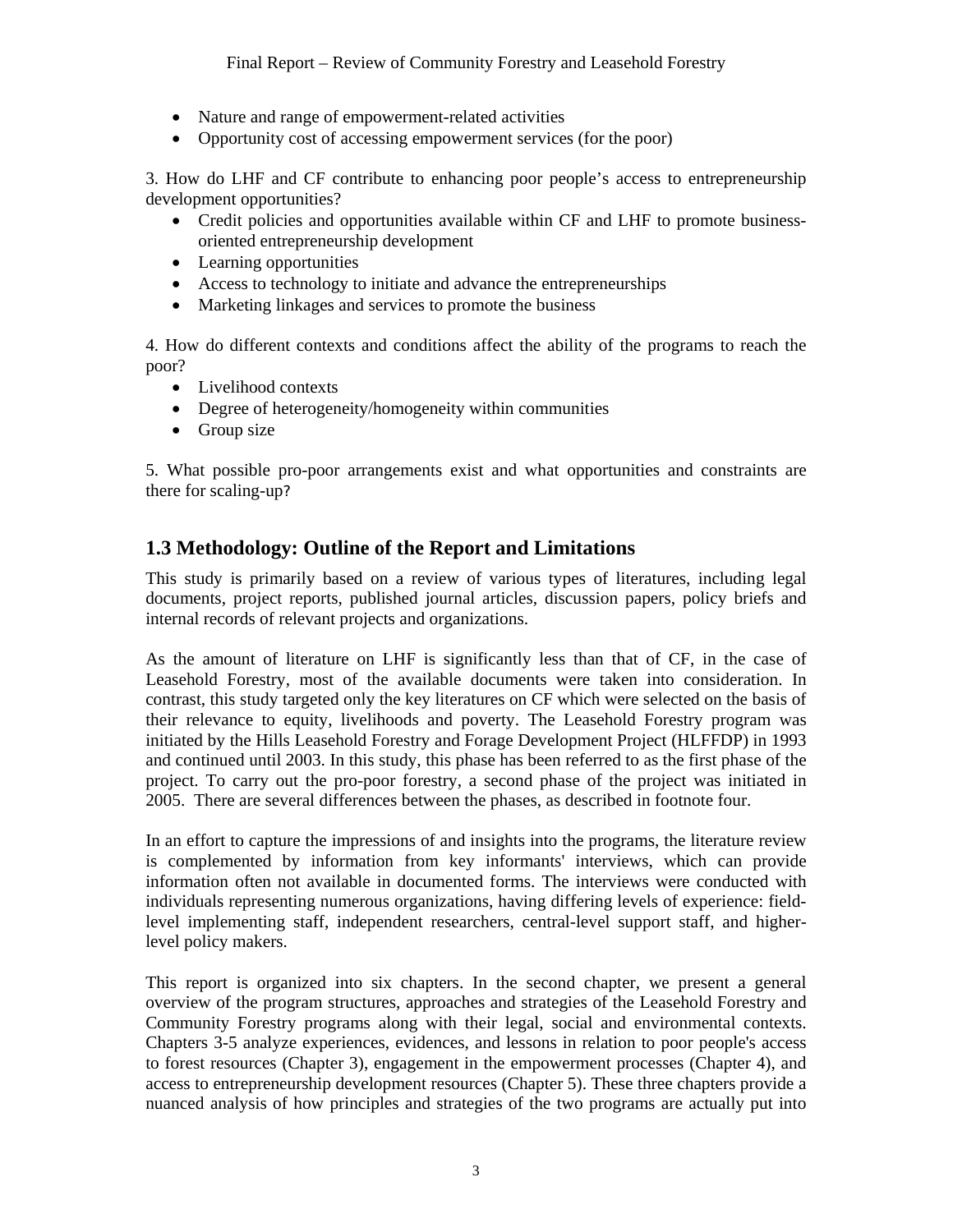- Nature and range of empowerment-related activities
- Opportunity cost of accessing empowerment services (for the poor)

3. How do LHF and CF contribute to enhancing poor people's access to entrepreneurship development opportunities?
   - Credit policies and opportunities available within CF and LHF to promote business-oriented entrepreneurship development
   - Learning opportunities
   - Access to technology to initiate and advance the entrepreneurships
   - Marketing linkages and services to promote the business

4. How do different contexts and conditions affect the ability of the programs to reach the poor?
   - Livelihood contexts
   - Degree of heterogeneity/homogeneity within communities
   - Group size

5. What possible pro-poor arrangements exist and what opportunities and constraints are there for scaling-up?

## 1.3 Methodology: Outline of the Report and Limitations

This study is primarily based on a review of various types of literatures, including legal documents, project reports, published journal articles, discussion papers, policy briefs and internal records of relevant projects and organizations.

As the amount of literature on LHF is significantly less than that of CF, in the case of Leasehold Forestry, most of the available documents were taken into consideration. In contrast, this study targeted only the key literatures on CF which were selected on the basis of their relevance to equity, livelihoods and poverty. The Leasehold Forestry program was initiated by the Hills Leasehold Forestry and Forage Development Project (HLFFDP) in 1993 and continued until 2003. In this study, this phase has been referred to as the first phase of the project. To carry out the pro-poor forestry, a second phase of the project was initiated in 2005. There are several differences between the phases, as described in footnote four.

In an effort to capture the impressions of and insights into the programs, the literature review is complemented by information from key informants' interviews, which can provide information often not available in documented forms. The interviews were conducted with individuals representing numerous organizations, having differing levels of experience: field-level implementing staff, independent researchers, central-level support staff, and higher-level policy makers.

This report is organized into six chapters. In the second chapter, we present a general overview of the program structures, approaches and strategies of the Leasehold Forestry and Community Forestry programs along with their legal, social and environmental contexts. Chapters 3-5 analyze experiences, evidences, and lessons in relation to poor people's access to forest resources (Chapter 3), engagement in the empowerment processes (Chapter 4), and access to entrepreneurship development resources (Chapter 5). These three chapters provide a nuanced analysis of how principles and strategies of the two programs are actually put into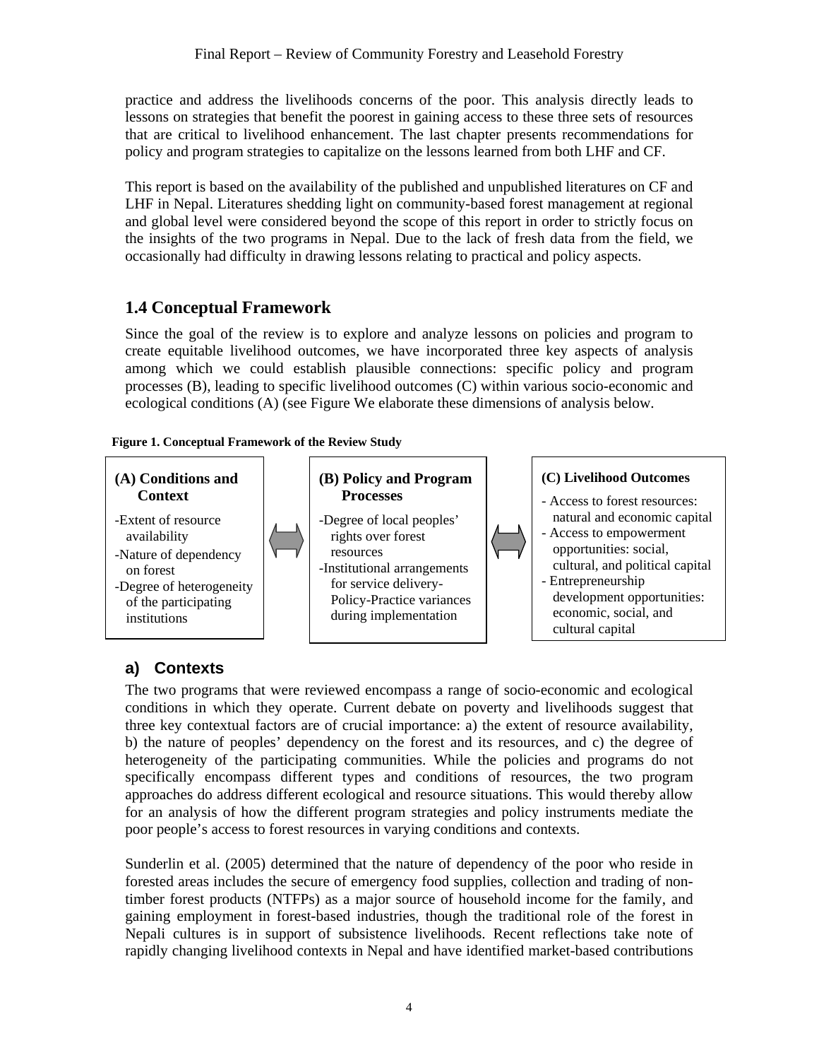practice and address the livelihoods concerns of the poor. This analysis directly leads to lessons on strategies that benefit the poorest in gaining access to these three sets of resources that are critical to livelihood enhancement. The last chapter presents recommendations for policy and program strategies to capitalize on the lessons learned from both LHF and CF.

This report is based on the availability of the published and unpublished literatures on CF and LHF in Nepal. Literatures shedding light on community-based forest management at regional and global level were considered beyond the scope of this report in order to strictly focus on the insights of the two programs in Nepal. Due to the lack of fresh data from the field, we occasionally had difficulty in drawing lessons relating to practical and policy aspects.

## 1.4 Conceptual Framework

Since the goal of the review is to explore and analyze lessons on policies and program to create equitable livelihood outcomes, we have incorporated three key aspects of analysis among which we could establish plausible connections: specific policy and program processes (B), leading to specific livelihood outcomes (C) within various socio-economic and ecological conditions (A) (see Figure We elaborate these dimensions of analysis below.

**Figure 1. Conceptual Framework of the Review Study**

| (A) Conditions and Context | ⇔ | (B) Policy and Program Processes | ⇔ | (C) Livelihood Outcomes |
|---|---|---|---|---|
| -Extent of resource availability<br>-Nature of dependency on forest<br>-Degree of heterogeneity of the participating institutions | | -Degree of local peoples' rights over forest resources<br>-Institutional arrangements for service delivery-Policy-Practice variances during implementation | | - Access to forest resources: natural and economic capital<br>- Access to empowerment opportunities: social, cultural, and political capital<br>- Entrepreneurship development opportunities: economic, social, and cultural capital |

### a) Contexts

The two programs that were reviewed encompass a range of socio-economic and ecological conditions in which they operate. Current debate on poverty and livelihoods suggest that three key contextual factors are of crucial importance: a) the extent of resource availability, b) the nature of peoples' dependency on the forest and its resources, and c) the degree of heterogeneity of the participating communities. While the policies and programs do not specifically encompass different types and conditions of resources, the two program approaches do address different ecological and resource situations. This would thereby allow for an analysis of how the different program strategies and policy instruments mediate the poor people's access to forest resources in varying conditions and contexts.

Sunderlin et al. (2005) determined that the nature of dependency of the poor who reside in forested areas includes the secure of emergency food supplies, collection and trading of non-timber forest products (NTFPs) as a major source of household income for the family, and gaining employment in forest-based industries, though the traditional role of the forest in Nepali cultures is in support of subsistence livelihoods. Recent reflections take note of rapidly changing livelihood contexts in Nepal and have identified market-based contributions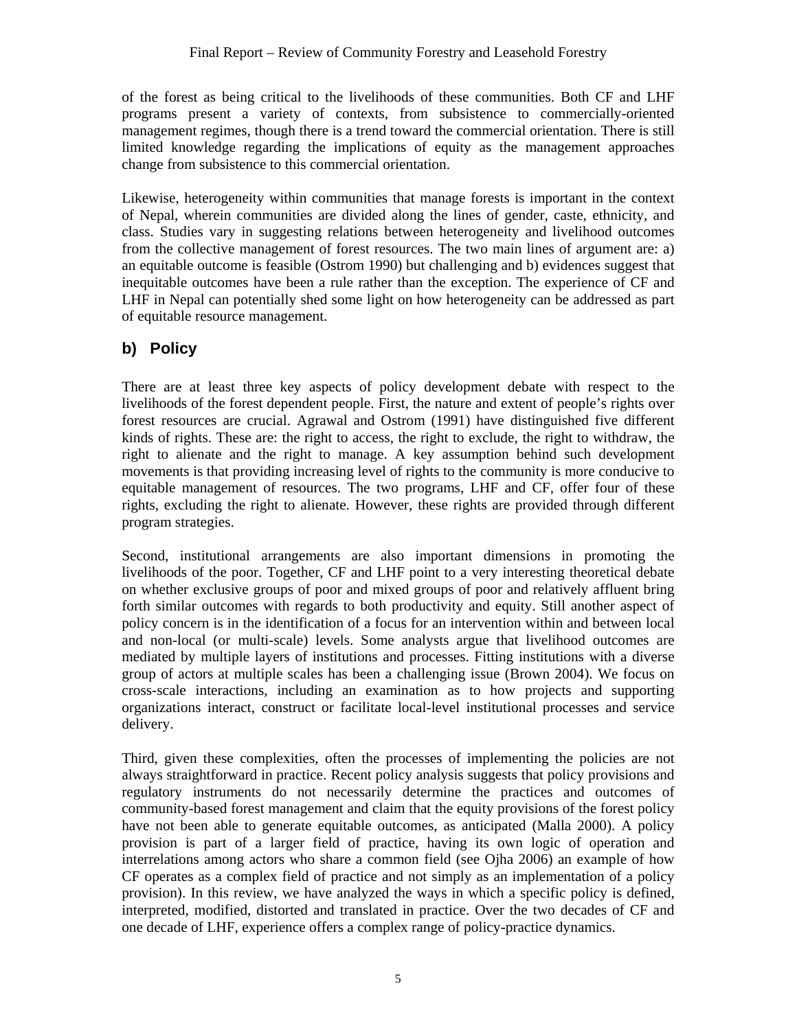of the forest as being critical to the livelihoods of these communities. Both CF and LHF programs present a variety of contexts, from subsistence to commercially-oriented management regimes, though there is a trend toward the commercial orientation. There is still limited knowledge regarding the implications of equity as the management approaches change from subsistence to this commercial orientation.

Likewise, heterogeneity within communities that manage forests is important in the context of Nepal, wherein communities are divided along the lines of gender, caste, ethnicity, and class. Studies vary in suggesting relations between heterogeneity and livelihood outcomes from the collective management of forest resources. The two main lines of argument are: a) an equitable outcome is feasible (Ostrom 1990) but challenging and b) evidences suggest that inequitable outcomes have been a rule rather than the exception. The experience of CF and LHF in Nepal can potentially shed some light on how heterogeneity can be addressed as part of equitable resource management.

## b) Policy

There are at least three key aspects of policy development debate with respect to the livelihoods of the forest dependent people. First, the nature and extent of people's rights over forest resources are crucial. Agrawal and Ostrom (1991) have distinguished five different kinds of rights. These are: the right to access, the right to exclude, the right to withdraw, the right to alienate and the right to manage. A key assumption behind such development movements is that providing increasing level of rights to the community is more conducive to equitable management of resources. The two programs, LHF and CF, offer four of these rights, excluding the right to alienate. However, these rights are provided through different program strategies.

Second, institutional arrangements are also important dimensions in promoting the livelihoods of the poor. Together, CF and LHF point to a very interesting theoretical debate on whether exclusive groups of poor and mixed groups of poor and relatively affluent bring forth similar outcomes with regards to both productivity and equity. Still another aspect of policy concern is in the identification of a focus for an intervention within and between local and non-local (or multi-scale) levels. Some analysts argue that livelihood outcomes are mediated by multiple layers of institutions and processes. Fitting institutions with a diverse group of actors at multiple scales has been a challenging issue (Brown 2004). We focus on cross-scale interactions, including an examination as to how projects and supporting organizations interact, construct or facilitate local-level institutional processes and service delivery.

Third, given these complexities, often the processes of implementing the policies are not always straightforward in practice. Recent policy analysis suggests that policy provisions and regulatory instruments do not necessarily determine the practices and outcomes of community-based forest management and claim that the equity provisions of the forest policy have not been able to generate equitable outcomes, as anticipated (Malla 2000). A policy provision is part of a larger field of practice, having its own logic of operation and interrelations among actors who share a common field (see Ojha 2006) an example of how CF operates as a complex field of practice and not simply as an implementation of a policy provision). In this review, we have analyzed the ways in which a specific policy is defined, interpreted, modified, distorted and translated in practice. Over the two decades of CF and one decade of LHF, experience offers a complex range of policy-practice dynamics.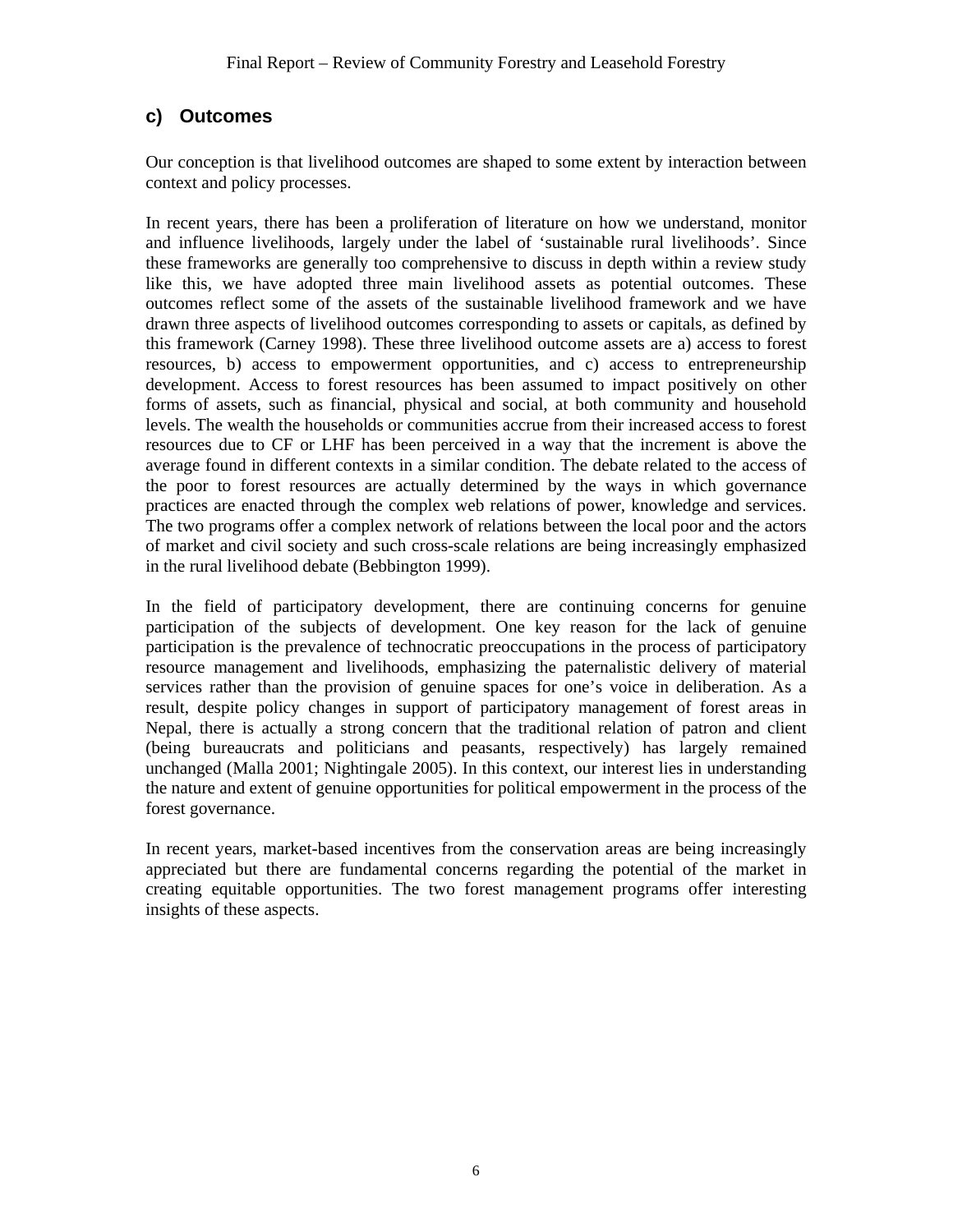### c) Outcomes

Our conception is that livelihood outcomes are shaped to some extent by interaction between context and policy processes.

In recent years, there has been a proliferation of literature on how we understand, monitor and influence livelihoods, largely under the label of 'sustainable rural livelihoods'. Since these frameworks are generally too comprehensive to discuss in depth within a review study like this, we have adopted three main livelihood assets as potential outcomes. These outcomes reflect some of the assets of the sustainable livelihood framework and we have drawn three aspects of livelihood outcomes corresponding to assets or capitals, as defined by this framework (Carney 1998). These three livelihood outcome assets are a) access to forest resources, b) access to empowerment opportunities, and c) access to entrepreneurship development. Access to forest resources has been assumed to impact positively on other forms of assets, such as financial, physical and social, at both community and household levels. The wealth the households or communities accrue from their increased access to forest resources due to CF or LHF has been perceived in a way that the increment is above the average found in different contexts in a similar condition. The debate related to the access of the poor to forest resources are actually determined by the ways in which governance practices are enacted through the complex web relations of power, knowledge and services. The two programs offer a complex network of relations between the local poor and the actors of market and civil society and such cross-scale relations are being increasingly emphasized in the rural livelihood debate (Bebbington 1999).

In the field of participatory development, there are continuing concerns for genuine participation of the subjects of development. One key reason for the lack of genuine participation is the prevalence of technocratic preoccupations in the process of participatory resource management and livelihoods, emphasizing the paternalistic delivery of material services rather than the provision of genuine spaces for one's voice in deliberation. As a result, despite policy changes in support of participatory management of forest areas in Nepal, there is actually a strong concern that the traditional relation of patron and client (being bureaucrats and politicians and peasants, respectively) has largely remained unchanged (Malla 2001; Nightingale 2005). In this context, our interest lies in understanding the nature and extent of genuine opportunities for political empowerment in the process of the forest governance.

In recent years, market-based incentives from the conservation areas are being increasingly appreciated but there are fundamental concerns regarding the potential of the market in creating equitable opportunities. The two forest management programs offer interesting insights of these aspects.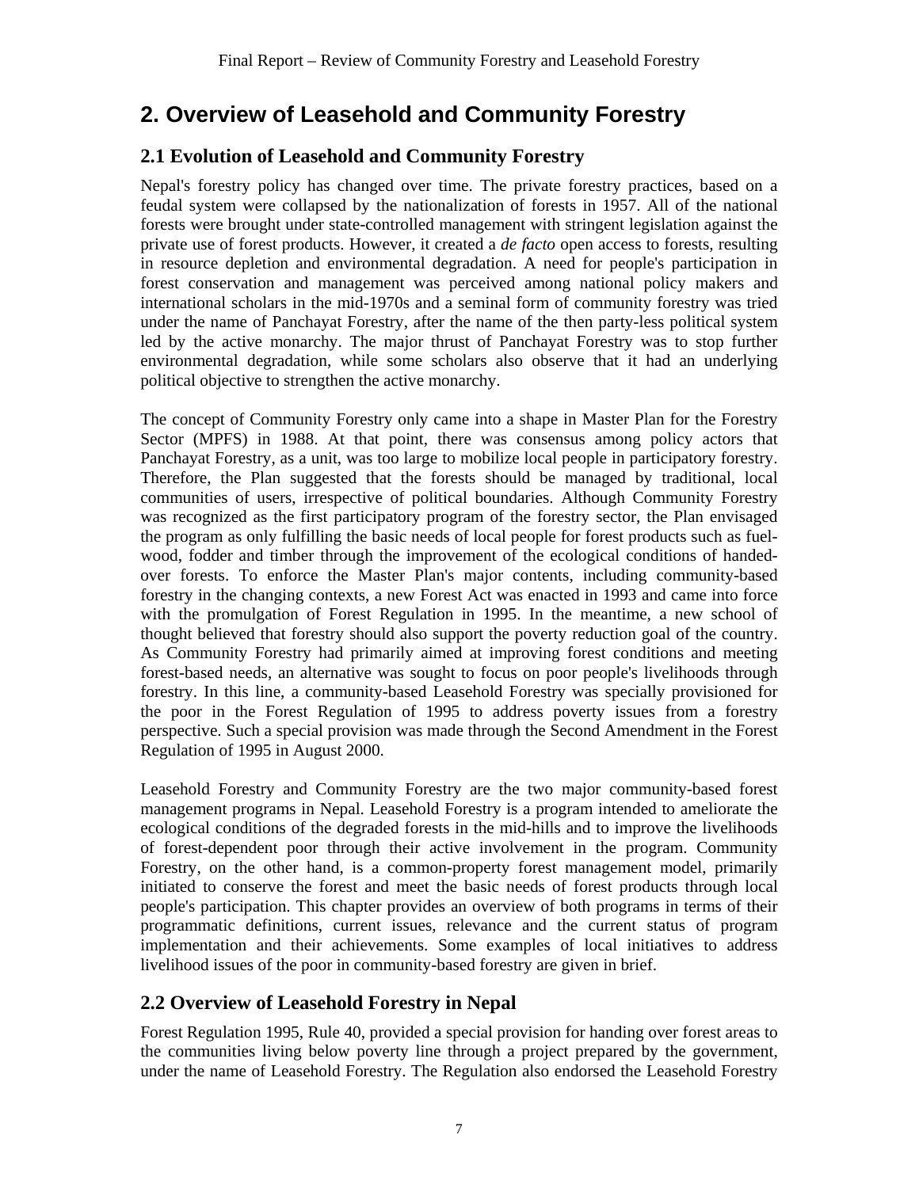# 2. Overview of Leasehold and Community Forestry

## 2.1 Evolution of Leasehold and Community Forestry

Nepal's forestry policy has changed over time. The private forestry practices, based on a feudal system were collapsed by the nationalization of forests in 1957. All of the national forests were brought under state-controlled management with stringent legislation against the private use of forest products. However, it created a *de facto* open access to forests, resulting in resource depletion and environmental degradation. A need for people's participation in forest conservation and management was perceived among national policy makers and international scholars in the mid-1970s and a seminal form of community forestry was tried under the name of Panchayat Forestry, after the name of the then party-less political system led by the active monarchy. The major thrust of Panchayat Forestry was to stop further environmental degradation, while some scholars also observe that it had an underlying political objective to strengthen the active monarchy.

The concept of Community Forestry only came into a shape in Master Plan for the Forestry Sector (MPFS) in 1988. At that point, there was consensus among policy actors that Panchayat Forestry, as a unit, was too large to mobilize local people in participatory forestry. Therefore, the Plan suggested that the forests should be managed by traditional, local communities of users, irrespective of political boundaries. Although Community Forestry was recognized as the first participatory program of the forestry sector, the Plan envisaged the program as only fulfilling the basic needs of local people for forest products such as fuel-wood, fodder and timber through the improvement of the ecological conditions of handed-over forests. To enforce the Master Plan's major contents, including community-based forestry in the changing contexts, a new Forest Act was enacted in 1993 and came into force with the promulgation of Forest Regulation in 1995. In the meantime, a new school of thought believed that forestry should also support the poverty reduction goal of the country. As Community Forestry had primarily aimed at improving forest conditions and meeting forest-based needs, an alternative was sought to focus on poor people's livelihoods through forestry. In this line, a community-based Leasehold Forestry was specially provisioned for the poor in the Forest Regulation of 1995 to address poverty issues from a forestry perspective. Such a special provision was made through the Second Amendment in the Forest Regulation of 1995 in August 2000.

Leasehold Forestry and Community Forestry are the two major community-based forest management programs in Nepal. Leasehold Forestry is a program intended to ameliorate the ecological conditions of the degraded forests in the mid-hills and to improve the livelihoods of forest-dependent poor through their active involvement in the program. Community Forestry, on the other hand, is a common-property forest management model, primarily initiated to conserve the forest and meet the basic needs of forest products through local people's participation. This chapter provides an overview of both programs in terms of their programmatic definitions, current issues, relevance and the current status of program implementation and their achievements. Some examples of local initiatives to address livelihood issues of the poor in community-based forestry are given in brief.

## 2.2 Overview of Leasehold Forestry in Nepal

Forest Regulation 1995, Rule 40, provided a special provision for handing over forest areas to the communities living below poverty line through a project prepared by the government, under the name of Leasehold Forestry. The Regulation also endorsed the Leasehold Forestry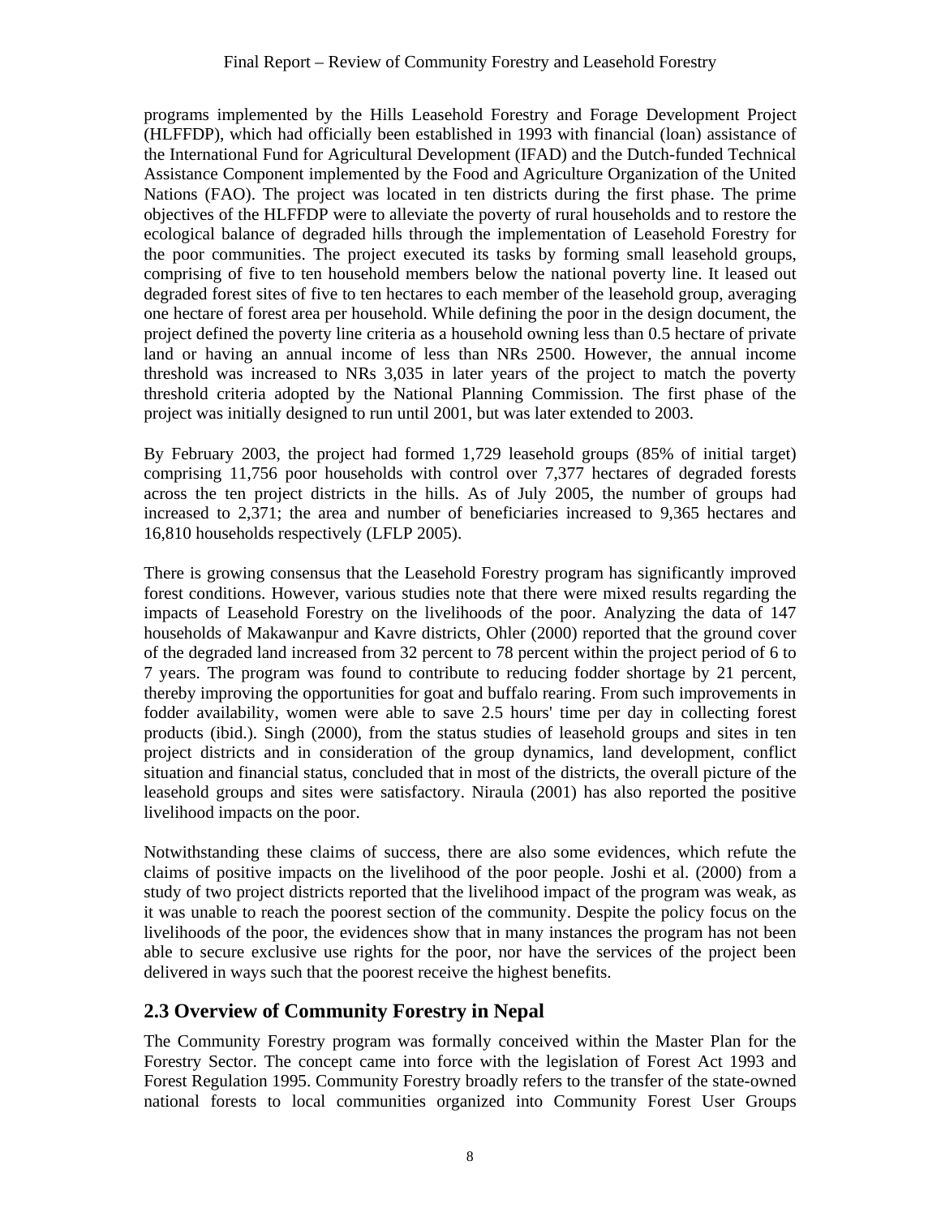programs implemented by the Hills Leasehold Forestry and Forage Development Project (HLFFDP), which had officially been established in 1993 with financial (loan) assistance of the International Fund for Agricultural Development (IFAD) and the Dutch-funded Technical Assistance Component implemented by the Food and Agriculture Organization of the United Nations (FAO). The project was located in ten districts during the first phase. The prime objectives of the HLFFDP were to alleviate the poverty of rural households and to restore the ecological balance of degraded hills through the implementation of Leasehold Forestry for the poor communities. The project executed its tasks by forming small leasehold groups, comprising of five to ten household members below the national poverty line. It leased out degraded forest sites of five to ten hectares to each member of the leasehold group, averaging one hectare of forest area per household. While defining the poor in the design document, the project defined the poverty line criteria as a household owning less than 0.5 hectare of private land or having an annual income of less than NRs 2500. However, the annual income threshold was increased to NRs 3,035 in later years of the project to match the poverty threshold criteria adopted by the National Planning Commission. The first phase of the project was initially designed to run until 2001, but was later extended to 2003.

By February 2003, the project had formed 1,729 leasehold groups (85% of initial target) comprising 11,756 poor households with control over 7,377 hectares of degraded forests across the ten project districts in the hills. As of July 2005, the number of groups had increased to 2,371; the area and number of beneficiaries increased to 9,365 hectares and 16,810 households respectively (LFLP 2005).

There is growing consensus that the Leasehold Forestry program has significantly improved forest conditions. However, various studies note that there were mixed results regarding the impacts of Leasehold Forestry on the livelihoods of the poor. Analyzing the data of 147 households of Makawanpur and Kavre districts, Ohler (2000) reported that the ground cover of the degraded land increased from 32 percent to 78 percent within the project period of 6 to 7 years. The program was found to contribute to reducing fodder shortage by 21 percent, thereby improving the opportunities for goat and buffalo rearing. From such improvements in fodder availability, women were able to save 2.5 hours' time per day in collecting forest products (ibid.). Singh (2000), from the status studies of leasehold groups and sites in ten project districts and in consideration of the group dynamics, land development, conflict situation and financial status, concluded that in most of the districts, the overall picture of the leasehold groups and sites were satisfactory. Niraula (2001) has also reported the positive livelihood impacts on the poor.

Notwithstanding these claims of success, there are also some evidences, which refute the claims of positive impacts on the livelihood of the poor people. Joshi et al. (2000) from a study of two project districts reported that the livelihood impact of the program was weak, as it was unable to reach the poorest section of the community. Despite the policy focus on the livelihoods of the poor, the evidences show that in many instances the program has not been able to secure exclusive use rights for the poor, nor have the services of the project been delivered in ways such that the poorest receive the highest benefits.

## 2.3 Overview of Community Forestry in Nepal

The Community Forestry program was formally conceived within the Master Plan for the Forestry Sector. The concept came into force with the legislation of Forest Act 1993 and Forest Regulation 1995. Community Forestry broadly refers to the transfer of the state-owned national forests to local communities organized into Community Forest User Groups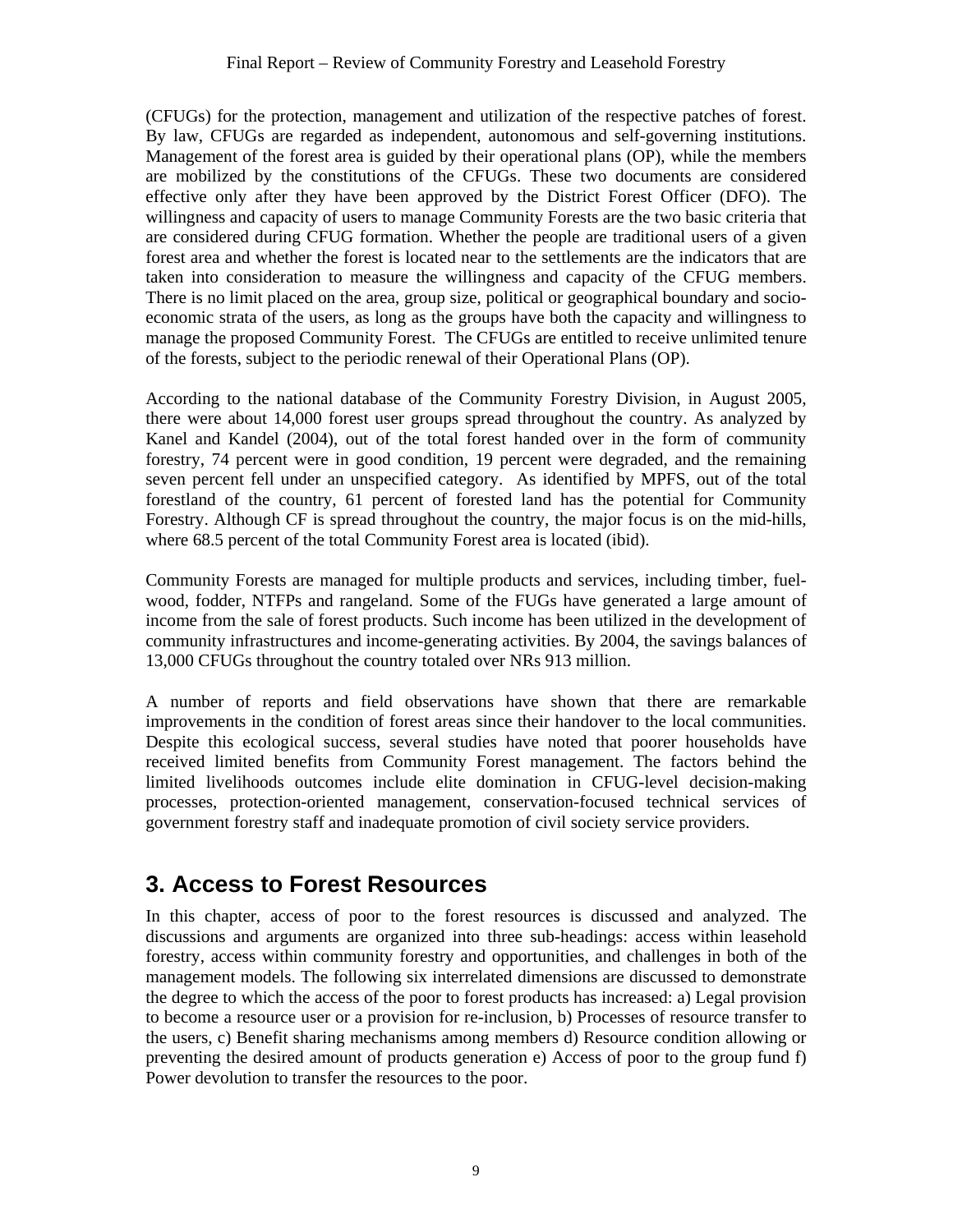(CFUGs) for the protection, management and utilization of the respective patches of forest. By law, CFUGs are regarded as independent, autonomous and self-governing institutions. Management of the forest area is guided by their operational plans (OP), while the members are mobilized by the constitutions of the CFUGs. These two documents are considered effective only after they have been approved by the District Forest Officer (DFO). The willingness and capacity of users to manage Community Forests are the two basic criteria that are considered during CFUG formation. Whether the people are traditional users of a given forest area and whether the forest is located near to the settlements are the indicators that are taken into consideration to measure the willingness and capacity of the CFUG members. There is no limit placed on the area, group size, political or geographical boundary and socio-economic strata of the users, as long as the groups have both the capacity and willingness to manage the proposed Community Forest. The CFUGs are entitled to receive unlimited tenure of the forests, subject to the periodic renewal of their Operational Plans (OP).

According to the national database of the Community Forestry Division, in August 2005, there were about 14,000 forest user groups spread throughout the country. As analyzed by Kanel and Kandel (2004), out of the total forest handed over in the form of community forestry, 74 percent were in good condition, 19 percent were degraded, and the remaining seven percent fell under an unspecified category. As identified by MPFS, out of the total forestland of the country, 61 percent of forested land has the potential for Community Forestry. Although CF is spread throughout the country, the major focus is on the mid-hills, where 68.5 percent of the total Community Forest area is located (ibid).

Community Forests are managed for multiple products and services, including timber, fuel-wood, fodder, NTFPs and rangeland. Some of the FUGs have generated a large amount of income from the sale of forest products. Such income has been utilized in the development of community infrastructures and income-generating activities. By 2004, the savings balances of 13,000 CFUGs throughout the country totaled over NRs 913 million.

A number of reports and field observations have shown that there are remarkable improvements in the condition of forest areas since their handover to the local communities. Despite this ecological success, several studies have noted that poorer households have received limited benefits from Community Forest management. The factors behind the limited livelihoods outcomes include elite domination in CFUG-level decision-making processes, protection-oriented management, conservation-focused technical services of government forestry staff and inadequate promotion of civil society service providers.

# 3. Access to Forest Resources

In this chapter, access of poor to the forest resources is discussed and analyzed. The discussions and arguments are organized into three sub-headings: access within leasehold forestry, access within community forestry and opportunities, and challenges in both of the management models. The following six interrelated dimensions are discussed to demonstrate the degree to which the access of the poor to forest products has increased: a) Legal provision to become a resource user or a provision for re-inclusion, b) Processes of resource transfer to the users, c) Benefit sharing mechanisms among members d) Resource condition allowing or preventing the desired amount of products generation e) Access of poor to the group fund f) Power devolution to transfer the resources to the poor.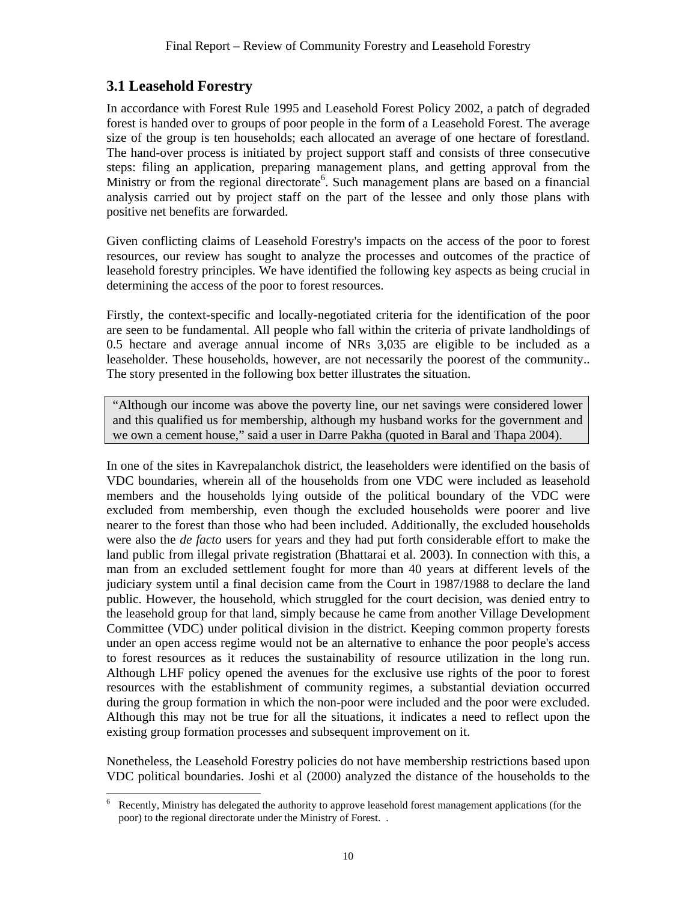## 3.1 Leasehold Forestry

In accordance with Forest Rule 1995 and Leasehold Forest Policy 2002, a patch of degraded forest is handed over to groups of poor people in the form of a Leasehold Forest. The average size of the group is ten households; each allocated an average of one hectare of forestland. The hand-over process is initiated by project support staff and consists of three consecutive steps: filing an application, preparing management plans, and getting approval from the Ministry or from the regional directorate[6]. Such management plans are based on a financial analysis carried out by project staff on the part of the lessee and only those plans with positive net benefits are forwarded.

Given conflicting claims of Leasehold Forestry's impacts on the access of the poor to forest resources, our review has sought to analyze the processes and outcomes of the practice of leasehold forestry principles. We have identified the following key aspects as being crucial in determining the access of the poor to forest resources.

Firstly, the context-specific and locally-negotiated criteria for the identification of the poor are seen to be fundamental. All people who fall within the criteria of private landholdings of 0.5 hectare and average annual income of NRs 3,035 are eligible to be included as a leaseholder. These households, however, are not necessarily the poorest of the community.. The story presented in the following box better illustrates the situation.

> "Although our income was above the poverty line, our net savings were considered lower and this qualified us for membership, although my husband works for the government and we own a cement house," said a user in Darre Pakha (quoted in Baral and Thapa 2004).

In one of the sites in Kavrepalanchok district, the leaseholders were identified on the basis of VDC boundaries, wherein all of the households from one VDC were included as leasehold members and the households lying outside of the political boundary of the VDC were excluded from membership, even though the excluded households were poorer and live nearer to the forest than those who had been included. Additionally, the excluded households were also the *de facto* users for years and they had put forth considerable effort to make the land public from illegal private registration (Bhattarai et al. 2003). In connection with this, a man from an excluded settlement fought for more than 40 years at different levels of the judiciary system until a final decision came from the Court in 1987/1988 to declare the land public. However, the household, which struggled for the court decision, was denied entry to the leasehold group for that land, simply because he came from another Village Development Committee (VDC) under political division in the district. Keeping common property forests under an open access regime would not be an alternative to enhance the poor people's access to forest resources as it reduces the sustainability of resource utilization in the long run. Although LHF policy opened the avenues for the exclusive use rights of the poor to forest resources with the establishment of community regimes, a substantial deviation occurred during the group formation in which the non-poor were included and the poor were excluded. Although this may not be true for all the situations, it indicates a need to reflect upon the existing group formation processes and subsequent improvement on it.

Nonetheless, the Leasehold Forestry policies do not have membership restrictions based upon VDC political boundaries. Joshi et al (2000) analyzed the distance of the households to the

[6] Recently, Ministry has delegated the authority to approve leasehold forest management applications (for the poor) to the regional directorate under the Ministry of Forest. .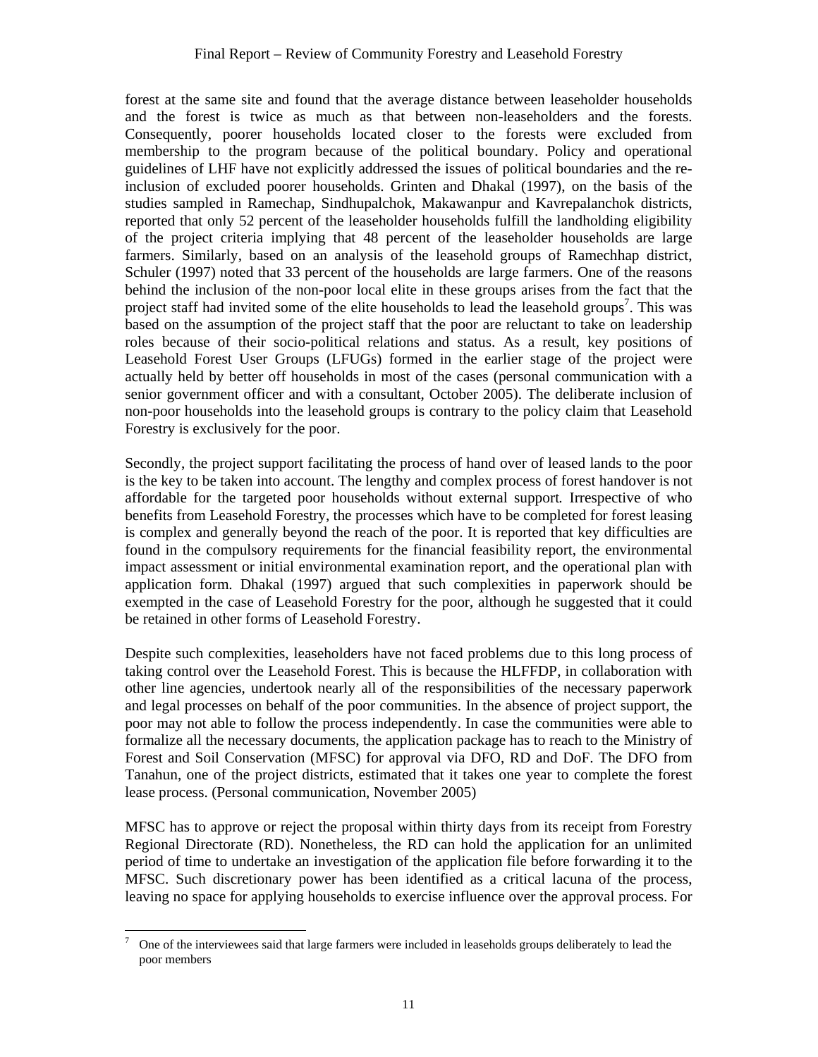forest at the same site and found that the average distance between leaseholder households and the forest is twice as much as that between non-leaseholders and the forests. Consequently, poorer households located closer to the forests were excluded from membership to the program because of the political boundary. Policy and operational guidelines of LHF have not explicitly addressed the issues of political boundaries and the re-inclusion of excluded poorer households. Grinten and Dhakal (1997), on the basis of the studies sampled in Ramechap, Sindhupalchok, Makawanpur and Kavrepalanchok districts, reported that only 52 percent of the leaseholder households fulfill the landholding eligibility of the project criteria implying that 48 percent of the leaseholder households are large farmers. Similarly, based on an analysis of the leasehold groups of Ramechhap district, Schuler (1997) noted that 33 percent of the households are large farmers. One of the reasons behind the inclusion of the non-poor local elite in these groups arises from the fact that the project staff had invited some of the elite households to lead the leasehold groups[7]. This was based on the assumption of the project staff that the poor are reluctant to take on leadership roles because of their socio-political relations and status. As a result, key positions of Leasehold Forest User Groups (LFUGs) formed in the earlier stage of the project were actually held by better off households in most of the cases (personal communication with a senior government officer and with a consultant, October 2005). The deliberate inclusion of non-poor households into the leasehold groups is contrary to the policy claim that Leasehold Forestry is exclusively for the poor.

Secondly, the project support facilitating the process of hand over of leased lands to the poor is the key to be taken into account. The lengthy and complex process of forest handover is not affordable for the targeted poor households without external support. Irrespective of who benefits from Leasehold Forestry, the processes which have to be completed for forest leasing is complex and generally beyond the reach of the poor. It is reported that key difficulties are found in the compulsory requirements for the financial feasibility report, the environmental impact assessment or initial environmental examination report, and the operational plan with application form. Dhakal (1997) argued that such complexities in paperwork should be exempted in the case of Leasehold Forestry for the poor, although he suggested that it could be retained in other forms of Leasehold Forestry.

Despite such complexities, leaseholders have not faced problems due to this long process of taking control over the Leasehold Forest. This is because the HLFFDP, in collaboration with other line agencies, undertook nearly all of the responsibilities of the necessary paperwork and legal processes on behalf of the poor communities. In the absence of project support, the poor may not able to follow the process independently. In case the communities were able to formalize all the necessary documents, the application package has to reach to the Ministry of Forest and Soil Conservation (MFSC) for approval via DFO, RD and DoF. The DFO from Tanahun, one of the project districts, estimated that it takes one year to complete the forest lease process. (Personal communication, November 2005)

MFSC has to approve or reject the proposal within thirty days from its receipt from Forestry Regional Directorate (RD). Nonetheless, the RD can hold the application for an unlimited period of time to undertake an investigation of the application file before forwarding it to the MFSC. Such discretionary power has been identified as a critical lacuna of the process, leaving no space for applying households to exercise influence over the approval process. For

[7] One of the interviewees said that large farmers were included in leaseholds groups deliberately to lead the poor members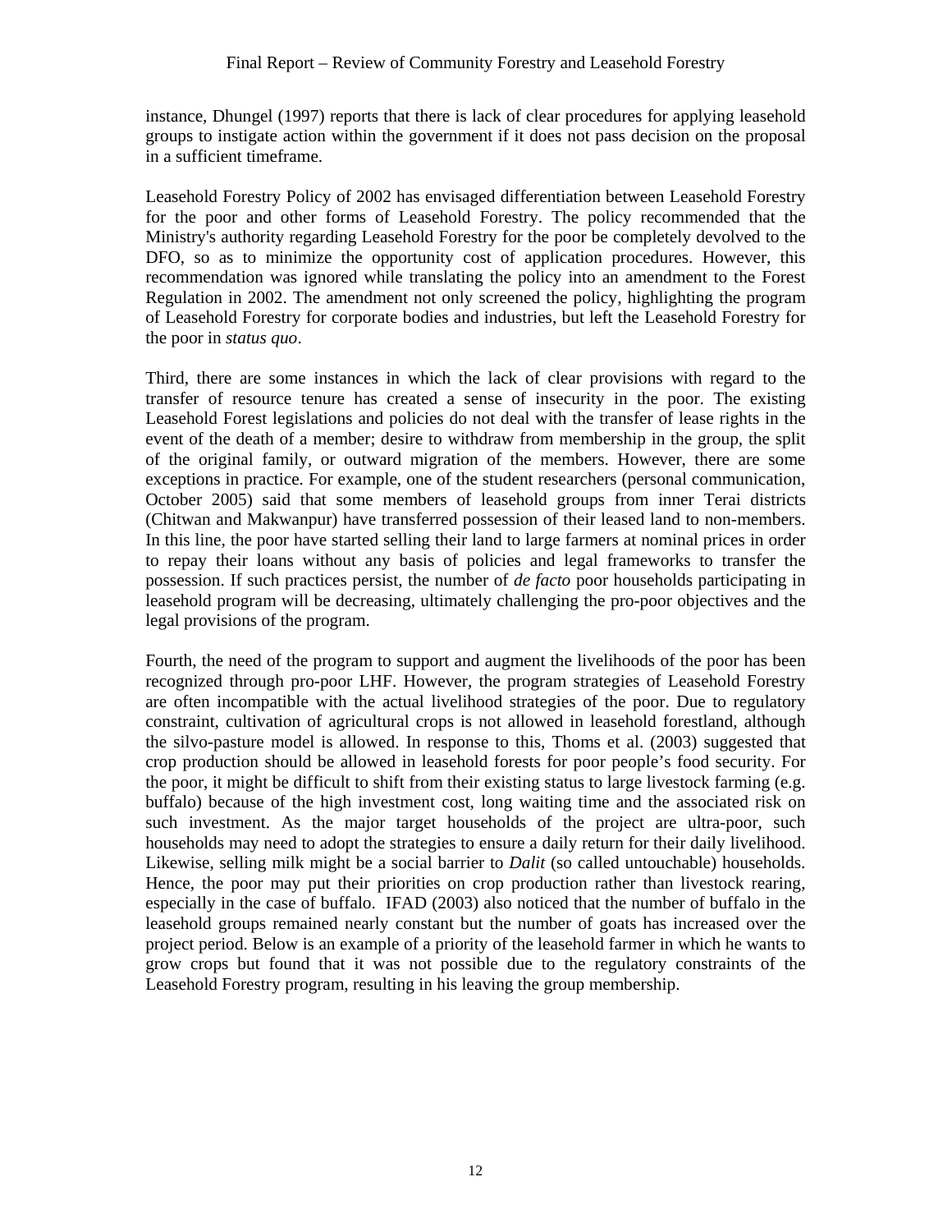instance, Dhungel (1997) reports that there is lack of clear procedures for applying leasehold groups to instigate action within the government if it does not pass decision on the proposal in a sufficient timeframe.

Leasehold Forestry Policy of 2002 has envisaged differentiation between Leasehold Forestry for the poor and other forms of Leasehold Forestry. The policy recommended that the Ministry's authority regarding Leasehold Forestry for the poor be completely devolved to the DFO, so as to minimize the opportunity cost of application procedures. However, this recommendation was ignored while translating the policy into an amendment to the Forest Regulation in 2002. The amendment not only screened the policy, highlighting the program of Leasehold Forestry for corporate bodies and industries, but left the Leasehold Forestry for the poor in *status quo*.

Third, there are some instances in which the lack of clear provisions with regard to the transfer of resource tenure has created a sense of insecurity in the poor. The existing Leasehold Forest legislations and policies do not deal with the transfer of lease rights in the event of the death of a member; desire to withdraw from membership in the group, the split of the original family, or outward migration of the members. However, there are some exceptions in practice. For example, one of the student researchers (personal communication, October 2005) said that some members of leasehold groups from inner Terai districts (Chitwan and Makwanpur) have transferred possession of their leased land to non-members. In this line, the poor have started selling their land to large farmers at nominal prices in order to repay their loans without any basis of policies and legal frameworks to transfer the possession. If such practices persist, the number of *de facto* poor households participating in leasehold program will be decreasing, ultimately challenging the pro-poor objectives and the legal provisions of the program.

Fourth, the need of the program to support and augment the livelihoods of the poor has been recognized through pro-poor LHF. However, the program strategies of Leasehold Forestry are often incompatible with the actual livelihood strategies of the poor. Due to regulatory constraint, cultivation of agricultural crops is not allowed in leasehold forestland, although the silvo-pasture model is allowed. In response to this, Thoms et al. (2003) suggested that crop production should be allowed in leasehold forests for poor people's food security. For the poor, it might be difficult to shift from their existing status to large livestock farming (e.g. buffalo) because of the high investment cost, long waiting time and the associated risk on such investment. As the major target households of the project are ultra-poor, such households may need to adopt the strategies to ensure a daily return for their daily livelihood. Likewise, selling milk might be a social barrier to *Dalit* (so called untouchable) households. Hence, the poor may put their priorities on crop production rather than livestock rearing, especially in the case of buffalo. IFAD (2003) also noticed that the number of buffalo in the leasehold groups remained nearly constant but the number of goats has increased over the project period. Below is an example of a priority of the leasehold farmer in which he wants to grow crops but found that it was not possible due to the regulatory constraints of the Leasehold Forestry program, resulting in his leaving the group membership.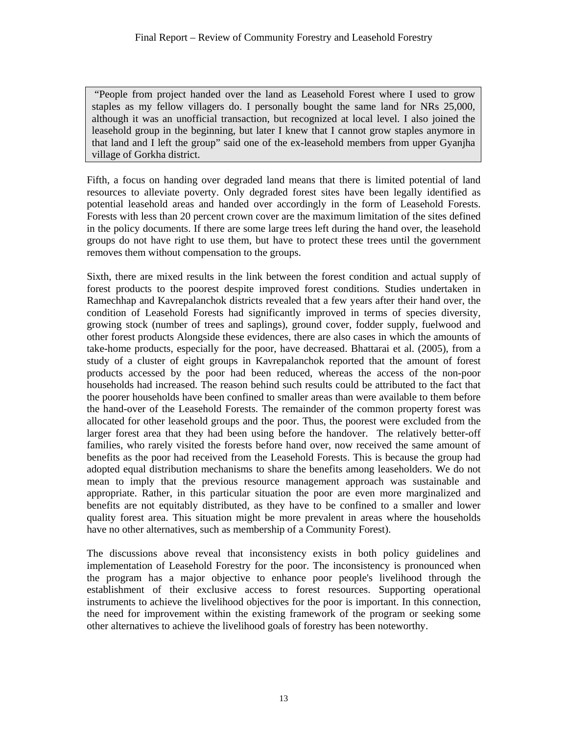> "People from project handed over the land as Leasehold Forest where I used to grow staples as my fellow villagers do. I personally bought the same land for NRs 25,000, although it was an unofficial transaction, but recognized at local level. I also joined the leasehold group in the beginning, but later I knew that I cannot grow staples anymore in that land and I left the group" said one of the ex-leasehold members from upper Gyanjha village of Gorkha district.

Fifth, a focus on handing over degraded land means that there is limited potential of land resources to alleviate poverty. Only degraded forest sites have been legally identified as potential leasehold areas and handed over accordingly in the form of Leasehold Forests. Forests with less than 20 percent crown cover are the maximum limitation of the sites defined in the policy documents. If there are some large trees left during the hand over, the leasehold groups do not have right to use them, but have to protect these trees until the government removes them without compensation to the groups.

Sixth, there are mixed results in the link between the forest condition and actual supply of forest products to the poorest despite improved forest conditions. Studies undertaken in Ramechhap and Kavrepalanchok districts revealed that a few years after their hand over, the condition of Leasehold Forests had significantly improved in terms of species diversity, growing stock (number of trees and saplings), ground cover, fodder supply, fuelwood and other forest products Alongside these evidences, there are also cases in which the amounts of take-home products, especially for the poor, have decreased. Bhattarai et al. (2005), from a study of a cluster of eight groups in Kavrepalanchok reported that the amount of forest products accessed by the poor had been reduced, whereas the access of the non-poor households had increased. The reason behind such results could be attributed to the fact that the poorer households have been confined to smaller areas than were available to them before the hand-over of the Leasehold Forests. The remainder of the common property forest was allocated for other leasehold groups and the poor. Thus, the poorest were excluded from the larger forest area that they had been using before the handover. The relatively better-off families, who rarely visited the forests before hand over, now received the same amount of benefits as the poor had received from the Leasehold Forests. This is because the group had adopted equal distribution mechanisms to share the benefits among leaseholders. We do not mean to imply that the previous resource management approach was sustainable and appropriate. Rather, in this particular situation the poor are even more marginalized and benefits are not equitably distributed, as they have to be confined to a smaller and lower quality forest area. This situation might be more prevalent in areas where the households have no other alternatives, such as membership of a Community Forest).

The discussions above reveal that inconsistency exists in both policy guidelines and implementation of Leasehold Forestry for the poor. The inconsistency is pronounced when the program has a major objective to enhance poor people's livelihood through the establishment of their exclusive access to forest resources. Supporting operational instruments to achieve the livelihood objectives for the poor is important. In this connection, the need for improvement within the existing framework of the program or seeking some other alternatives to achieve the livelihood goals of forestry has been noteworthy.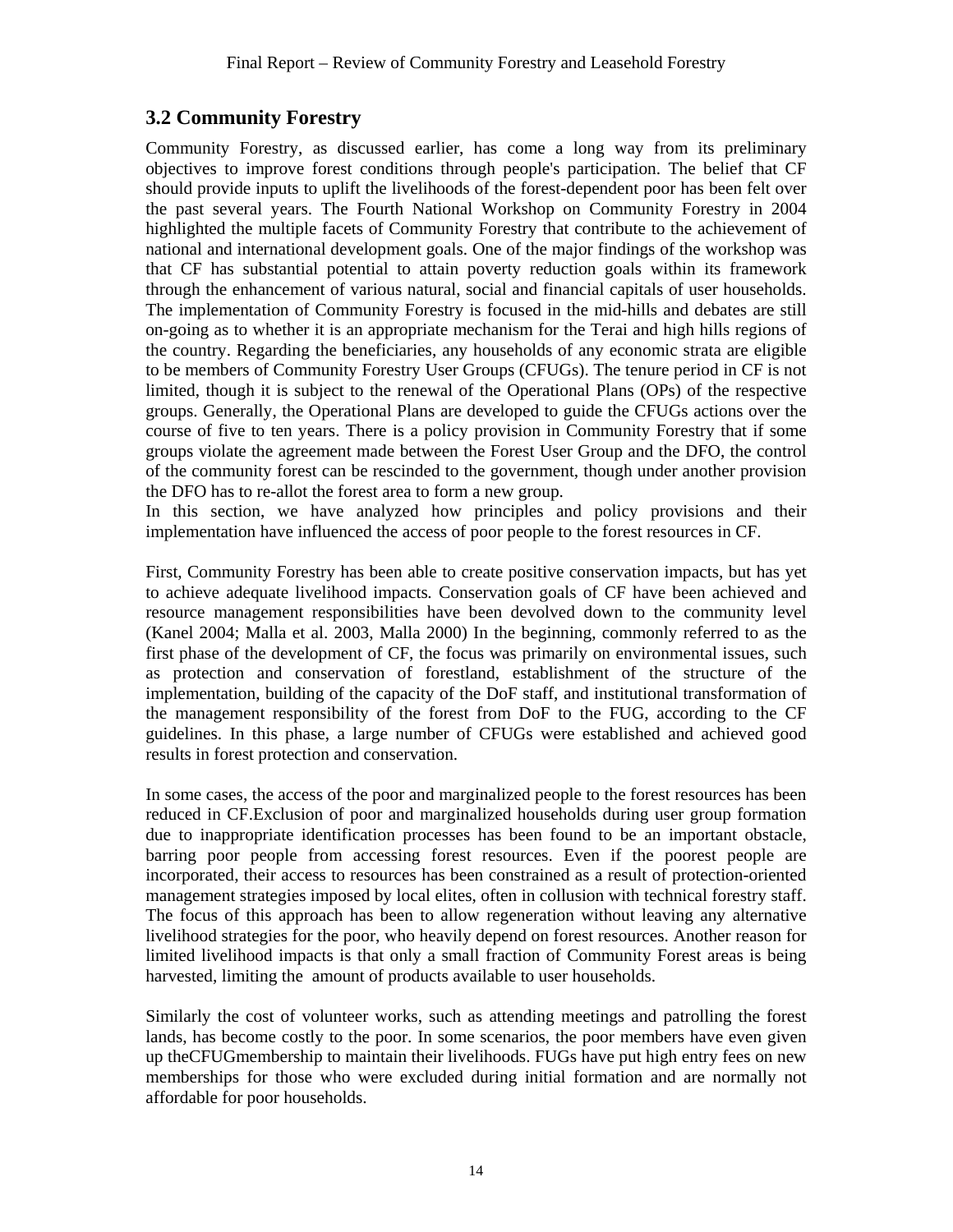## 3.2 Community Forestry

Community Forestry, as discussed earlier, has come a long way from its preliminary objectives to improve forest conditions through people's participation. The belief that CF should provide inputs to uplift the livelihoods of the forest-dependent poor has been felt over the past several years. The Fourth National Workshop on Community Forestry in 2004 highlighted the multiple facets of Community Forestry that contribute to the achievement of national and international development goals. One of the major findings of the workshop was that CF has substantial potential to attain poverty reduction goals within its framework through the enhancement of various natural, social and financial capitals of user households. The implementation of Community Forestry is focused in the mid-hills and debates are still on-going as to whether it is an appropriate mechanism for the Terai and high hills regions of the country. Regarding the beneficiaries, any households of any economic strata are eligible to be members of Community Forestry User Groups (CFUGs). The tenure period in CF is not limited, though it is subject to the renewal of the Operational Plans (OPs) of the respective groups. Generally, the Operational Plans are developed to guide the CFUGs actions over the course of five to ten years. There is a policy provision in Community Forestry that if some groups violate the agreement made between the Forest User Group and the DFO, the control of the community forest can be rescinded to the government, though under another provision the DFO has to re-allot the forest area to form a new group.

In this section, we have analyzed how principles and policy provisions and their implementation have influenced the access of poor people to the forest resources in CF.

First, Community Forestry has been able to create positive conservation impacts, but has yet to achieve adequate livelihood impacts. Conservation goals of CF have been achieved and resource management responsibilities have been devolved down to the community level (Kanel 2004; Malla et al. 2003, Malla 2000) In the beginning, commonly referred to as the first phase of the development of CF, the focus was primarily on environmental issues, such as protection and conservation of forestland, establishment of the structure of the implementation, building of the capacity of the DoF staff, and institutional transformation of the management responsibility of the forest from DoF to the FUG, according to the CF guidelines. In this phase, a large number of CFUGs were established and achieved good results in forest protection and conservation.

In some cases, the access of the poor and marginalized people to the forest resources has been reduced in CF.Exclusion of poor and marginalized households during user group formation due to inappropriate identification processes has been found to be an important obstacle, barring poor people from accessing forest resources. Even if the poorest people are incorporated, their access to resources has been constrained as a result of protection-oriented management strategies imposed by local elites, often in collusion with technical forestry staff. The focus of this approach has been to allow regeneration without leaving any alternative livelihood strategies for the poor, who heavily depend on forest resources. Another reason for limited livelihood impacts is that only a small fraction of Community Forest areas is being harvested, limiting the amount of products available to user households.

Similarly the cost of volunteer works, such as attending meetings and patrolling the forest lands, has become costly to the poor. In some scenarios, the poor members have even given up theCFUGmembership to maintain their livelihoods. FUGs have put high entry fees on new memberships for those who were excluded during initial formation and are normally not affordable for poor households.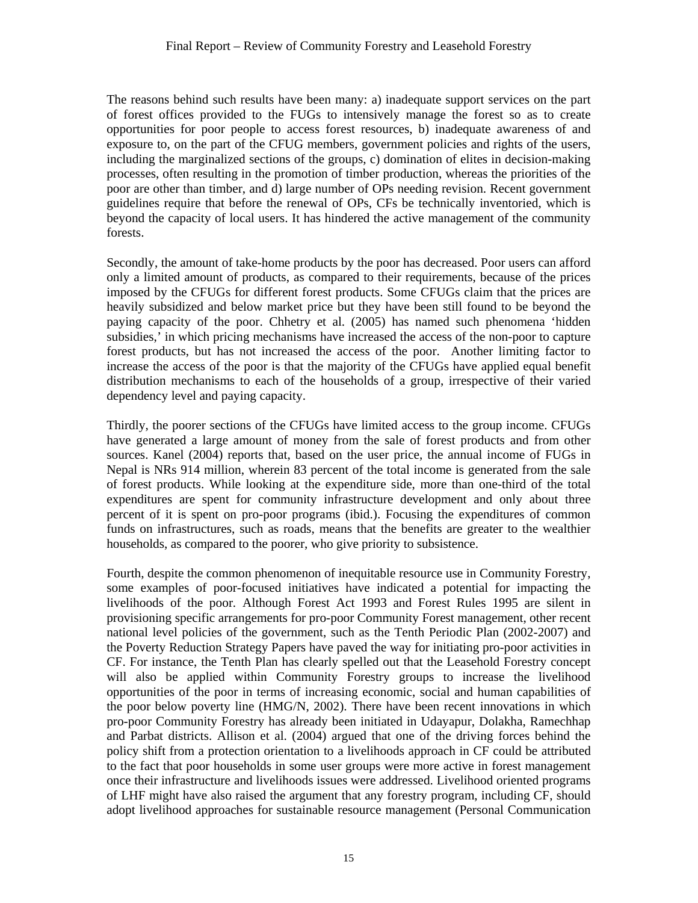The reasons behind such results have been many: a) inadequate support services on the part of forest offices provided to the FUGs to intensively manage the forest so as to create opportunities for poor people to access forest resources, b) inadequate awareness of and exposure to, on the part of the CFUG members, government policies and rights of the users, including the marginalized sections of the groups, c) domination of elites in decision-making processes, often resulting in the promotion of timber production, whereas the priorities of the poor are other than timber, and d) large number of OPs needing revision. Recent government guidelines require that before the renewal of OPs, CFs be technically inventoried, which is beyond the capacity of local users. It has hindered the active management of the community forests.

Secondly, the amount of take-home products by the poor has decreased. Poor users can afford only a limited amount of products, as compared to their requirements, because of the prices imposed by the CFUGs for different forest products. Some CFUGs claim that the prices are heavily subsidized and below market price but they have been still found to be beyond the paying capacity of the poor. Chhetry et al. (2005) has named such phenomena 'hidden subsidies,' in which pricing mechanisms have increased the access of the non-poor to capture forest products, but has not increased the access of the poor. Another limiting factor to increase the access of the poor is that the majority of the CFUGs have applied equal benefit distribution mechanisms to each of the households of a group, irrespective of their varied dependency level and paying capacity.

Thirdly, the poorer sections of the CFUGs have limited access to the group income. CFUGs have generated a large amount of money from the sale of forest products and from other sources. Kanel (2004) reports that, based on the user price, the annual income of FUGs in Nepal is NRs 914 million, wherein 83 percent of the total income is generated from the sale of forest products. While looking at the expenditure side, more than one-third of the total expenditures are spent for community infrastructure development and only about three percent of it is spent on pro-poor programs (ibid.). Focusing the expenditures of common funds on infrastructures, such as roads, means that the benefits are greater to the wealthier households, as compared to the poorer, who give priority to subsistence.

Fourth, despite the common phenomenon of inequitable resource use in Community Forestry, some examples of poor-focused initiatives have indicated a potential for impacting the livelihoods of the poor. Although Forest Act 1993 and Forest Rules 1995 are silent in provisioning specific arrangements for pro-poor Community Forest management, other recent national level policies of the government, such as the Tenth Periodic Plan (2002-2007) and the Poverty Reduction Strategy Papers have paved the way for initiating pro-poor activities in CF. For instance, the Tenth Plan has clearly spelled out that the Leasehold Forestry concept will also be applied within Community Forestry groups to increase the livelihood opportunities of the poor in terms of increasing economic, social and human capabilities of the poor below poverty line (HMG/N, 2002). There have been recent innovations in which pro-poor Community Forestry has already been initiated in Udayapur, Dolakha, Ramechhap and Parbat districts. Allison et al. (2004) argued that one of the driving forces behind the policy shift from a protection orientation to a livelihoods approach in CF could be attributed to the fact that poor households in some user groups were more active in forest management once their infrastructure and livelihoods issues were addressed. Livelihood oriented programs of LHF might have also raised the argument that any forestry program, including CF, should adopt livelihood approaches for sustainable resource management (Personal Communication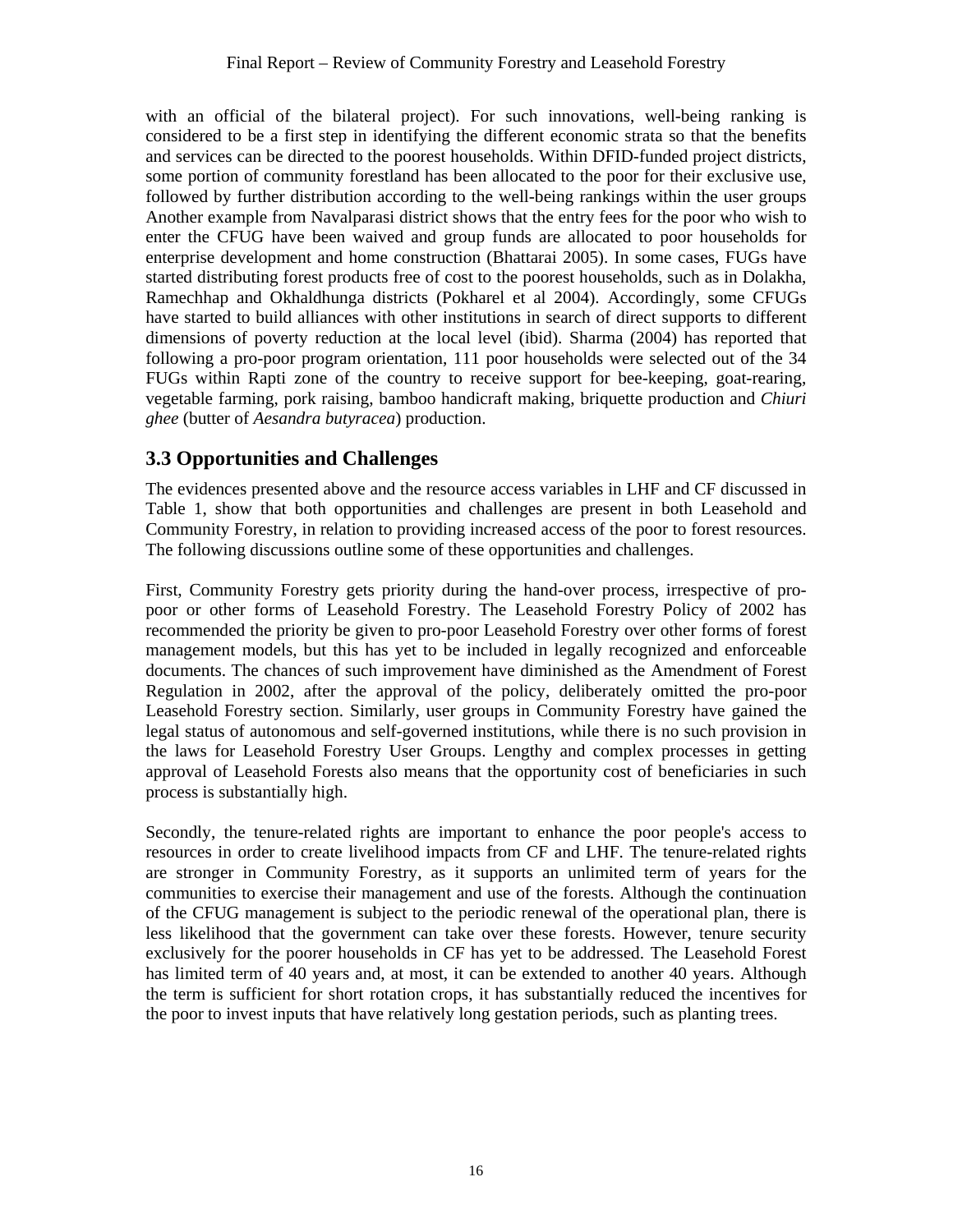with an official of the bilateral project). For such innovations, well-being ranking is considered to be a first step in identifying the different economic strata so that the benefits and services can be directed to the poorest households. Within DFID-funded project districts, some portion of community forestland has been allocated to the poor for their exclusive use, followed by further distribution according to the well-being rankings within the user groups Another example from Navalparasi district shows that the entry fees for the poor who wish to enter the CFUG have been waived and group funds are allocated to poor households for enterprise development and home construction (Bhattarai 2005). In some cases, FUGs have started distributing forest products free of cost to the poorest households, such as in Dolakha, Ramechhap and Okhaldhunga districts (Pokharel et al 2004). Accordingly, some CFUGs have started to build alliances with other institutions in search of direct supports to different dimensions of poverty reduction at the local level (ibid). Sharma (2004) has reported that following a pro-poor program orientation, 111 poor households were selected out of the 34 FUGs within Rapti zone of the country to receive support for bee-keeping, goat-rearing, vegetable farming, pork raising, bamboo handicraft making, briquette production and *Chiuri ghee* (butter of *Aesandra butyracea*) production.

## 3.3 Opportunities and Challenges

The evidences presented above and the resource access variables in LHF and CF discussed in Table 1, show that both opportunities and challenges are present in both Leasehold and Community Forestry, in relation to providing increased access of the poor to forest resources. The following discussions outline some of these opportunities and challenges.

First, Community Forestry gets priority during the hand-over process, irrespective of pro-poor or other forms of Leasehold Forestry. The Leasehold Forestry Policy of 2002 has recommended the priority be given to pro-poor Leasehold Forestry over other forms of forest management models, but this has yet to be included in legally recognized and enforceable documents. The chances of such improvement have diminished as the Amendment of Forest Regulation in 2002, after the approval of the policy, deliberately omitted the pro-poor Leasehold Forestry section. Similarly, user groups in Community Forestry have gained the legal status of autonomous and self-governed institutions, while there is no such provision in the laws for Leasehold Forestry User Groups. Lengthy and complex processes in getting approval of Leasehold Forests also means that the opportunity cost of beneficiaries in such process is substantially high.

Secondly, the tenure-related rights are important to enhance the poor people's access to resources in order to create livelihood impacts from CF and LHF. The tenure-related rights are stronger in Community Forestry, as it supports an unlimited term of years for the communities to exercise their management and use of the forests. Although the continuation of the CFUG management is subject to the periodic renewal of the operational plan, there is less likelihood that the government can take over these forests. However, tenure security exclusively for the poorer households in CF has yet to be addressed. The Leasehold Forest has limited term of 40 years and, at most, it can be extended to another 40 years. Although the term is sufficient for short rotation crops, it has substantially reduced the incentives for the poor to invest inputs that have relatively long gestation periods, such as planting trees.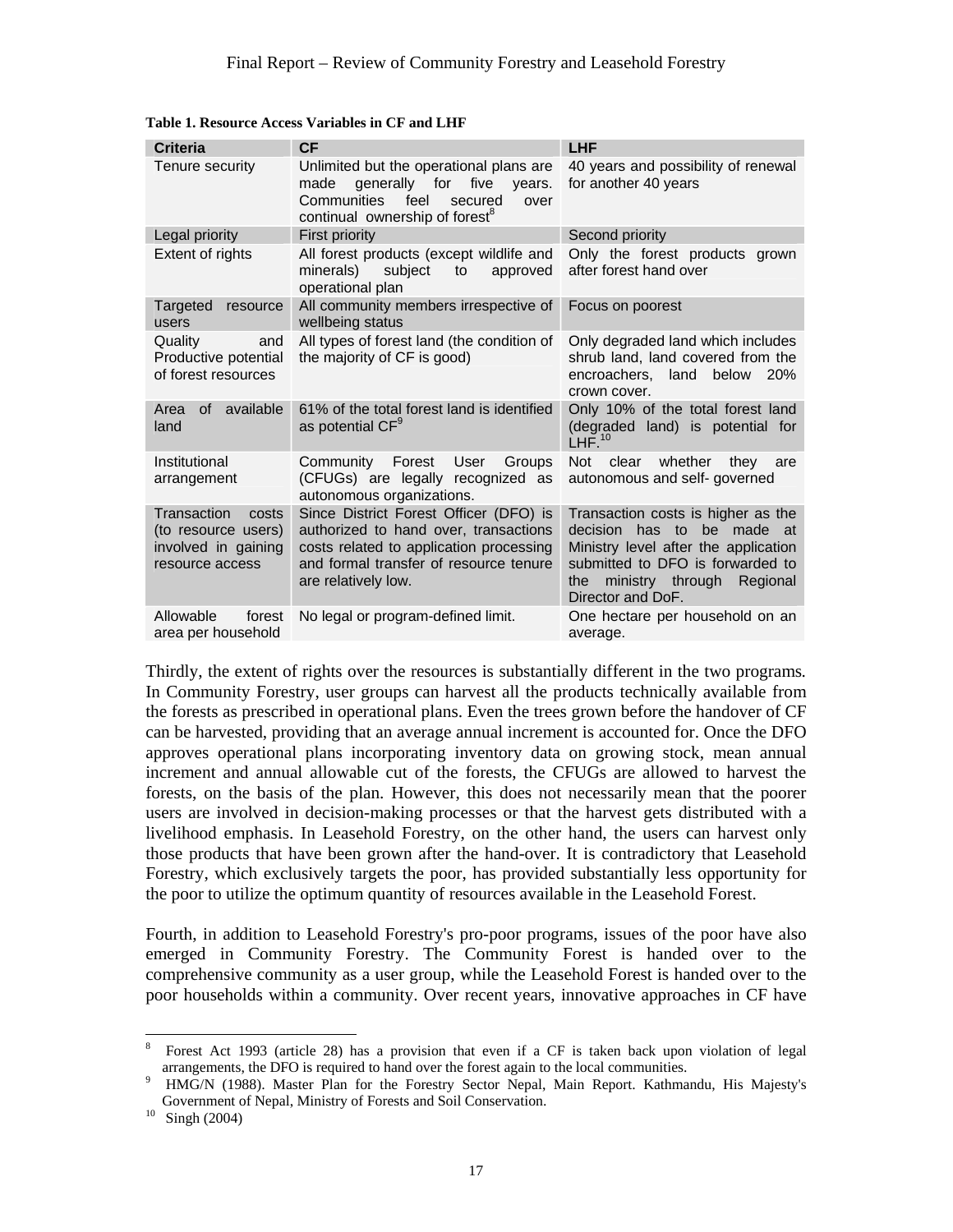**Table 1. Resource Access Variables in CF and LHF**

| Criteria | CF | LHF |
|---|---|---|
| Tenure security | Unlimited but the operational plans are made generally for five years. Communities feel secured over continual ownership of forest[8] | 40 years and possibility of renewal for another 40 years |
| Legal priority | First priority | Second priority |
| Extent of rights | All forest products (except wildlife and minerals) subject to approved operational plan | Only the forest products grown after forest hand over |
| Targeted resource users | All community members irrespective of wellbeing status | Focus on poorest |
| Quality and Productive potential of forest resources | All types of forest land (the condition of the majority of CF is good) | Only degraded land which includes shrub land, land covered from the encroachers, land below 20% crown cover. |
| Area of available land | 61% of the total forest land is identified as potential CF[9] | Only 10% of the total forest land (degraded land) is potential for LHF.[10] |
| Institutional arrangement | Community Forest User Groups (CFUGs) are legally recognized as autonomous organizations. | Not clear whether they are autonomous and self- governed |
| Transaction costs (to resource users) involved in gaining resource access | Since District Forest Officer (DFO) is authorized to hand over, transactions costs related to application processing and formal transfer of resource tenure are relatively low. | Transaction costs is higher as the decision has to be made at Ministry level after the application submitted to DFO is forwarded to the ministry through Regional Director and DoF. |
| Allowable forest area per household | No legal or program-defined limit. | One hectare per household on an average. |

Thirdly, the extent of rights over the resources is substantially different in the two programs. In Community Forestry, user groups can harvest all the products technically available from the forests as prescribed in operational plans. Even the trees grown before the handover of CF can be harvested, providing that an average annual increment is accounted for. Once the DFO approves operational plans incorporating inventory data on growing stock, mean annual increment and annual allowable cut of the forests, the CFUGs are allowed to harvest the forests, on the basis of the plan. However, this does not necessarily mean that the poorer users are involved in decision-making processes or that the harvest gets distributed with a livelihood emphasis. In Leasehold Forestry, on the other hand, the users can harvest only those products that have been grown after the hand-over. It is contradictory that Leasehold Forestry, which exclusively targets the poor, has provided substantially less opportunity for the poor to utilize the optimum quantity of resources available in the Leasehold Forest.

Fourth, in addition to Leasehold Forestry's pro-poor programs, issues of the poor have also emerged in Community Forestry. The Community Forest is handed over to the comprehensive community as a user group, while the Leasehold Forest is handed over to the poor households within a community. Over recent years, innovative approaches in CF have

[8] Forest Act 1993 (article 28) has a provision that even if a CF is taken back upon violation of legal arrangements, the DFO is required to hand over the forest again to the local communities.

[9] HMG/N (1988). Master Plan for the Forestry Sector Nepal, Main Report. Kathmandu, His Majesty's Government of Nepal, Ministry of Forests and Soil Conservation.

[10] Singh (2004)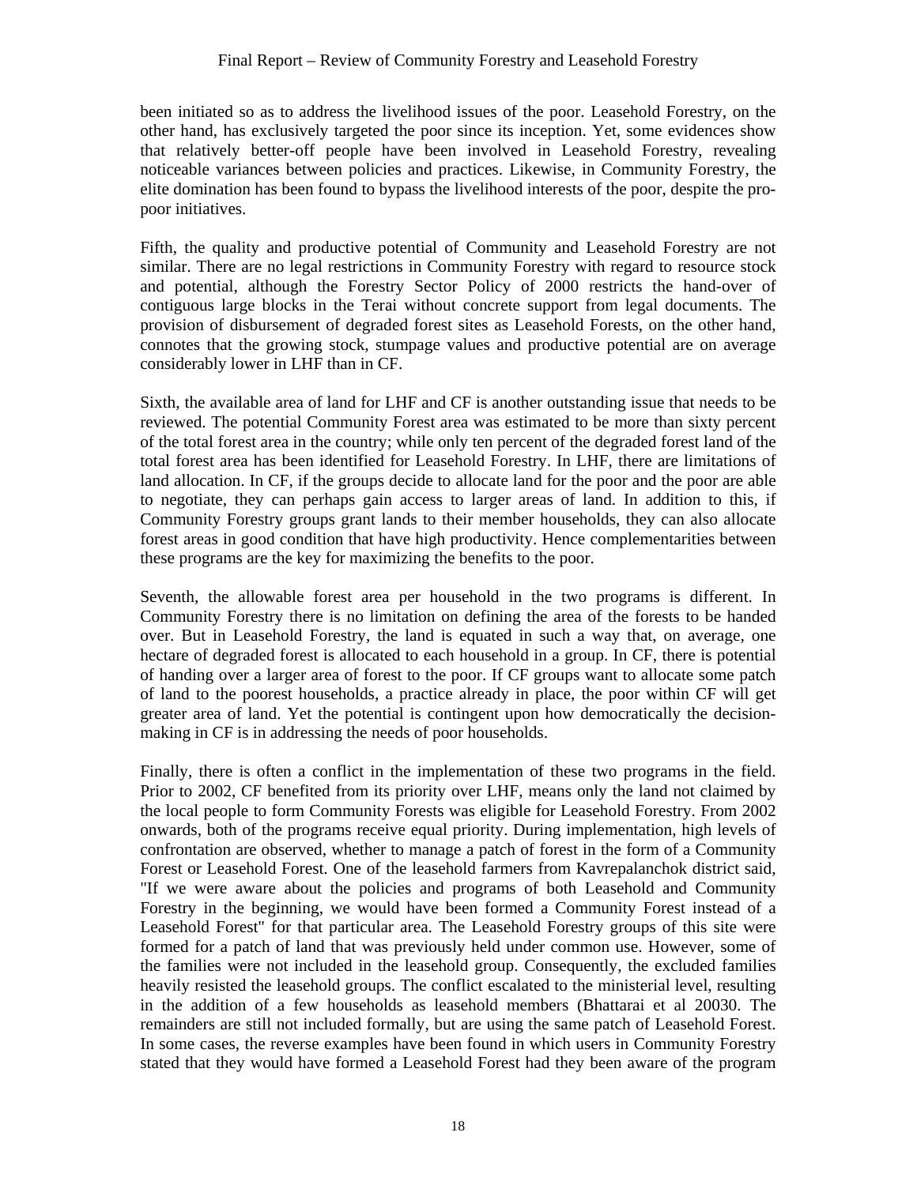been initiated so as to address the livelihood issues of the poor. Leasehold Forestry, on the other hand, has exclusively targeted the poor since its inception. Yet, some evidences show that relatively better-off people have been involved in Leasehold Forestry, revealing noticeable variances between policies and practices. Likewise, in Community Forestry, the elite domination has been found to bypass the livelihood interests of the poor, despite the pro-poor initiatives.

Fifth, the quality and productive potential of Community and Leasehold Forestry are not similar. There are no legal restrictions in Community Forestry with regard to resource stock and potential, although the Forestry Sector Policy of 2000 restricts the hand-over of contiguous large blocks in the Terai without concrete support from legal documents. The provision of disbursement of degraded forest sites as Leasehold Forests, on the other hand, connotes that the growing stock, stumpage values and productive potential are on average considerably lower in LHF than in CF.

Sixth, the available area of land for LHF and CF is another outstanding issue that needs to be reviewed. The potential Community Forest area was estimated to be more than sixty percent of the total forest area in the country; while only ten percent of the degraded forest land of the total forest area has been identified for Leasehold Forestry. In LHF, there are limitations of land allocation. In CF, if the groups decide to allocate land for the poor and the poor are able to negotiate, they can perhaps gain access to larger areas of land. In addition to this, if Community Forestry groups grant lands to their member households, they can also allocate forest areas in good condition that have high productivity. Hence complementarities between these programs are the key for maximizing the benefits to the poor.

Seventh, the allowable forest area per household in the two programs is different. In Community Forestry there is no limitation on defining the area of the forests to be handed over. But in Leasehold Forestry, the land is equated in such a way that, on average, one hectare of degraded forest is allocated to each household in a group. In CF, there is potential of handing over a larger area of forest to the poor. If CF groups want to allocate some patch of land to the poorest households, a practice already in place, the poor within CF will get greater area of land. Yet the potential is contingent upon how democratically the decision-making in CF is in addressing the needs of poor households.

Finally, there is often a conflict in the implementation of these two programs in the field. Prior to 2002, CF benefited from its priority over LHF, means only the land not claimed by the local people to form Community Forests was eligible for Leasehold Forestry. From 2002 onwards, both of the programs receive equal priority. During implementation, high levels of confrontation are observed, whether to manage a patch of forest in the form of a Community Forest or Leasehold Forest. One of the leasehold farmers from Kavrepalanchok district said, "If we were aware about the policies and programs of both Leasehold and Community Forestry in the beginning, we would have been formed a Community Forest instead of a Leasehold Forest" for that particular area. The Leasehold Forestry groups of this site were formed for a patch of land that was previously held under common use. However, some of the families were not included in the leasehold group. Consequently, the excluded families heavily resisted the leasehold groups. The conflict escalated to the ministerial level, resulting in the addition of a few households as leasehold members (Bhattarai et al 20030. The remainders are still not included formally, but are using the same patch of Leasehold Forest. In some cases, the reverse examples have been found in which users in Community Forestry stated that they would have formed a Leasehold Forest had they been aware of the program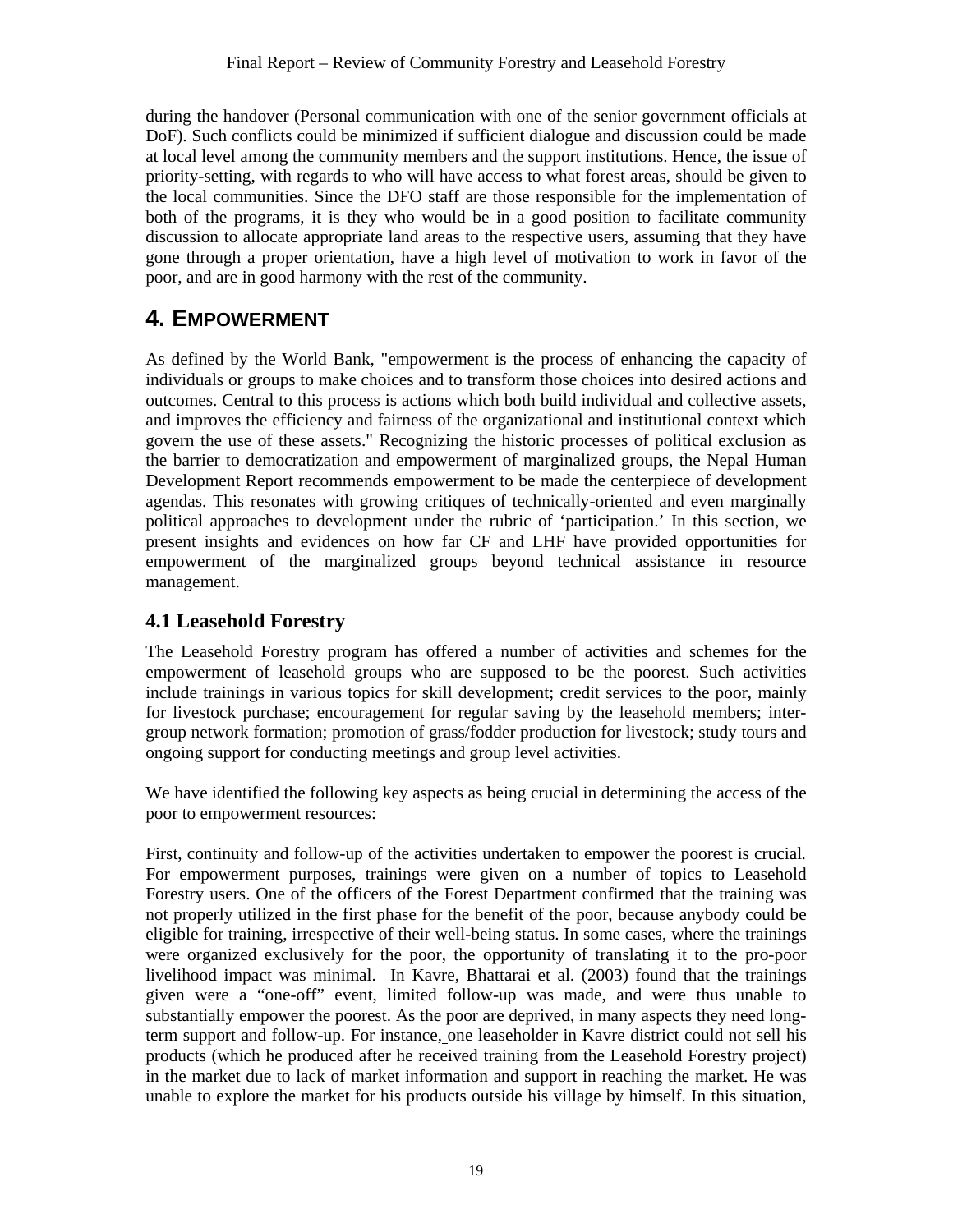during the handover (Personal communication with one of the senior government officials at DoF). Such conflicts could be minimized if sufficient dialogue and discussion could be made at local level among the community members and the support institutions. Hence, the issue of priority-setting, with regards to who will have access to what forest areas, should be given to the local communities. Since the DFO staff are those responsible for the implementation of both of the programs, it is they who would be in a good position to facilitate community discussion to allocate appropriate land areas to the respective users, assuming that they have gone through a proper orientation, have a high level of motivation to work in favor of the poor, and are in good harmony with the rest of the community.

# 4. EMPOWERMENT

As defined by the World Bank, "empowerment is the process of enhancing the capacity of individuals or groups to make choices and to transform those choices into desired actions and outcomes. Central to this process is actions which both build individual and collective assets, and improves the efficiency and fairness of the organizational and institutional context which govern the use of these assets." Recognizing the historic processes of political exclusion as the barrier to democratization and empowerment of marginalized groups, the Nepal Human Development Report recommends empowerment to be made the centerpiece of development agendas. This resonates with growing critiques of technically-oriented and even marginally political approaches to development under the rubric of 'participation.' In this section, we present insights and evidences on how far CF and LHF have provided opportunities for empowerment of the marginalized groups beyond technical assistance in resource management.

## 4.1 Leasehold Forestry

The Leasehold Forestry program has offered a number of activities and schemes for the empowerment of leasehold groups who are supposed to be the poorest. Such activities include trainings in various topics for skill development; credit services to the poor, mainly for livestock purchase; encouragement for regular saving by the leasehold members; inter-group network formation; promotion of grass/fodder production for livestock; study tours and ongoing support for conducting meetings and group level activities.

We have identified the following key aspects as being crucial in determining the access of the poor to empowerment resources:

First, continuity and follow-up of the activities undertaken to empower the poorest is crucial. For empowerment purposes, trainings were given on a number of topics to Leasehold Forestry users. One of the officers of the Forest Department confirmed that the training was not properly utilized in the first phase for the benefit of the poor, because anybody could be eligible for training, irrespective of their well-being status. In some cases, where the trainings were organized exclusively for the poor, the opportunity of translating it to the pro-poor livelihood impact was minimal. In Kavre, Bhattarai et al. (2003) found that the trainings given were a "one-off" event, limited follow-up was made, and were thus unable to substantially empower the poorest. As the poor are deprived, in many aspects they need long-term support and follow-up. For instance, one leaseholder in Kavre district could not sell his products (which he produced after he received training from the Leasehold Forestry project) in the market due to lack of market information and support in reaching the market. He was unable to explore the market for his products outside his village by himself. In this situation,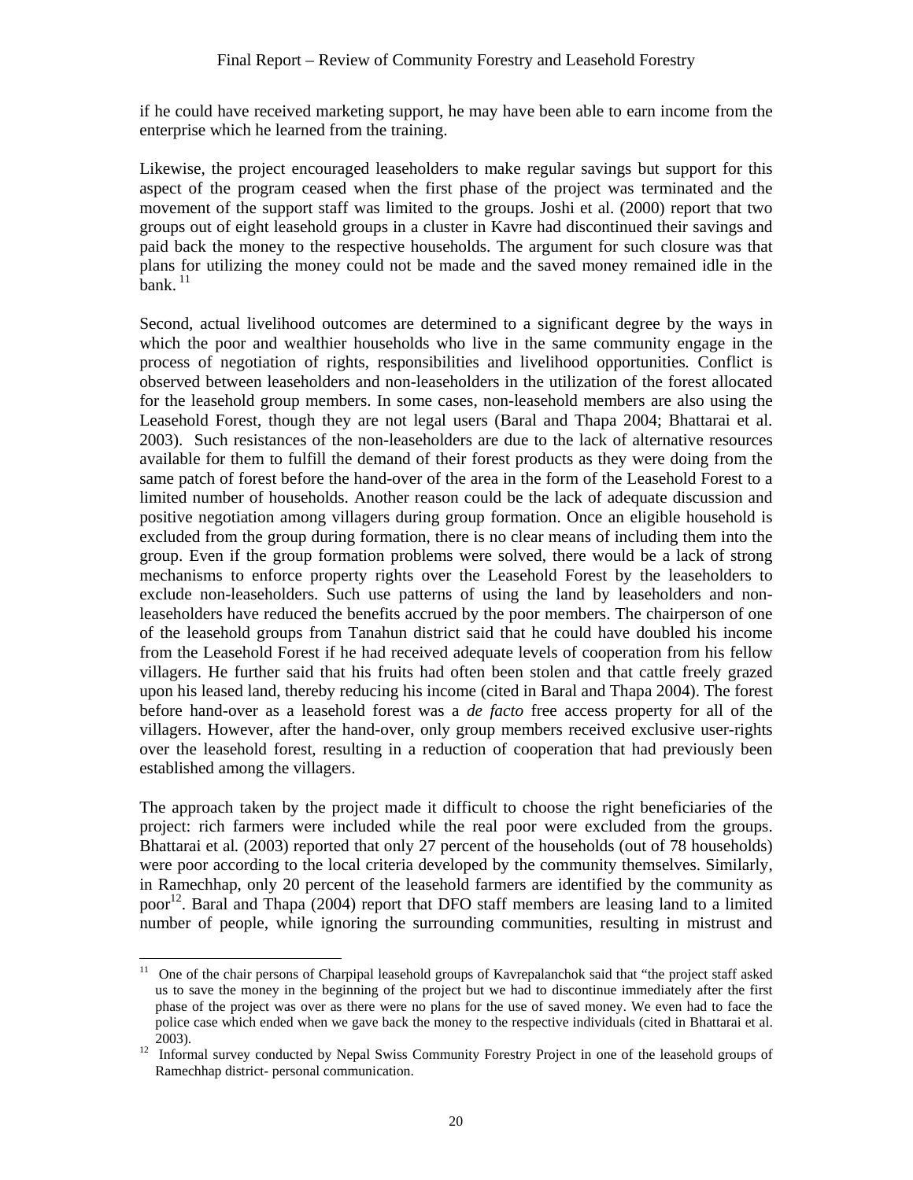if he could have received marketing support, he may have been able to earn income from the enterprise which he learned from the training.

Likewise, the project encouraged leaseholders to make regular savings but support for this aspect of the program ceased when the first phase of the project was terminated and the movement of the support staff was limited to the groups. Joshi et al. (2000) report that two groups out of eight leasehold groups in a cluster in Kavre had discontinued their savings and paid back the money to the respective households. The argument for such closure was that plans for utilizing the money could not be made and the saved money remained idle in the bank. [11]

Second, actual livelihood outcomes are determined to a significant degree by the ways in which the poor and wealthier households who live in the same community engage in the process of negotiation of rights, responsibilities and livelihood opportunities. Conflict is observed between leaseholders and non-leaseholders in the utilization of the forest allocated for the leasehold group members. In some cases, non-leasehold members are also using the Leasehold Forest, though they are not legal users (Baral and Thapa 2004; Bhattarai et al. 2003). Such resistances of the non-leaseholders are due to the lack of alternative resources available for them to fulfill the demand of their forest products as they were doing from the same patch of forest before the hand-over of the area in the form of the Leasehold Forest to a limited number of households. Another reason could be the lack of adequate discussion and positive negotiation among villagers during group formation. Once an eligible household is excluded from the group during formation, there is no clear means of including them into the group. Even if the group formation problems were solved, there would be a lack of strong mechanisms to enforce property rights over the Leasehold Forest by the leaseholders to exclude non-leaseholders. Such use patterns of using the land by leaseholders and non-leaseholders have reduced the benefits accrued by the poor members. The chairperson of one of the leasehold groups from Tanahun district said that he could have doubled his income from the Leasehold Forest if he had received adequate levels of cooperation from his fellow villagers. He further said that his fruits had often been stolen and that cattle freely grazed upon his leased land, thereby reducing his income (cited in Baral and Thapa 2004). The forest before hand-over as a leasehold forest was a *de facto* free access property for all of the villagers. However, after the hand-over, only group members received exclusive user-rights over the leasehold forest, resulting in a reduction of cooperation that had previously been established among the villagers.

The approach taken by the project made it difficult to choose the right beneficiaries of the project: rich farmers were included while the real poor were excluded from the groups. Bhattarai et al. (2003) reported that only 27 percent of the households (out of 78 households) were poor according to the local criteria developed by the community themselves. Similarly, in Ramechhap, only 20 percent of the leasehold farmers are identified by the community as poor[12]. Baral and Thapa (2004) report that DFO staff members are leasing land to a limited number of people, while ignoring the surrounding communities, resulting in mistrust and

---

[11] One of the chair persons of Charpipal leasehold groups of Kavrepalanchok said that "the project staff asked us to save the money in the beginning of the project but we had to discontinue immediately after the first phase of the project was over as there were no plans for the use of saved money. We even had to face the police case which ended when we gave back the money to the respective individuals (cited in Bhattarai et al. 2003).

[12] Informal survey conducted by Nepal Swiss Community Forestry Project in one of the leasehold groups of Ramechhap district- personal communication.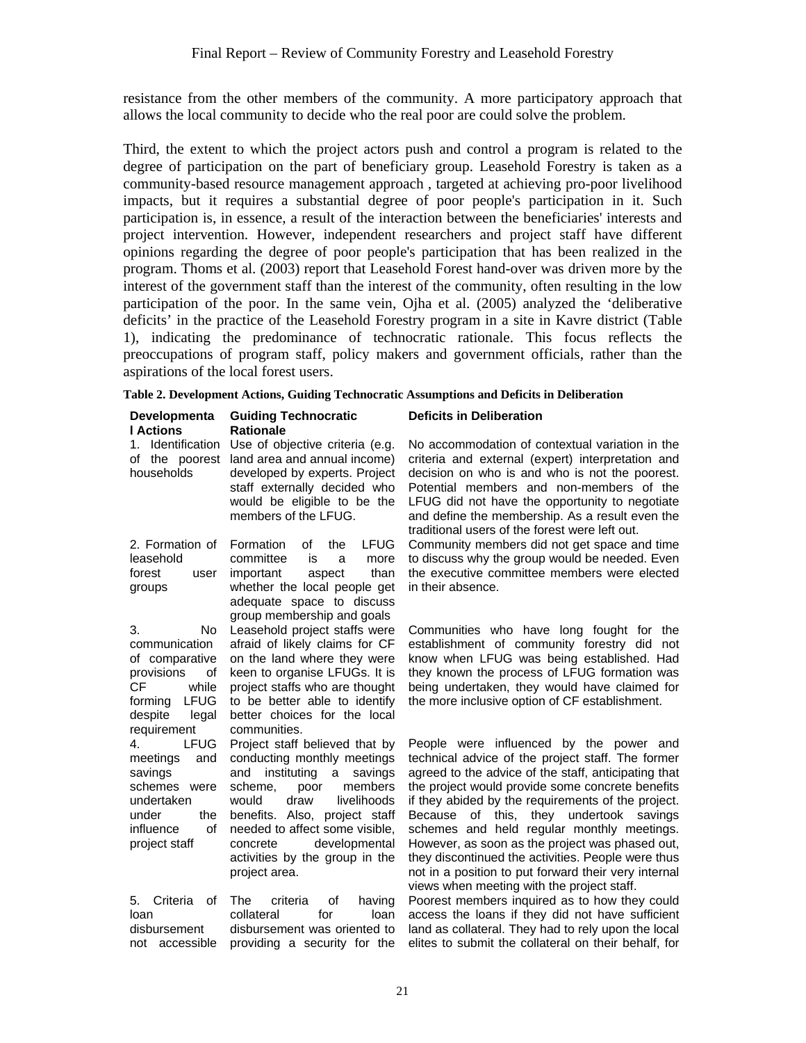resistance from the other members of the community. A more participatory approach that allows the local community to decide who the real poor are could solve the problem.

Third, the extent to which the project actors push and control a program is related to the degree of participation on the part of beneficiary group. Leasehold Forestry is taken as a community-based resource management approach , targeted at achieving pro-poor livelihood impacts, but it requires a substantial degree of poor people's participation in it. Such participation is, in essence, a result of the interaction between the beneficiaries' interests and project intervention. However, independent researchers and project staff have different opinions regarding the degree of poor people's participation that has been realized in the program. Thoms et al. (2003) report that Leasehold Forest hand-over was driven more by the interest of the government staff than the interest of the community, often resulting in the low participation of the poor. In the same vein, Ojha et al. (2005) analyzed the 'deliberative deficits' in the practice of the Leasehold Forestry program in a site in Kavre district (Table 1), indicating the predominance of technocratic rationale. This focus reflects the preoccupations of program staff, policy makers and government officials, rather than the aspirations of the local forest users.

**Table 2. Development Actions, Guiding Technocratic Assumptions and Deficits in Deliberation**

| Developmental Actions | Guiding Technocratic Rationale | Deficits in Deliberation |
|---|---|---|
| 1. Identification of the poorest households | Use of objective criteria (e.g. land area and annual income) developed by experts. Project staff externally decided who would be eligible to be the members of the LFUG. | No accommodation of contextual variation in the criteria and external (expert) interpretation and decision on who is and who is not the poorest. Potential members and non-members of the LFUG did not have the opportunity to negotiate and define the membership. As a result even the traditional users of the forest were left out. |
| 2. Formation of leasehold forest user groups | Formation of the LFUG committee is a more important aspect than whether the local people get adequate space to discuss group membership and goals | Community members did not get space and time to discuss why the group would be needed. Even the executive committee members were elected in their absence. |
| 3. No communication of comparative provisions of CF while forming LFUG despite legal requirement | Leasehold project staffs were afraid of likely claims for CF on the land where they were keen to organise LFUGs. It is project staffs who are thought to be better able to identify better choices for the local communities. | Communities who have long fought for the establishment of community forestry did not know when LFUG was being established. Had they known the process of LFUG formation was being undertaken, they would have claimed for the more inclusive option of CF establishment. |
| 4. LFUG meetings and savings schemes were undertaken under the influence of project staff | Project staff believed that by conducting monthly meetings and instituting a savings scheme, poor members would draw livelihoods benefits. Also, project staff needed to affect some visible, concrete developmental activities by the group in the project area. | People were influenced by the power and technical advice of the project staff. The former agreed to the advice of the staff, anticipating that the project would provide some concrete benefits if they abided by the requirements of the project. Because of this, they undertook savings schemes and held regular monthly meetings. However, as soon as the project was phased out, they discontinued the activities. People were thus not in a position to put forward their very internal views when meeting with the project staff. |
| 5. Criteria of loan disbursement not accessible | The criteria of having collateral for loan disbursement was oriented to providing a security for the | Poorest members inquired as to how they could access the loans if they did not have sufficient land as collateral. They had to rely upon the local elites to submit the collateral on their behalf, for |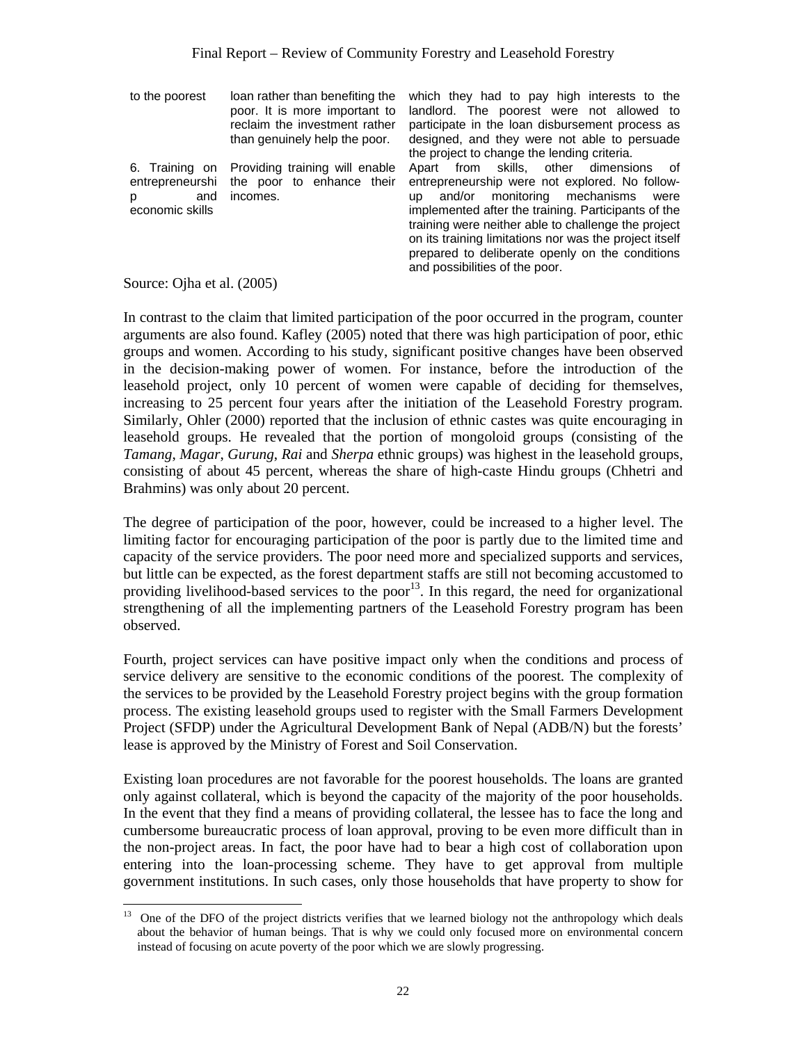| | | |
|---|---|---|
| to the poorest | loan rather than benefiting the poor. It is more important to reclaim the investment rather than genuinely help the poor. | which they had to pay high interests to the landlord. The poorest were not allowed to participate in the loan disbursement process as designed, and they were not able to persuade the project to change the lending criteria. |
| 6. Training on entrepreneurship and economic skills | Providing training will enable the poor to enhance their incomes. | Apart from skills, other dimensions of entrepreneurship were not explored. No follow-up and/or monitoring mechanisms were implemented after the training. Participants of the training were neither able to challenge the project on its training limitations nor was the project itself prepared to deliberate openly on the conditions and possibilities of the poor. |

Source: Ojha et al. (2005)

In contrast to the claim that limited participation of the poor occurred in the program, counter arguments are also found. Kafley (2005) noted that there was high participation of poor, ethic groups and women. According to his study, significant positive changes have been observed in the decision-making power of women. For instance, before the introduction of the leasehold project, only 10 percent of women were capable of deciding for themselves, increasing to 25 percent four years after the initiation of the Leasehold Forestry program. Similarly, Ohler (2000) reported that the inclusion of ethnic castes was quite encouraging in leasehold groups. He revealed that the portion of mongoloid groups (consisting of the *Tamang*, *Magar*, *Gurung*, *Rai* and *Sherpa* ethnic groups) was highest in the leasehold groups, consisting of about 45 percent, whereas the share of high-caste Hindu groups (Chhetri and Brahmins) was only about 20 percent.

The degree of participation of the poor, however, could be increased to a higher level. The limiting factor for encouraging participation of the poor is partly due to the limited time and capacity of the service providers. The poor need more and specialized supports and services, but little can be expected, as the forest department staffs are still not becoming accustomed to providing livelihood-based services to the poor[13]. In this regard, the need for organizational strengthening of all the implementing partners of the Leasehold Forestry program has been observed.

Fourth, project services can have positive impact only when the conditions and process of service delivery are sensitive to the economic conditions of the poorest. The complexity of the services to be provided by the Leasehold Forestry project begins with the group formation process. The existing leasehold groups used to register with the Small Farmers Development Project (SFDP) under the Agricultural Development Bank of Nepal (ADB/N) but the forests' lease is approved by the Ministry of Forest and Soil Conservation.

Existing loan procedures are not favorable for the poorest households. The loans are granted only against collateral, which is beyond the capacity of the majority of the poor households. In the event that they find a means of providing collateral, the lessee has to face the long and cumbersome bureaucratic process of loan approval, proving to be even more difficult than in the non-project areas. In fact, the poor have had to bear a high cost of collaboration upon entering into the loan-processing scheme. They have to get approval from multiple government institutions. In such cases, only those households that have property to show for

[13] One of the DFO of the project districts verifies that we learned biology not the anthropology which deals about the behavior of human beings. That is why we could only focused more on environmental concern instead of focusing on acute poverty of the poor which we are slowly progressing.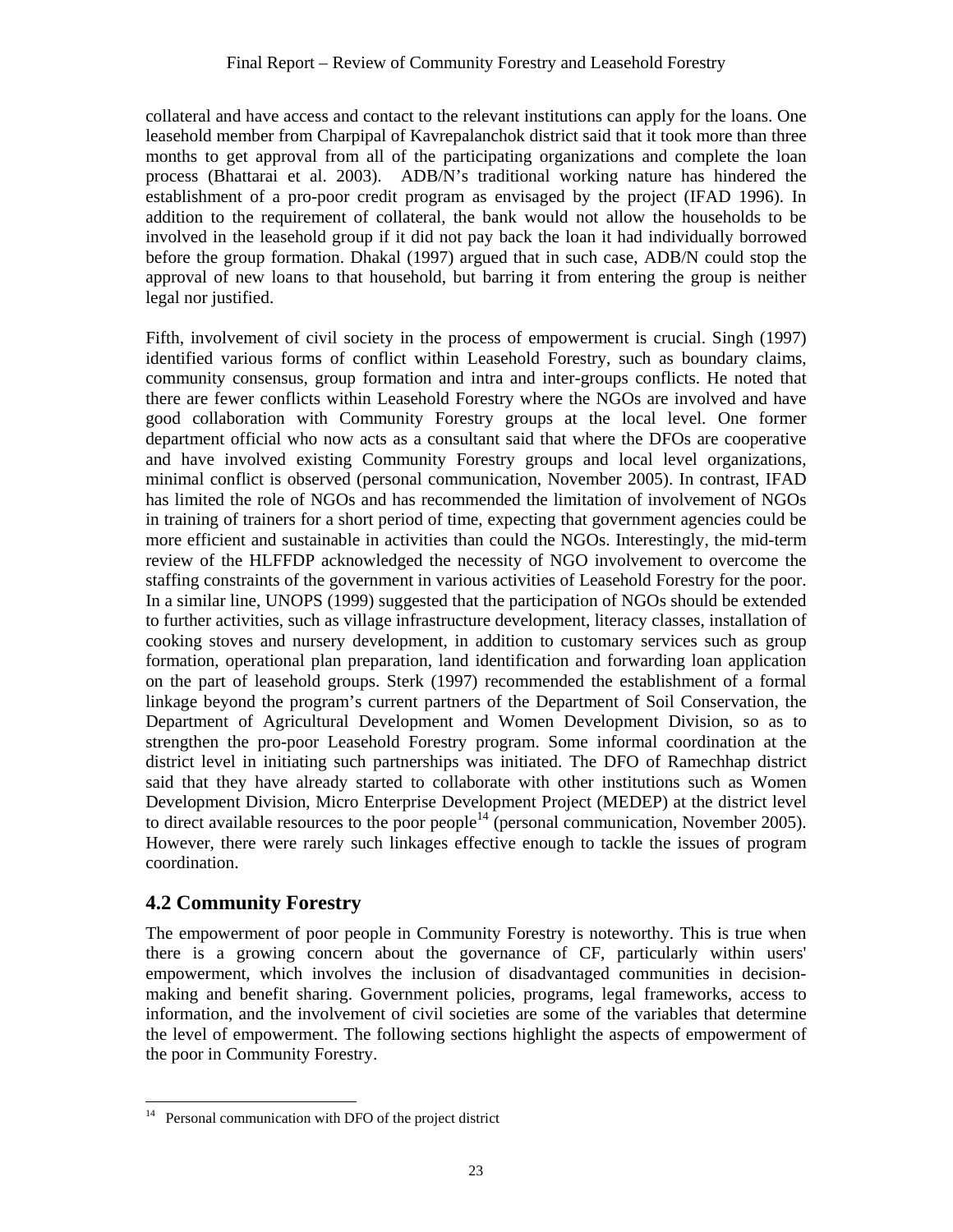collateral and have access and contact to the relevant institutions can apply for the loans. One leasehold member from Charpipal of Kavrepalanchok district said that it took more than three months to get approval from all of the participating organizations and complete the loan process (Bhattarai et al. 2003). ADB/N's traditional working nature has hindered the establishment of a pro-poor credit program as envisaged by the project (IFAD 1996). In addition to the requirement of collateral, the bank would not allow the households to be involved in the leasehold group if it did not pay back the loan it had individually borrowed before the group formation. Dhakal (1997) argued that in such case, ADB/N could stop the approval of new loans to that household, but barring it from entering the group is neither legal nor justified.

Fifth, involvement of civil society in the process of empowerment is crucial. Singh (1997) identified various forms of conflict within Leasehold Forestry, such as boundary claims, community consensus, group formation and intra and inter-groups conflicts. He noted that there are fewer conflicts within Leasehold Forestry where the NGOs are involved and have good collaboration with Community Forestry groups at the local level. One former department official who now acts as a consultant said that where the DFOs are cooperative and have involved existing Community Forestry groups and local level organizations, minimal conflict is observed (personal communication, November 2005). In contrast, IFAD has limited the role of NGOs and has recommended the limitation of involvement of NGOs in training of trainers for a short period of time, expecting that government agencies could be more efficient and sustainable in activities than could the NGOs. Interestingly, the mid-term review of the HLFFDP acknowledged the necessity of NGO involvement to overcome the staffing constraints of the government in various activities of Leasehold Forestry for the poor. In a similar line, UNOPS (1999) suggested that the participation of NGOs should be extended to further activities, such as village infrastructure development, literacy classes, installation of cooking stoves and nursery development, in addition to customary services such as group formation, operational plan preparation, land identification and forwarding loan application on the part of leasehold groups. Sterk (1997) recommended the establishment of a formal linkage beyond the program's current partners of the Department of Soil Conservation, the Department of Agricultural Development and Women Development Division, so as to strengthen the pro-poor Leasehold Forestry program. Some informal coordination at the district level in initiating such partnerships was initiated. The DFO of Ramechhap district said that they have already started to collaborate with other institutions such as Women Development Division, Micro Enterprise Development Project (MEDEP) at the district level to direct available resources to the poor people[14] (personal communication, November 2005). However, there were rarely such linkages effective enough to tackle the issues of program coordination.

## 4.2 Community Forestry

The empowerment of poor people in Community Forestry is noteworthy. This is true when there is a growing concern about the governance of CF, particularly within users' empowerment, which involves the inclusion of disadvantaged communities in decision-making and benefit sharing. Government policies, programs, legal frameworks, access to information, and the involvement of civil societies are some of the variables that determine the level of empowerment. The following sections highlight the aspects of empowerment of the poor in Community Forestry.

[14] Personal communication with DFO of the project district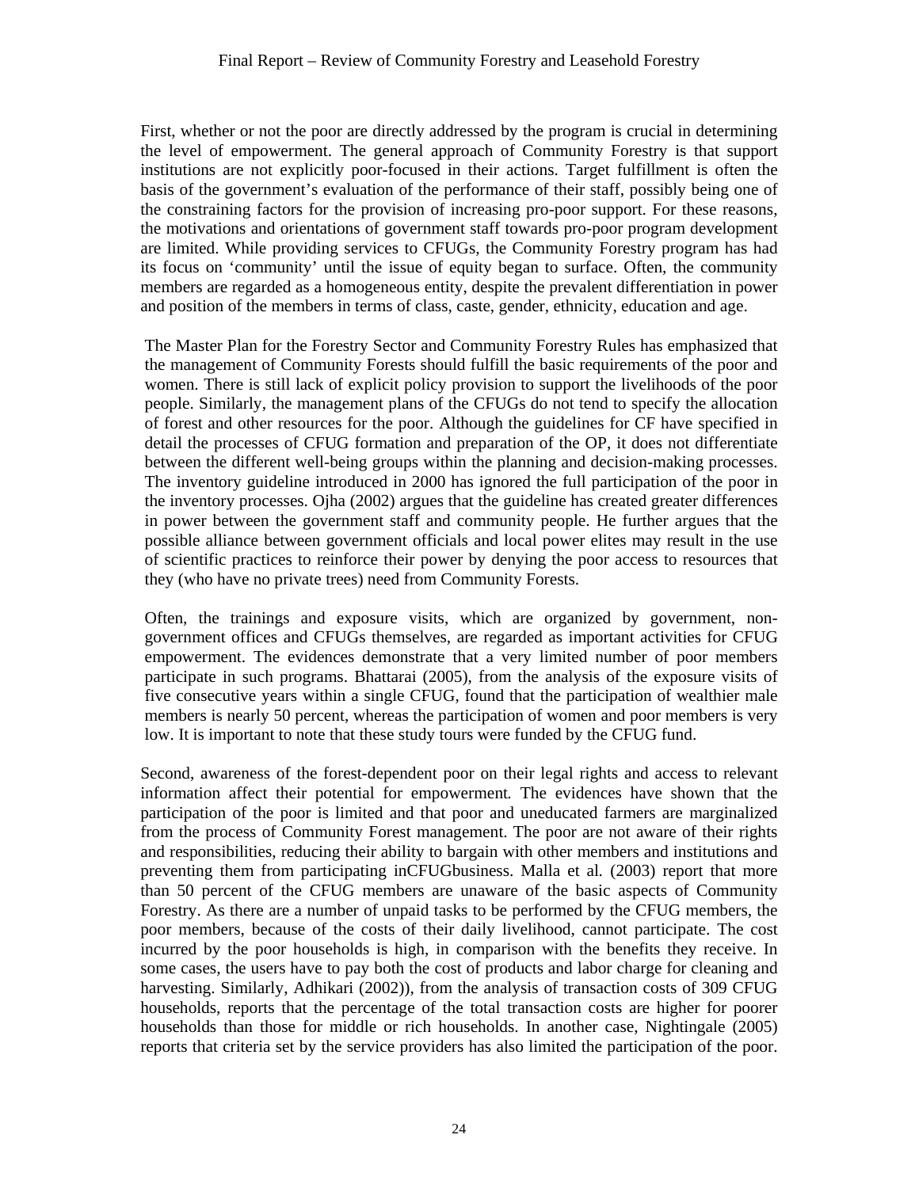First, whether or not the poor are directly addressed by the program is crucial in determining the level of empowerment. The general approach of Community Forestry is that support institutions are not explicitly poor-focused in their actions. Target fulfillment is often the basis of the government's evaluation of the performance of their staff, possibly being one of the constraining factors for the provision of increasing pro-poor support. For these reasons, the motivations and orientations of government staff towards pro-poor program development are limited. While providing services to CFUGs, the Community Forestry program has had its focus on 'community' until the issue of equity began to surface. Often, the community members are regarded as a homogeneous entity, despite the prevalent differentiation in power and position of the members in terms of class, caste, gender, ethnicity, education and age.

The Master Plan for the Forestry Sector and Community Forestry Rules has emphasized that the management of Community Forests should fulfill the basic requirements of the poor and women. There is still lack of explicit policy provision to support the livelihoods of the poor people. Similarly, the management plans of the CFUGs do not tend to specify the allocation of forest and other resources for the poor. Although the guidelines for CF have specified in detail the processes of CFUG formation and preparation of the OP, it does not differentiate between the different well-being groups within the planning and decision-making processes. The inventory guideline introduced in 2000 has ignored the full participation of the poor in the inventory processes. Ojha (2002) argues that the guideline has created greater differences in power between the government staff and community people. He further argues that the possible alliance between government officials and local power elites may result in the use of scientific practices to reinforce their power by denying the poor access to resources that they (who have no private trees) need from Community Forests.

Often, the trainings and exposure visits, which are organized by government, non-government offices and CFUGs themselves, are regarded as important activities for CFUG empowerment. The evidences demonstrate that a very limited number of poor members participate in such programs. Bhattarai (2005), from the analysis of the exposure visits of five consecutive years within a single CFUG, found that the participation of wealthier male members is nearly 50 percent, whereas the participation of women and poor members is very low. It is important to note that these study tours were funded by the CFUG fund.

Second, awareness of the forest-dependent poor on their legal rights and access to relevant information affect their potential for empowerment. The evidences have shown that the participation of the poor is limited and that poor and uneducated farmers are marginalized from the process of Community Forest management. The poor are not aware of their rights and responsibilities, reducing their ability to bargain with other members and institutions and preventing them from participating inCFUGbusiness. Malla et al. (2003) report that more than 50 percent of the CFUG members are unaware of the basic aspects of Community Forestry. As there are a number of unpaid tasks to be performed by the CFUG members, the poor members, because of the costs of their daily livelihood, cannot participate. The cost incurred by the poor households is high, in comparison with the benefits they receive. In some cases, the users have to pay both the cost of products and labor charge for cleaning and harvesting. Similarly, Adhikari (2002)), from the analysis of transaction costs of 309 CFUG households, reports that the percentage of the total transaction costs are higher for poorer households than those for middle or rich households. In another case, Nightingale (2005) reports that criteria set by the service providers has also limited the participation of the poor.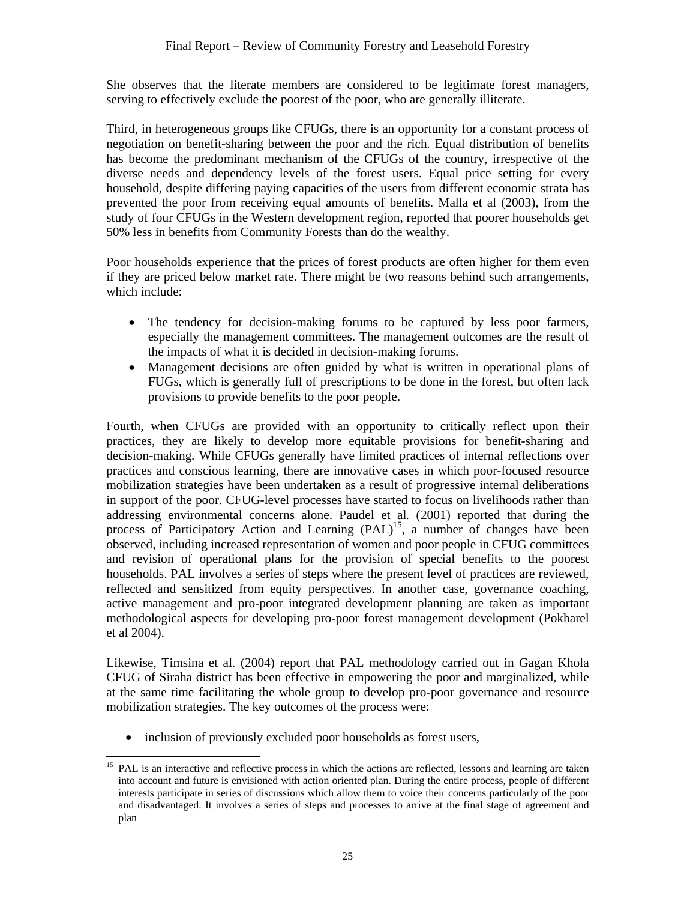She observes that the literate members are considered to be legitimate forest managers, serving to effectively exclude the poorest of the poor, who are generally illiterate.

Third, in heterogeneous groups like CFUGs, there is an opportunity for a constant process of negotiation on benefit-sharing between the poor and the rich. Equal distribution of benefits has become the predominant mechanism of the CFUGs of the country, irrespective of the diverse needs and dependency levels of the forest users. Equal price setting for every household, despite differing paying capacities of the users from different economic strata has prevented the poor from receiving equal amounts of benefits. Malla et al (2003), from the study of four CFUGs in the Western development region, reported that poorer households get 50% less in benefits from Community Forests than do the wealthy.

Poor households experience that the prices of forest products are often higher for them even if they are priced below market rate. There might be two reasons behind such arrangements, which include:

- The tendency for decision-making forums to be captured by less poor farmers, especially the management committees. The management outcomes are the result of the impacts of what it is decided in decision-making forums.
- Management decisions are often guided by what is written in operational plans of FUGs, which is generally full of prescriptions to be done in the forest, but often lack provisions to provide benefits to the poor people.

Fourth, when CFUGs are provided with an opportunity to critically reflect upon their practices, they are likely to develop more equitable provisions for benefit-sharing and decision-making. While CFUGs generally have limited practices of internal reflections over practices and conscious learning, there are innovative cases in which poor-focused resource mobilization strategies have been undertaken as a result of progressive internal deliberations in support of the poor. CFUG-level processes have started to focus on livelihoods rather than addressing environmental concerns alone. Paudel et al. (2001) reported that during the process of Participatory Action and Learning (PAL)[15], a number of changes have been observed, including increased representation of women and poor people in CFUG committees and revision of operational plans for the provision of special benefits to the poorest households. PAL involves a series of steps where the present level of practices are reviewed, reflected and sensitized from equity perspectives. In another case, governance coaching, active management and pro-poor integrated development planning are taken as important methodological aspects for developing pro-poor forest management development (Pokharel et al 2004).

Likewise, Timsina et al. (2004) report that PAL methodology carried out in Gagan Khola CFUG of Siraha district has been effective in empowering the poor and marginalized, while at the same time facilitating the whole group to develop pro-poor governance and resource mobilization strategies. The key outcomes of the process were:

- inclusion of previously excluded poor households as forest users,

[15] PAL is an interactive and reflective process in which the actions are reflected, lessons and learning are taken into account and future is envisioned with action oriented plan. During the entire process, people of different interests participate in series of discussions which allow them to voice their concerns particularly of the poor and disadvantaged. It involves a series of steps and processes to arrive at the final stage of agreement and plan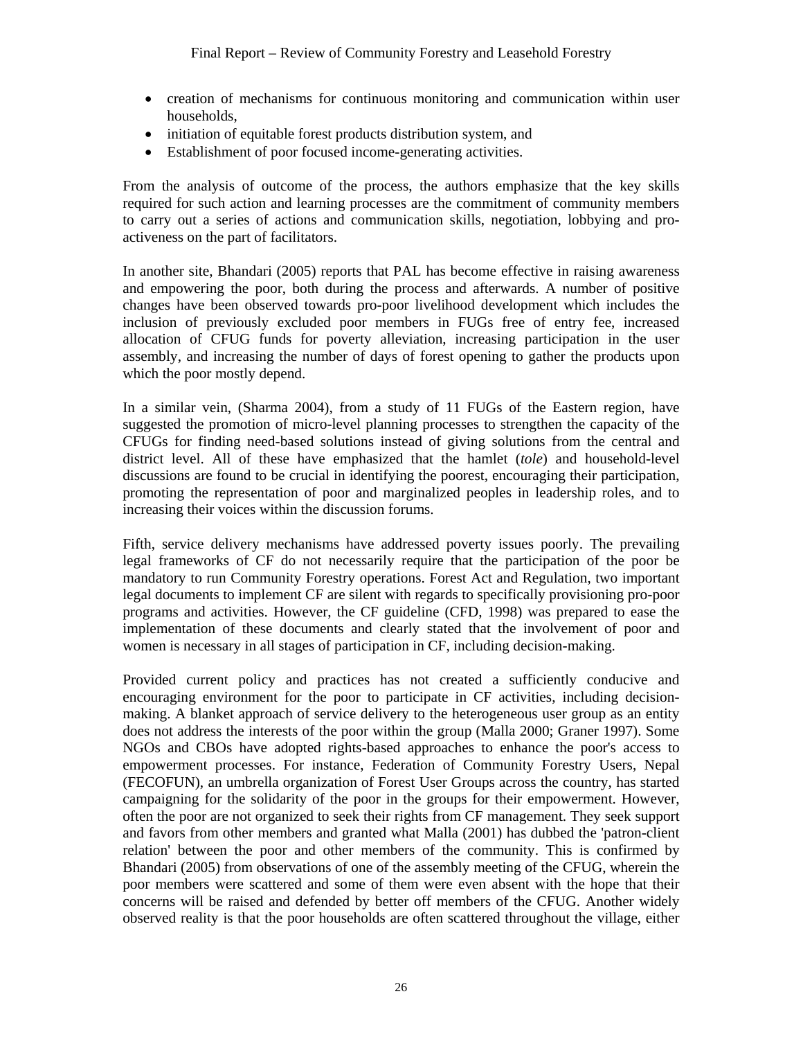- creation of mechanisms for continuous monitoring and communication within user households,
- initiation of equitable forest products distribution system, and
- Establishment of poor focused income-generating activities.

From the analysis of outcome of the process, the authors emphasize that the key skills required for such action and learning processes are the commitment of community members to carry out a series of actions and communication skills, negotiation, lobbying and pro-activeness on the part of facilitators.

In another site, Bhandari (2005) reports that PAL has become effective in raising awareness and empowering the poor, both during the process and afterwards. A number of positive changes have been observed towards pro-poor livelihood development which includes the inclusion of previously excluded poor members in FUGs free of entry fee, increased allocation of CFUG funds for poverty alleviation, increasing participation in the user assembly, and increasing the number of days of forest opening to gather the products upon which the poor mostly depend.

In a similar vein, (Sharma 2004), from a study of 11 FUGs of the Eastern region, have suggested the promotion of micro-level planning processes to strengthen the capacity of the CFUGs for finding need-based solutions instead of giving solutions from the central and district level. All of these have emphasized that the hamlet (*tole*) and household-level discussions are found to be crucial in identifying the poorest, encouraging their participation, promoting the representation of poor and marginalized peoples in leadership roles, and to increasing their voices within the discussion forums.

Fifth, service delivery mechanisms have addressed poverty issues poorly. The prevailing legal frameworks of CF do not necessarily require that the participation of the poor be mandatory to run Community Forestry operations. Forest Act and Regulation, two important legal documents to implement CF are silent with regards to specifically provisioning pro-poor programs and activities. However, the CF guideline (CFD, 1998) was prepared to ease the implementation of these documents and clearly stated that the involvement of poor and women is necessary in all stages of participation in CF, including decision-making.

Provided current policy and practices has not created a sufficiently conducive and encouraging environment for the poor to participate in CF activities, including decision-making. A blanket approach of service delivery to the heterogeneous user group as an entity does not address the interests of the poor within the group (Malla 2000; Graner 1997). Some NGOs and CBOs have adopted rights-based approaches to enhance the poor's access to empowerment processes. For instance, Federation of Community Forestry Users, Nepal (FECOFUN), an umbrella organization of Forest User Groups across the country, has started campaigning for the solidarity of the poor in the groups for their empowerment. However, often the poor are not organized to seek their rights from CF management. They seek support and favors from other members and granted what Malla (2001) has dubbed the 'patron-client relation' between the poor and other members of the community. This is confirmed by Bhandari (2005) from observations of one of the assembly meeting of the CFUG, wherein the poor members were scattered and some of them were even absent with the hope that their concerns will be raised and defended by better off members of the CFUG. Another widely observed reality is that the poor households are often scattered throughout the village, either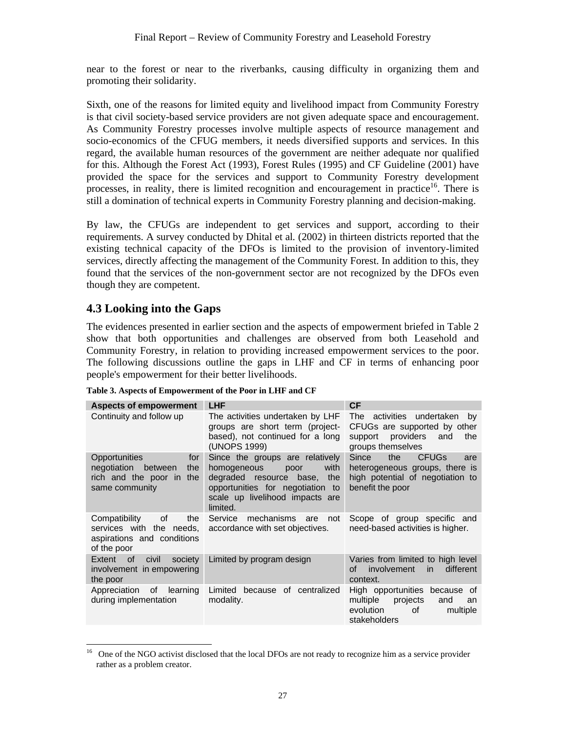near to the forest or near to the riverbanks, causing difficulty in organizing them and promoting their solidarity.

Sixth, one of the reasons for limited equity and livelihood impact from Community Forestry is that civil society-based service providers are not given adequate space and encouragement. As Community Forestry processes involve multiple aspects of resource management and socio-economics of the CFUG members, it needs diversified supports and services. In this regard, the available human resources of the government are neither adequate nor qualified for this. Although the Forest Act (1993), Forest Rules (1995) and CF Guideline (2001) have provided the space for the services and support to Community Forestry development processes, in reality, there is limited recognition and encouragement in practice[16]. There is still a domination of technical experts in Community Forestry planning and decision-making.

By law, the CFUGs are independent to get services and support, according to their requirements. A survey conducted by Dhital et al. (2002) in thirteen districts reported that the existing technical capacity of the DFOs is limited to the provision of inventory-limited services, directly affecting the management of the Community Forest. In addition to this, they found that the services of the non-government sector are not recognized by the DFOs even though they are competent.

## 4.3 Looking into the Gaps

The evidences presented in earlier section and the aspects of empowerment briefed in Table 2 show that both opportunities and challenges are observed from both Leasehold and Community Forestry, in relation to providing increased empowerment services to the poor. The following discussions outline the gaps in LHF and CF in terms of enhancing poor people's empowerment for their better livelihoods.

**Table 3. Aspects of Empowerment of the Poor in LHF and CF**

| Aspects of empowerment | LHF | CF |
|---|---|---|
| Continuity and follow up | The activities undertaken by LHF groups are short term (project-based), not continued for a long (UNOPS 1999) | The activities undertaken by CFUGs are supported by other support providers and the groups themselves |
| Opportunities for negotiation between the rich and the poor in the same community | Since the groups are relatively homogeneous poor with degraded resource base, the opportunities for negotiation to scale up livelihood impacts are limited. | Since the CFUGs are heterogeneous groups, there is high potential of negotiation to benefit the poor |
| Compatibility of the services with the needs, aspirations and conditions of the poor | Service mechanisms are not accordance with set objectives. | Scope of group specific and need-based activities is higher. |
| Extent of civil society involvement in empowering the poor | Limited by program design | Varies from limited to high level of involvement in different context. |
| Appreciation of learning during implementation | Limited because of centralized modality. | High opportunities because of multiple projects and an evolution of multiple stakeholders |

[16] One of the NGO activist disclosed that the local DFOs are not ready to recognize him as a service provider rather as a problem creator.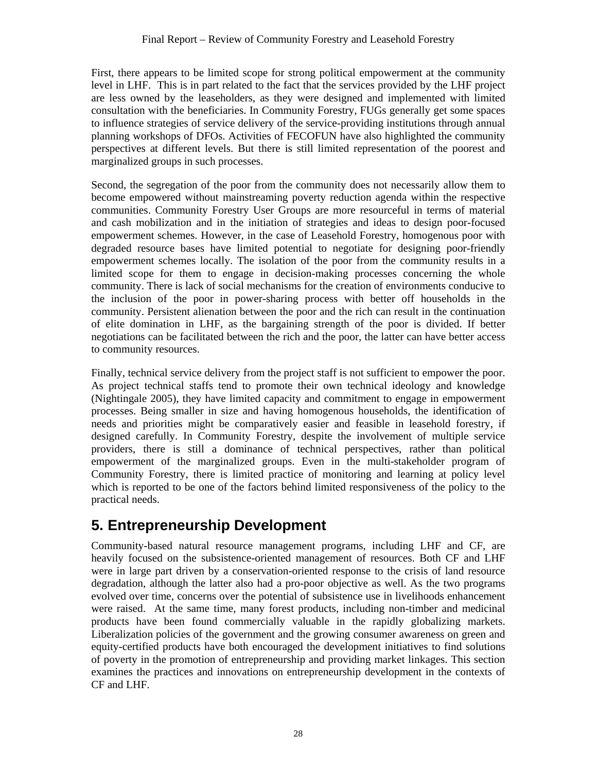First, there appears to be limited scope for strong political empowerment at the community level in LHF. This is in part related to the fact that the services provided by the LHF project are less owned by the leaseholders, as they were designed and implemented with limited consultation with the beneficiaries. In Community Forestry, FUGs generally get some spaces to influence strategies of service delivery of the service-providing institutions through annual planning workshops of DFOs. Activities of FECOFUN have also highlighted the community perspectives at different levels. But there is still limited representation of the poorest and marginalized groups in such processes.

Second, the segregation of the poor from the community does not necessarily allow them to become empowered without mainstreaming poverty reduction agenda within the respective communities. Community Forestry User Groups are more resourceful in terms of material and cash mobilization and in the initiation of strategies and ideas to design poor-focused empowerment schemes. However, in the case of Leasehold Forestry, homogenous poor with degraded resource bases have limited potential to negotiate for designing poor-friendly empowerment schemes locally. The isolation of the poor from the community results in a limited scope for them to engage in decision-making processes concerning the whole community. There is lack of social mechanisms for the creation of environments conducive to the inclusion of the poor in power-sharing process with better off households in the community. Persistent alienation between the poor and the rich can result in the continuation of elite domination in LHF, as the bargaining strength of the poor is divided. If better negotiations can be facilitated between the rich and the poor, the latter can have better access to community resources.

Finally, technical service delivery from the project staff is not sufficient to empower the poor. As project technical staffs tend to promote their own technical ideology and knowledge (Nightingale 2005), they have limited capacity and commitment to engage in empowerment processes. Being smaller in size and having homogenous households, the identification of needs and priorities might be comparatively easier and feasible in leasehold forestry, if designed carefully. In Community Forestry, despite the involvement of multiple service providers, there is still a dominance of technical perspectives, rather than political empowerment of the marginalized groups. Even in the multi-stakeholder program of Community Forestry, there is limited practice of monitoring and learning at policy level which is reported to be one of the factors behind limited responsiveness of the policy to the practical needs.

# 5. Entrepreneurship Development

Community-based natural resource management programs, including LHF and CF, are heavily focused on the subsistence-oriented management of resources. Both CF and LHF were in large part driven by a conservation-oriented response to the crisis of land resource degradation, although the latter also had a pro-poor objective as well. As the two programs evolved over time, concerns over the potential of subsistence use in livelihoods enhancement were raised. At the same time, many forest products, including non-timber and medicinal products have been found commercially valuable in the rapidly globalizing markets. Liberalization policies of the government and the growing consumer awareness on green and equity-certified products have both encouraged the development initiatives to find solutions of poverty in the promotion of entrepreneurship and providing market linkages. This section examines the practices and innovations on entrepreneurship development in the contexts of CF and LHF.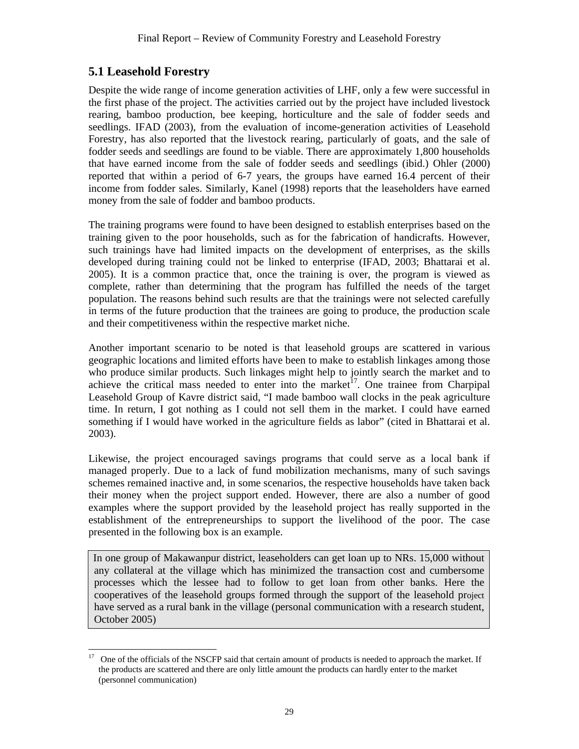## 5.1 Leasehold Forestry

Despite the wide range of income generation activities of LHF, only a few were successful in the first phase of the project. The activities carried out by the project have included livestock rearing, bamboo production, bee keeping, horticulture and the sale of fodder seeds and seedlings. IFAD (2003), from the evaluation of income-generation activities of Leasehold Forestry, has also reported that the livestock rearing, particularly of goats, and the sale of fodder seeds and seedlings are found to be viable. There are approximately 1,800 households that have earned income from the sale of fodder seeds and seedlings (ibid.) Ohler (2000) reported that within a period of 6-7 years, the groups have earned 16.4 percent of their income from fodder sales. Similarly, Kanel (1998) reports that the leaseholders have earned money from the sale of fodder and bamboo products.

The training programs were found to have been designed to establish enterprises based on the training given to the poor households, such as for the fabrication of handicrafts. However, such trainings have had limited impacts on the development of enterprises, as the skills developed during training could not be linked to enterprise (IFAD, 2003; Bhattarai et al. 2005). It is a common practice that, once the training is over, the program is viewed as complete, rather than determining that the program has fulfilled the needs of the target population. The reasons behind such results are that the trainings were not selected carefully in terms of the future production that the trainees are going to produce, the production scale and their competitiveness within the respective market niche.

Another important scenario to be noted is that leasehold groups are scattered in various geographic locations and limited efforts have been to make to establish linkages among those who produce similar products. Such linkages might help to jointly search the market and to achieve the critical mass needed to enter into the market[17]. One trainee from Charpipal Leasehold Group of Kavre district said, "I made bamboo wall clocks in the peak agriculture time. In return, I got nothing as I could not sell them in the market. I could have earned something if I would have worked in the agriculture fields as labor" (cited in Bhattarai et al. 2003).

Likewise, the project encouraged savings programs that could serve as a local bank if managed properly. Due to a lack of fund mobilization mechanisms, many of such savings schemes remained inactive and, in some scenarios, the respective households have taken back their money when the project support ended. However, there are also a number of good examples where the support provided by the leasehold project has really supported in the establishment of the entrepreneurships to support the livelihood of the poor. The case presented in the following box is an example.

> In one group of Makawanpur district, leaseholders can get loan up to NRs. 15,000 without any collateral at the village which has minimized the transaction cost and cumbersome processes which the lessee had to follow to get loan from other banks. Here the cooperatives of the leasehold groups formed through the support of the leasehold project have served as a rural bank in the village (personal communication with a research student, October 2005)

[17] One of the officials of the NSCFP said that certain amount of products is needed to approach the market. If the products are scattered and there are only little amount the products can hardly enter to the market (personnel communication)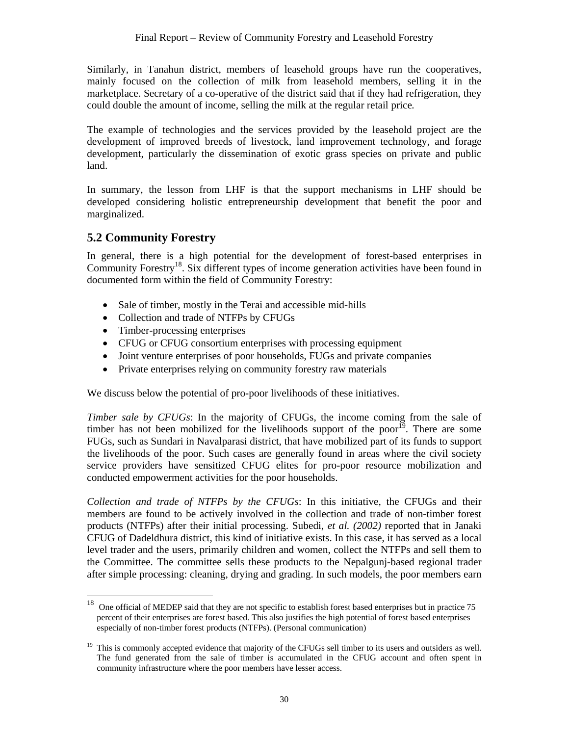Similarly, in Tanahun district, members of leasehold groups have run the cooperatives, mainly focused on the collection of milk from leasehold members, selling it in the marketplace. Secretary of a co-operative of the district said that if they had refrigeration, they could double the amount of income, selling the milk at the regular retail price.

The example of technologies and the services provided by the leasehold project are the development of improved breeds of livestock, land improvement technology, and forage development, particularly the dissemination of exotic grass species on private and public land.

In summary, the lesson from LHF is that the support mechanisms in LHF should be developed considering holistic entrepreneurship development that benefit the poor and marginalized.

## 5.2 Community Forestry

In general, there is a high potential for the development of forest-based enterprises in Community Forestry[18]. Six different types of income generation activities have been found in documented form within the field of Community Forestry:

- Sale of timber, mostly in the Terai and accessible mid-hills
- Collection and trade of NTFPs by CFUGs
- Timber-processing enterprises
- CFUG or CFUG consortium enterprises with processing equipment
- Joint venture enterprises of poor households, FUGs and private companies
- Private enterprises relying on community forestry raw materials

We discuss below the potential of pro-poor livelihoods of these initiatives.

*Timber sale by CFUGs*: In the majority of CFUGs, the income coming from the sale of timber has not been mobilized for the livelihoods support of the poor[19]. There are some FUGs, such as Sundari in Navalparasi district, that have mobilized part of its funds to support the livelihoods of the poor. Such cases are generally found in areas where the civil society service providers have sensitized CFUG elites for pro-poor resource mobilization and conducted empowerment activities for the poor households.

*Collection and trade of NTFPs by the CFUGs*: In this initiative, the CFUGs and their members are found to be actively involved in the collection and trade of non-timber forest products (NTFPs) after their initial processing. Subedi, *et al. (2002)* reported that in Janaki CFUG of Dadeldhura district, this kind of initiative exists. In this case, it has served as a local level trader and the users, primarily children and women, collect the NTFPs and sell them to the Committee. The committee sells these products to the Nepalgunj-based regional trader after simple processing: cleaning, drying and grading. In such models, the poor members earn

---

[18] One official of MEDEP said that they are not specific to establish forest based enterprises but in practice 75 percent of their enterprises are forest based. This also justifies the high potential of forest based enterprises especially of non-timber forest products (NTFPs). (Personal communication)

[19] This is commonly accepted evidence that majority of the CFUGs sell timber to its users and outsiders as well. The fund generated from the sale of timber is accumulated in the CFUG account and often spent in community infrastructure where the poor members have lesser access.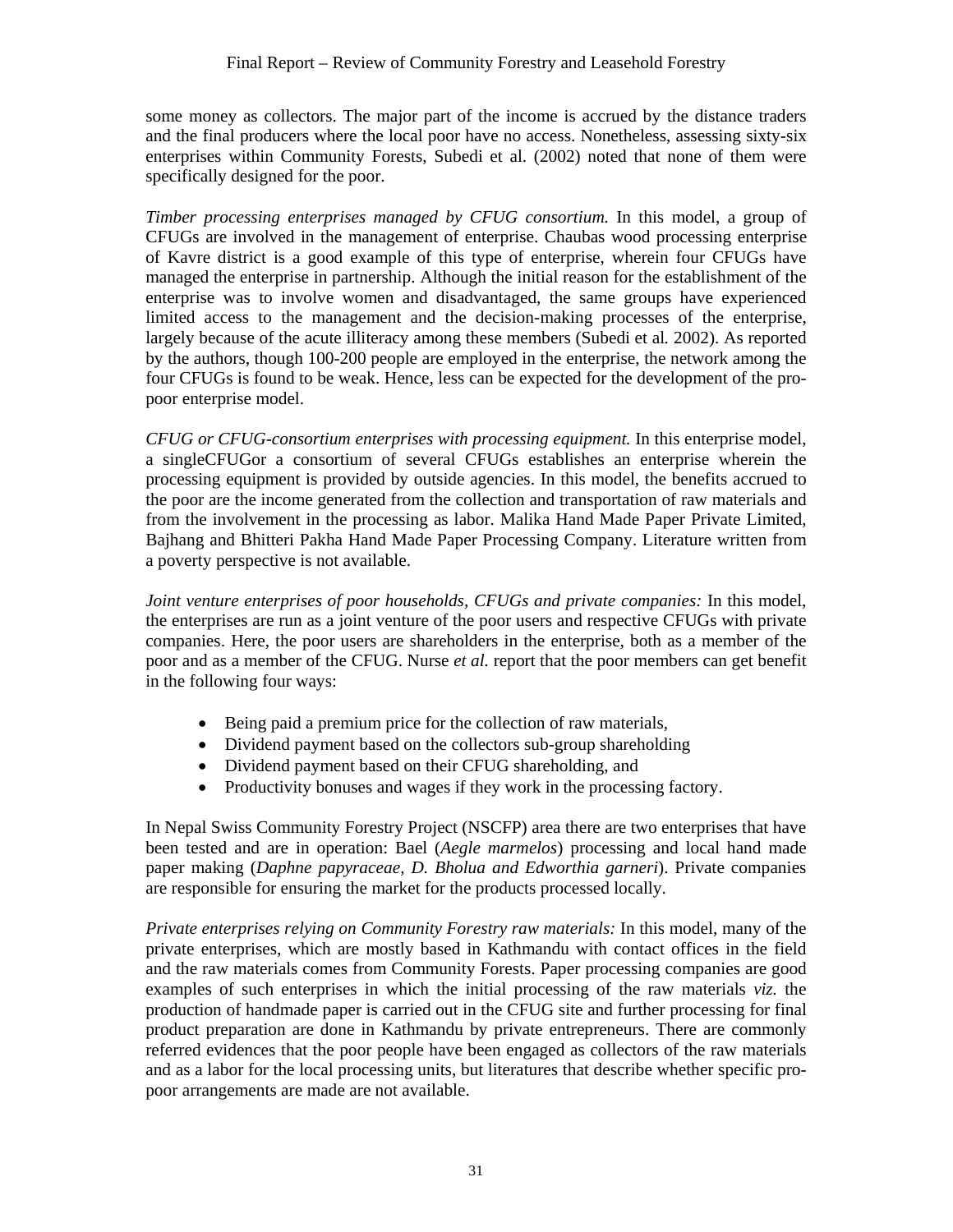some money as collectors. The major part of the income is accrued by the distance traders and the final producers where the local poor have no access. Nonetheless, assessing sixty-six enterprises within Community Forests, Subedi et al. (2002) noted that none of them were specifically designed for the poor.

*Timber processing enterprises managed by CFUG consortium.* In this model, a group of CFUGs are involved in the management of enterprise. Chaubas wood processing enterprise of Kavre district is a good example of this type of enterprise, wherein four CFUGs have managed the enterprise in partnership. Although the initial reason for the establishment of the enterprise was to involve women and disadvantaged, the same groups have experienced limited access to the management and the decision-making processes of the enterprise, largely because of the acute illiteracy among these members (Subedi et al*.* 2002). As reported by the authors, though 100-200 people are employed in the enterprise, the network among the four CFUGs is found to be weak. Hence, less can be expected for the development of the pro-poor enterprise model.

*CFUG or CFUG-consortium enterprises with processing equipment.* In this enterprise model, a singleCFUGor a consortium of several CFUGs establishes an enterprise wherein the processing equipment is provided by outside agencies. In this model, the benefits accrued to the poor are the income generated from the collection and transportation of raw materials and from the involvement in the processing as labor. Malika Hand Made Paper Private Limited, Bajhang and Bhitteri Pakha Hand Made Paper Processing Company. Literature written from a poverty perspective is not available.

*Joint venture enterprises of poor households, CFUGs and private companies:* In this model, the enterprises are run as a joint venture of the poor users and respective CFUGs with private companies. Here, the poor users are shareholders in the enterprise, both as a member of the poor and as a member of the CFUG. Nurse *et al.* report that the poor members can get benefit in the following four ways:

- Being paid a premium price for the collection of raw materials,
- Dividend payment based on the collectors sub-group shareholding
- Dividend payment based on their CFUG shareholding, and
- Productivity bonuses and wages if they work in the processing factory.

In Nepal Swiss Community Forestry Project (NSCFP) area there are two enterprises that have been tested and are in operation: Bael (*Aegle marmelos*) processing and local hand made paper making (*Daphne papyraceae, D. Bholua and Edworthia garneri*). Private companies are responsible for ensuring the market for the products processed locally.

*Private enterprises relying on Community Forestry raw materials:* In this model, many of the private enterprises, which are mostly based in Kathmandu with contact offices in the field and the raw materials comes from Community Forests. Paper processing companies are good examples of such enterprises in which the initial processing of the raw materials *viz.* the production of handmade paper is carried out in the CFUG site and further processing for final product preparation are done in Kathmandu by private entrepreneurs. There are commonly referred evidences that the poor people have been engaged as collectors of the raw materials and as a labor for the local processing units, but literatures that describe whether specific pro-poor arrangements are made are not available.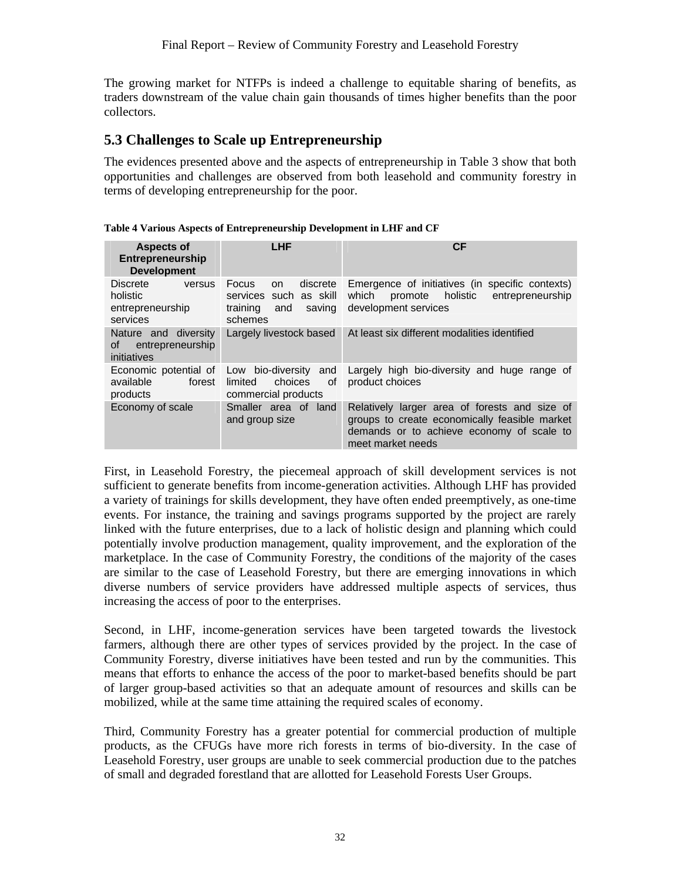The growing market for NTFPs is indeed a challenge to equitable sharing of benefits, as traders downstream of the value chain gain thousands of times higher benefits than the poor collectors.

## 5.3 Challenges to Scale up Entrepreneurship

The evidences presented above and the aspects of entrepreneurship in Table 3 show that both opportunities and challenges are observed from both leasehold and community forestry in terms of developing entrepreneurship for the poor.

**Table 4 Various Aspects of Entrepreneurship Development in LHF and CF**

| Aspects of Entrepreneurship Development | LHF | CF |
|---|---|---|
| Discrete versus holistic entrepreneurship services | Focus on discrete services such as skill training and saving schemes | Emergence of initiatives (in specific contexts) which promote holistic entrepreneurship development services |
| Nature and diversity of entrepreneurship initiatives | Largely livestock based | At least six different modalities identified |
| Economic potential of available forest products | Low bio-diversity and limited choices of commercial products | Largely high bio-diversity and huge range of product choices |
| Economy of scale | Smaller area of land and group size | Relatively larger area of forests and size of groups to create economically feasible market demands or to achieve economy of scale to meet market needs |

First, in Leasehold Forestry, the piecemeal approach of skill development services is not sufficient to generate benefits from income-generation activities. Although LHF has provided a variety of trainings for skills development, they have often ended preemptively, as one-time events. For instance, the training and savings programs supported by the project are rarely linked with the future enterprises, due to a lack of holistic design and planning which could potentially involve production management, quality improvement, and the exploration of the marketplace. In the case of Community Forestry, the conditions of the majority of the cases are similar to the case of Leasehold Forestry, but there are emerging innovations in which diverse numbers of service providers have addressed multiple aspects of services, thus increasing the access of poor to the enterprises.

Second, in LHF, income-generation services have been targeted towards the livestock farmers, although there are other types of services provided by the project. In the case of Community Forestry, diverse initiatives have been tested and run by the communities. This means that efforts to enhance the access of the poor to market-based benefits should be part of larger group-based activities so that an adequate amount of resources and skills can be mobilized, while at the same time attaining the required scales of economy.

Third, Community Forestry has a greater potential for commercial production of multiple products, as the CFUGs have more rich forests in terms of bio-diversity. In the case of Leasehold Forestry, user groups are unable to seek commercial production due to the patches of small and degraded forestland that are allotted for Leasehold Forests User Groups.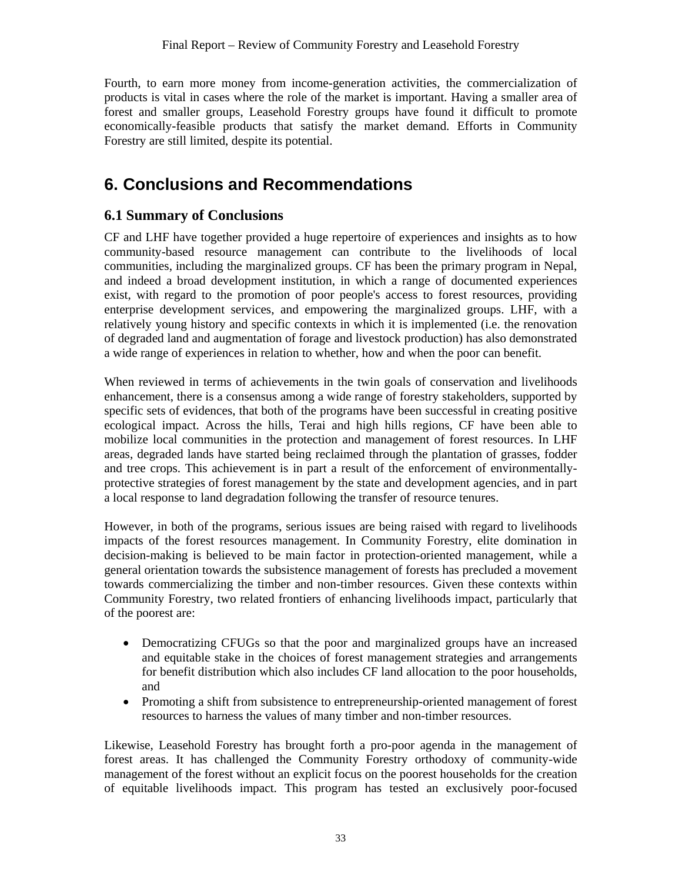Fourth, to earn more money from income-generation activities, the commercialization of products is vital in cases where the role of the market is important. Having a smaller area of forest and smaller groups, Leasehold Forestry groups have found it difficult to promote economically-feasible products that satisfy the market demand. Efforts in Community Forestry are still limited, despite its potential.

# 6. Conclusions and Recommendations

## 6.1 Summary of Conclusions

CF and LHF have together provided a huge repertoire of experiences and insights as to how community-based resource management can contribute to the livelihoods of local communities, including the marginalized groups. CF has been the primary program in Nepal, and indeed a broad development institution, in which a range of documented experiences exist, with regard to the promotion of poor people's access to forest resources, providing enterprise development services, and empowering the marginalized groups. LHF, with a relatively young history and specific contexts in which it is implemented (i.e. the renovation of degraded land and augmentation of forage and livestock production) has also demonstrated a wide range of experiences in relation to whether, how and when the poor can benefit.

When reviewed in terms of achievements in the twin goals of conservation and livelihoods enhancement, there is a consensus among a wide range of forestry stakeholders, supported by specific sets of evidences, that both of the programs have been successful in creating positive ecological impact. Across the hills, Terai and high hills regions, CF have been able to mobilize local communities in the protection and management of forest resources. In LHF areas, degraded lands have started being reclaimed through the plantation of grasses, fodder and tree crops. This achievement is in part a result of the enforcement of environmentally-protective strategies of forest management by the state and development agencies, and in part a local response to land degradation following the transfer of resource tenures.

However, in both of the programs, serious issues are being raised with regard to livelihoods impacts of the forest resources management. In Community Forestry, elite domination in decision-making is believed to be main factor in protection-oriented management, while a general orientation towards the subsistence management of forests has precluded a movement towards commercializing the timber and non-timber resources. Given these contexts within Community Forestry, two related frontiers of enhancing livelihoods impact, particularly that of the poorest are:

- Democratizing CFUGs so that the poor and marginalized groups have an increased and equitable stake in the choices of forest management strategies and arrangements for benefit distribution which also includes CF land allocation to the poor households, and
- Promoting a shift from subsistence to entrepreneurship-oriented management of forest resources to harness the values of many timber and non-timber resources.

Likewise, Leasehold Forestry has brought forth a pro-poor agenda in the management of forest areas. It has challenged the Community Forestry orthodoxy of community-wide management of the forest without an explicit focus on the poorest households for the creation of equitable livelihoods impact. This program has tested an exclusively poor-focused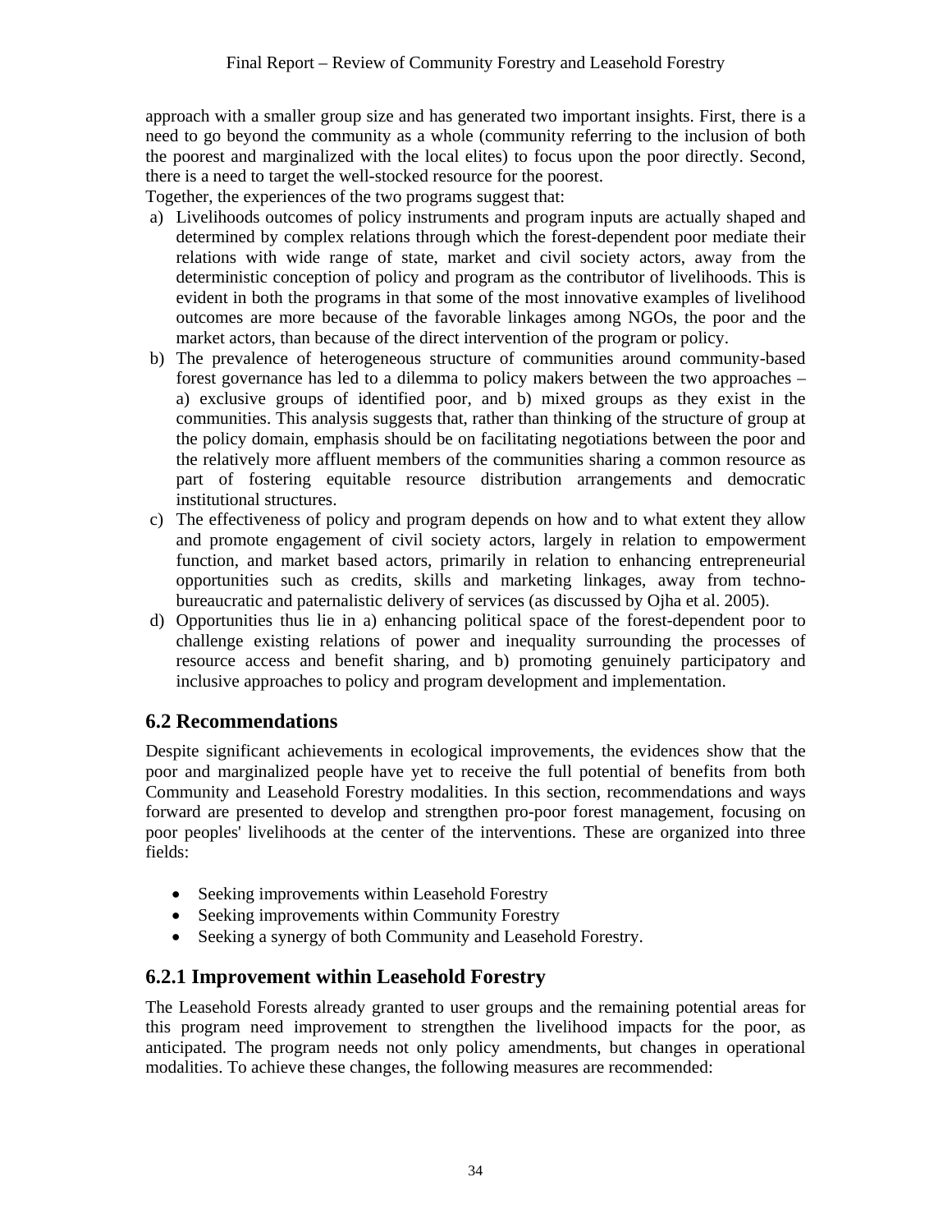approach with a smaller group size and has generated two important insights. First, there is a need to go beyond the community as a whole (community referring to the inclusion of both the poorest and marginalized with the local elites) to focus upon the poor directly. Second, there is a need to target the well-stocked resource for the poorest.

Together, the experiences of the two programs suggest that:

a) Livelihoods outcomes of policy instruments and program inputs are actually shaped and determined by complex relations through which the forest-dependent poor mediate their relations with wide range of state, market and civil society actors, away from the deterministic conception of policy and program as the contributor of livelihoods. This is evident in both the programs in that some of the most innovative examples of livelihood outcomes are more because of the favorable linkages among NGOs, the poor and the market actors, than because of the direct intervention of the program or policy.
b) The prevalence of heterogeneous structure of communities around community-based forest governance has led to a dilemma to policy makers between the two approaches – a) exclusive groups of identified poor, and b) mixed groups as they exist in the communities. This analysis suggests that, rather than thinking of the structure of group at the policy domain, emphasis should be on facilitating negotiations between the poor and the relatively more affluent members of the communities sharing a common resource as part of fostering equitable resource distribution arrangements and democratic institutional structures.
c) The effectiveness of policy and program depends on how and to what extent they allow and promote engagement of civil society actors, largely in relation to empowerment function, and market based actors, primarily in relation to enhancing entrepreneurial opportunities such as credits, skills and marketing linkages, away from techno-bureaucratic and paternalistic delivery of services (as discussed by Ojha et al. 2005).
d) Opportunities thus lie in a) enhancing political space of the forest-dependent poor to challenge existing relations of power and inequality surrounding the processes of resource access and benefit sharing, and b) promoting genuinely participatory and inclusive approaches to policy and program development and implementation.

## 6.2 Recommendations

Despite significant achievements in ecological improvements, the evidences show that the poor and marginalized people have yet to receive the full potential of benefits from both Community and Leasehold Forestry modalities. In this section, recommendations and ways forward are presented to develop and strengthen pro-poor forest management, focusing on poor peoples' livelihoods at the center of the interventions. These are organized into three fields:

- Seeking improvements within Leasehold Forestry
- Seeking improvements within Community Forestry
- Seeking a synergy of both Community and Leasehold Forestry.

### 6.2.1 Improvement within Leasehold Forestry

The Leasehold Forests already granted to user groups and the remaining potential areas for this program need improvement to strengthen the livelihood impacts for the poor, as anticipated. The program needs not only policy amendments, but changes in operational modalities. To achieve these changes, the following measures are recommended: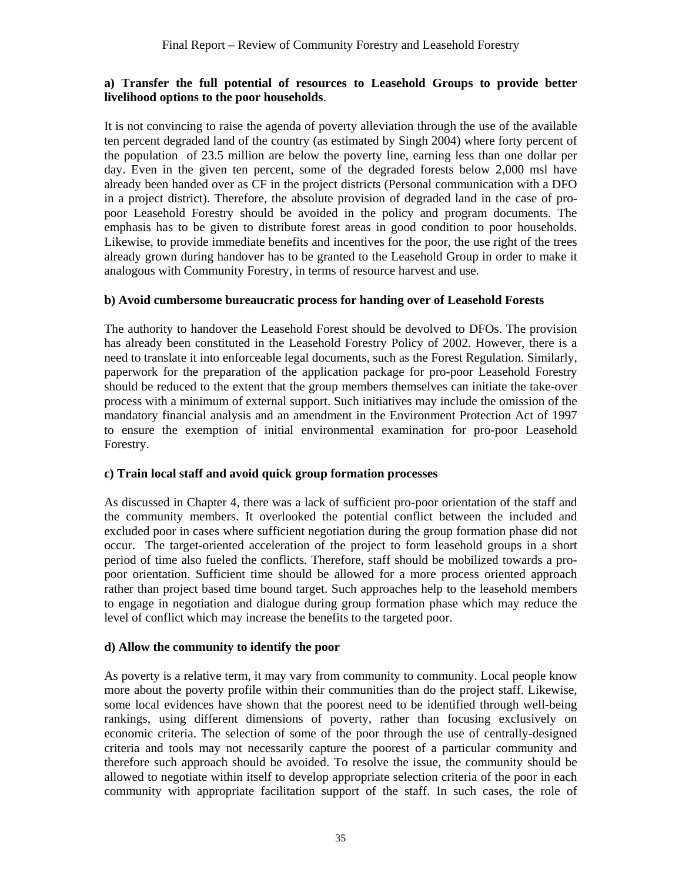**a) Transfer the full potential of resources to Leasehold Groups to provide better livelihood options to the poor households**.

It is not convincing to raise the agenda of poverty alleviation through the use of the available ten percent degraded land of the country (as estimated by Singh 2004) where forty percent of the population of 23.5 million are below the poverty line, earning less than one dollar per day. Even in the given ten percent, some of the degraded forests below 2,000 msl have already been handed over as CF in the project districts (Personal communication with a DFO in a project district). Therefore, the absolute provision of degraded land in the case of pro-poor Leasehold Forestry should be avoided in the policy and program documents. The emphasis has to be given to distribute forest areas in good condition to poor households. Likewise, to provide immediate benefits and incentives for the poor, the use right of the trees already grown during handover has to be granted to the Leasehold Group in order to make it analogous with Community Forestry, in terms of resource harvest and use.

**b) Avoid cumbersome bureaucratic process for handing over of Leasehold Forests**

The authority to handover the Leasehold Forest should be devolved to DFOs. The provision has already been constituted in the Leasehold Forestry Policy of 2002. However, there is a need to translate it into enforceable legal documents, such as the Forest Regulation. Similarly, paperwork for the preparation of the application package for pro-poor Leasehold Forestry should be reduced to the extent that the group members themselves can initiate the take-over process with a minimum of external support. Such initiatives may include the omission of the mandatory financial analysis and an amendment in the Environment Protection Act of 1997 to ensure the exemption of initial environmental examination for pro-poor Leasehold Forestry.

**c) Train local staff and avoid quick group formation processes**

As discussed in Chapter 4, there was a lack of sufficient pro-poor orientation of the staff and the community members. It overlooked the potential conflict between the included and excluded poor in cases where sufficient negotiation during the group formation phase did not occur. The target-oriented acceleration of the project to form leasehold groups in a short period of time also fueled the conflicts. Therefore, staff should be mobilized towards a pro-poor orientation. Sufficient time should be allowed for a more process oriented approach rather than project based time bound target. Such approaches help to the leasehold members to engage in negotiation and dialogue during group formation phase which may reduce the level of conflict which may increase the benefits to the targeted poor.

**d) Allow the community to identify the poor**

As poverty is a relative term, it may vary from community to community. Local people know more about the poverty profile within their communities than do the project staff. Likewise, some local evidences have shown that the poorest need to be identified through well-being rankings, using different dimensions of poverty, rather than focusing exclusively on economic criteria. The selection of some of the poor through the use of centrally-designed criteria and tools may not necessarily capture the poorest of a particular community and therefore such approach should be avoided. To resolve the issue, the community should be allowed to negotiate within itself to develop appropriate selection criteria of the poor in each community with appropriate facilitation support of the staff. In such cases, the role of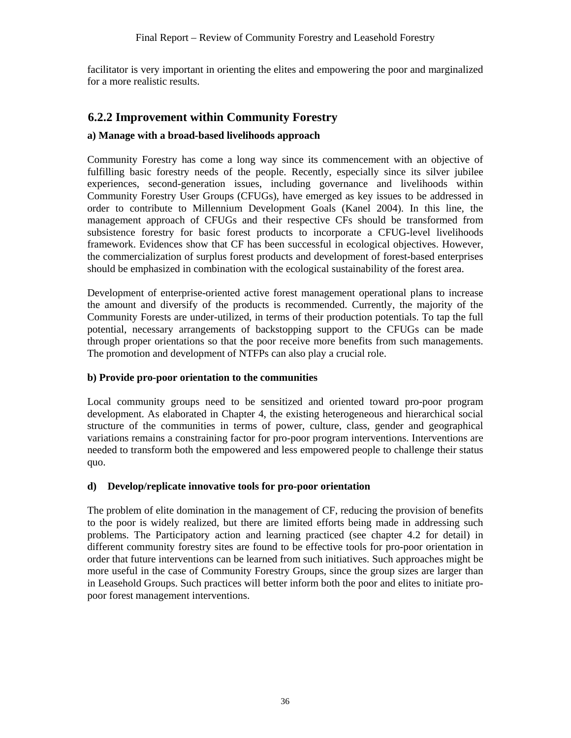facilitator is very important in orienting the elites and empowering the poor and marginalized for a more realistic results.

### 6.2.2 Improvement within Community Forestry

**a) Manage with a broad-based livelihoods approach**

Community Forestry has come a long way since its commencement with an objective of fulfilling basic forestry needs of the people. Recently, especially since its silver jubilee experiences, second-generation issues, including governance and livelihoods within Community Forestry User Groups (CFUGs), have emerged as key issues to be addressed in order to contribute to Millennium Development Goals (Kanel 2004). In this line, the management approach of CFUGs and their respective CFs should be transformed from subsistence forestry for basic forest products to incorporate a CFUG-level livelihoods framework. Evidences show that CF has been successful in ecological objectives. However, the commercialization of surplus forest products and development of forest-based enterprises should be emphasized in combination with the ecological sustainability of the forest area.

Development of enterprise-oriented active forest management operational plans to increase the amount and diversify of the products is recommended. Currently, the majority of the Community Forests are under-utilized, in terms of their production potentials. To tap the full potential, necessary arrangements of backstopping support to the CFUGs can be made through proper orientations so that the poor receive more benefits from such managements. The promotion and development of NTFPs can also play a crucial role.

**b) Provide pro-poor orientation to the communities**

Local community groups need to be sensitized and oriented toward pro-poor program development. As elaborated in Chapter 4, the existing heterogeneous and hierarchical social structure of the communities in terms of power, culture, class, gender and geographical variations remains a constraining factor for pro-poor program interventions. Interventions are needed to transform both the empowered and less empowered people to challenge their status quo.

**d) Develop/replicate innovative tools for pro-poor orientation**

The problem of elite domination in the management of CF, reducing the provision of benefits to the poor is widely realized, but there are limited efforts being made in addressing such problems. The Participatory action and learning practiced (see chapter 4.2 for detail) in different community forestry sites are found to be effective tools for pro-poor orientation in order that future interventions can be learned from such initiatives. Such approaches might be more useful in the case of Community Forestry Groups, since the group sizes are larger than in Leasehold Groups. Such practices will better inform both the poor and elites to initiate pro-poor forest management interventions.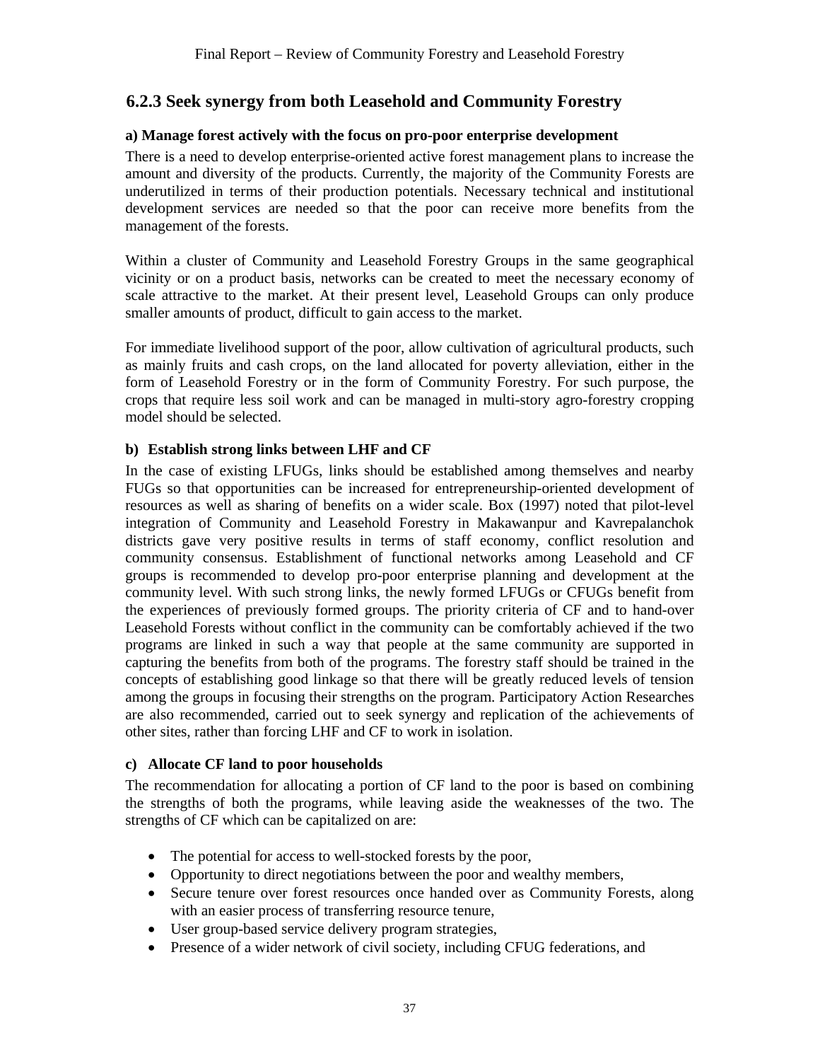### 6.2.3 Seek synergy from both Leasehold and Community Forestry

**a) Manage forest actively with the focus on pro-poor enterprise development**

There is a need to develop enterprise-oriented active forest management plans to increase the amount and diversity of the products. Currently, the majority of the Community Forests are underutilized in terms of their production potentials. Necessary technical and institutional development services are needed so that the poor can receive more benefits from the management of the forests.

Within a cluster of Community and Leasehold Forestry Groups in the same geographical vicinity or on a product basis, networks can be created to meet the necessary economy of scale attractive to the market. At their present level, Leasehold Groups can only produce smaller amounts of product, difficult to gain access to the market.

For immediate livelihood support of the poor, allow cultivation of agricultural products, such as mainly fruits and cash crops, on the land allocated for poverty alleviation, either in the form of Leasehold Forestry or in the form of Community Forestry. For such purpose, the crops that require less soil work and can be managed in multi-story agro-forestry cropping model should be selected.

**b) Establish strong links between LHF and CF**

In the case of existing LFUGs, links should be established among themselves and nearby FUGs so that opportunities can be increased for entrepreneurship-oriented development of resources as well as sharing of benefits on a wider scale. Box (1997) noted that pilot-level integration of Community and Leasehold Forestry in Makawanpur and Kavrepalanchok districts gave very positive results in terms of staff economy, conflict resolution and community consensus. Establishment of functional networks among Leasehold and CF groups is recommended to develop pro-poor enterprise planning and development at the community level. With such strong links, the newly formed LFUGs or CFUGs benefit from the experiences of previously formed groups. The priority criteria of CF and to hand-over Leasehold Forests without conflict in the community can be comfortably achieved if the two programs are linked in such a way that people at the same community are supported in capturing the benefits from both of the programs. The forestry staff should be trained in the concepts of establishing good linkage so that there will be greatly reduced levels of tension among the groups in focusing their strengths on the program. Participatory Action Researches are also recommended, carried out to seek synergy and replication of the achievements of other sites, rather than forcing LHF and CF to work in isolation.

**c) Allocate CF land to poor households**

The recommendation for allocating a portion of CF land to the poor is based on combining the strengths of both the programs, while leaving aside the weaknesses of the two. The strengths of CF which can be capitalized on are:

- The potential for access to well-stocked forests by the poor,
- Opportunity to direct negotiations between the poor and wealthy members,
- Secure tenure over forest resources once handed over as Community Forests, along with an easier process of transferring resource tenure,
- User group-based service delivery program strategies,
- Presence of a wider network of civil society, including CFUG federations, and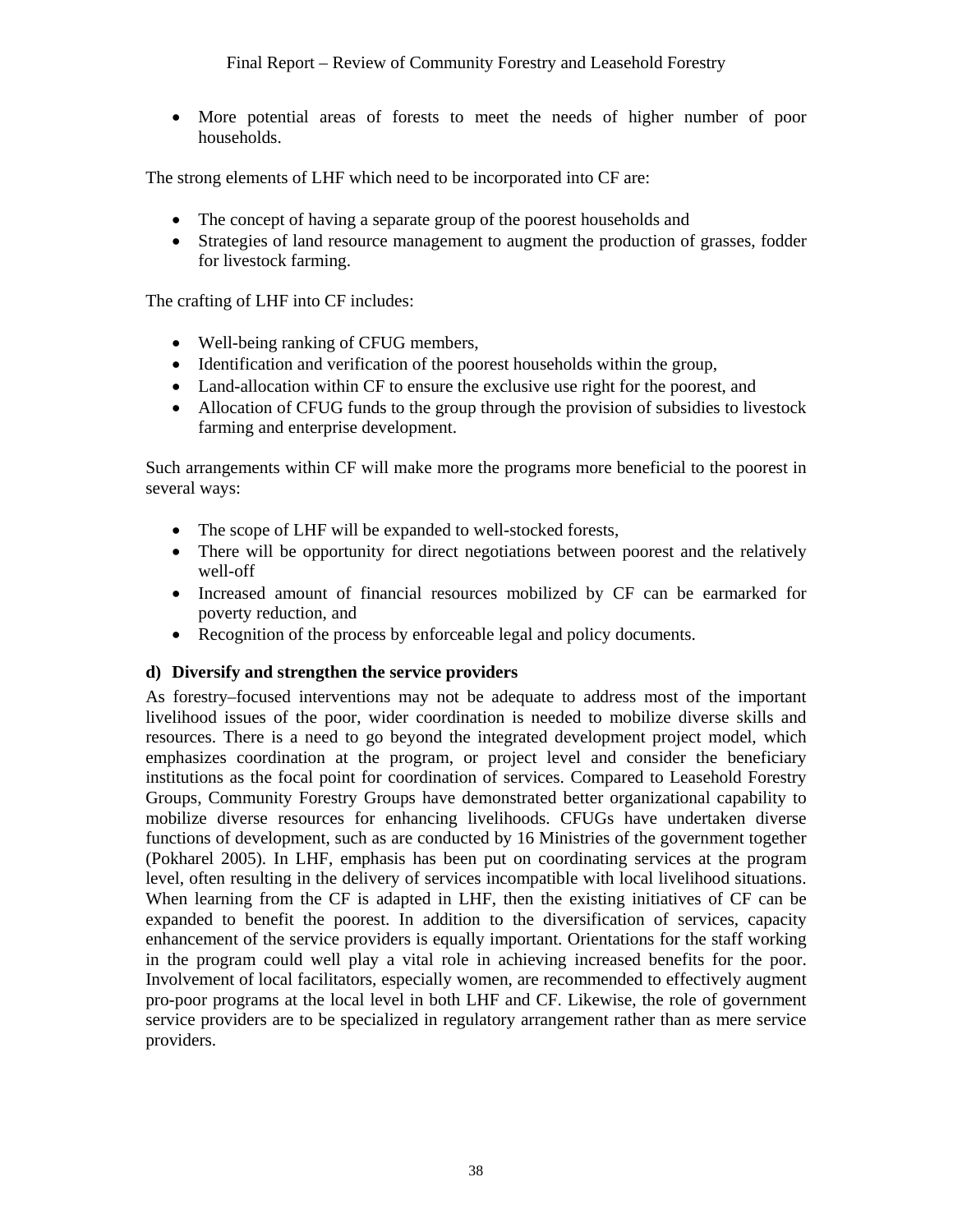- More potential areas of forests to meet the needs of higher number of poor households.

The strong elements of LHF which need to be incorporated into CF are:

- The concept of having a separate group of the poorest households and
- Strategies of land resource management to augment the production of grasses, fodder for livestock farming.

The crafting of LHF into CF includes:

- Well-being ranking of CFUG members,
- Identification and verification of the poorest households within the group,
- Land-allocation within CF to ensure the exclusive use right for the poorest, and
- Allocation of CFUG funds to the group through the provision of subsidies to livestock farming and enterprise development.

Such arrangements within CF will make more the programs more beneficial to the poorest in several ways:

- The scope of LHF will be expanded to well-stocked forests,
- There will be opportunity for direct negotiations between poorest and the relatively well-off
- Increased amount of financial resources mobilized by CF can be earmarked for poverty reduction, and
- Recognition of the process by enforceable legal and policy documents.

**d) Diversify and strengthen the service providers**

As forestry–focused interventions may not be adequate to address most of the important livelihood issues of the poor, wider coordination is needed to mobilize diverse skills and resources. There is a need to go beyond the integrated development project model, which emphasizes coordination at the program, or project level and consider the beneficiary institutions as the focal point for coordination of services. Compared to Leasehold Forestry Groups, Community Forestry Groups have demonstrated better organizational capability to mobilize diverse resources for enhancing livelihoods. CFUGs have undertaken diverse functions of development, such as are conducted by 16 Ministries of the government together (Pokharel 2005). In LHF, emphasis has been put on coordinating services at the program level, often resulting in the delivery of services incompatible with local livelihood situations. When learning from the CF is adapted in LHF, then the existing initiatives of CF can be expanded to benefit the poorest. In addition to the diversification of services, capacity enhancement of the service providers is equally important. Orientations for the staff working in the program could well play a vital role in achieving increased benefits for the poor. Involvement of local facilitators, especially women, are recommended to effectively augment pro-poor programs at the local level in both LHF and CF. Likewise, the role of government service providers are to be specialized in regulatory arrangement rather than as mere service providers.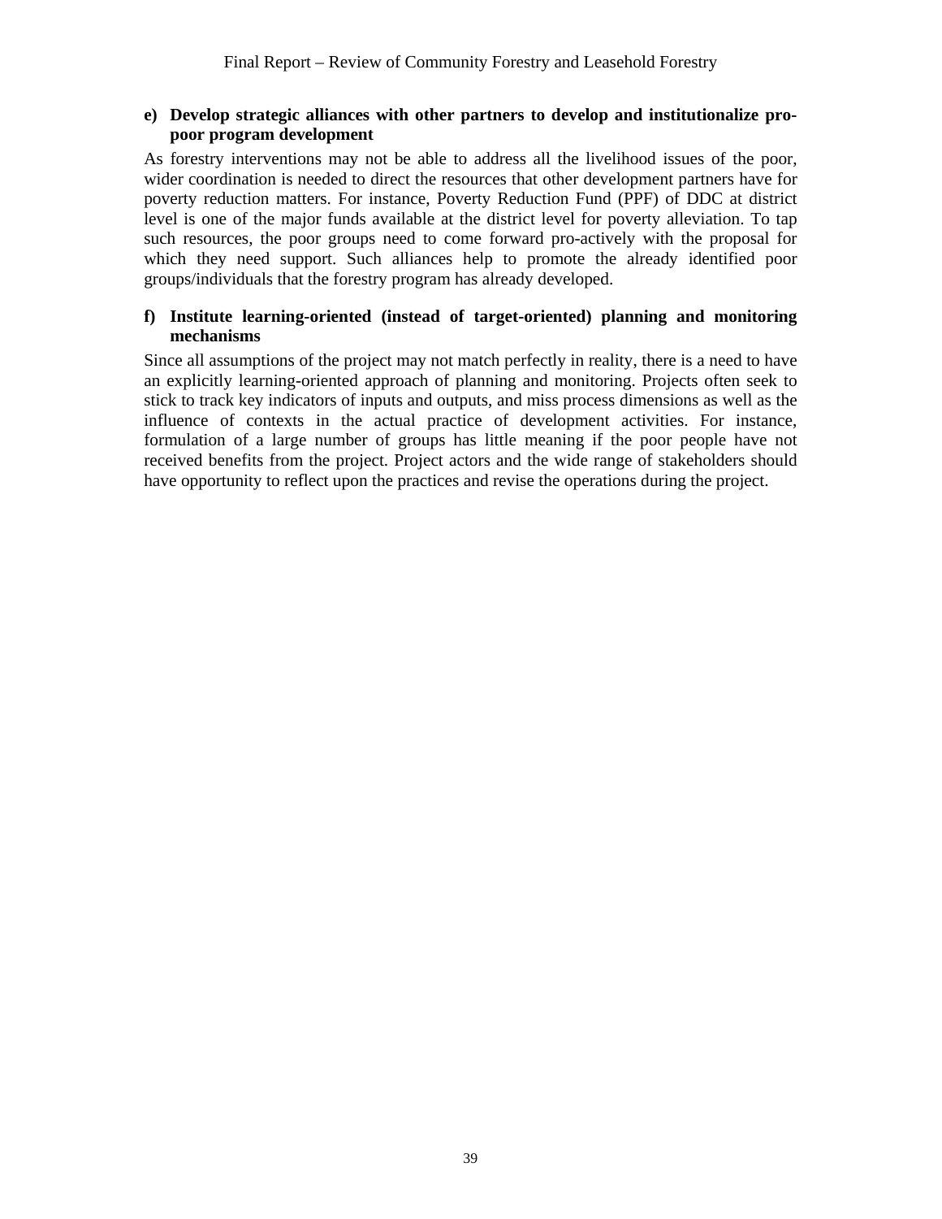**e) Develop strategic alliances with other partners to develop and institutionalize pro-poor program development**

As forestry interventions may not be able to address all the livelihood issues of the poor, wider coordination is needed to direct the resources that other development partners have for poverty reduction matters. For instance, Poverty Reduction Fund (PPF) of DDC at district level is one of the major funds available at the district level for poverty alleviation. To tap such resources, the poor groups need to come forward pro-actively with the proposal for which they need support. Such alliances help to promote the already identified poor groups/individuals that the forestry program has already developed.

**f) Institute learning-oriented (instead of target-oriented) planning and monitoring mechanisms**

Since all assumptions of the project may not match perfectly in reality, there is a need to have an explicitly learning-oriented approach of planning and monitoring. Projects often seek to stick to track key indicators of inputs and outputs, and miss process dimensions as well as the influence of contexts in the actual practice of development activities. For instance, formulation of a large number of groups has little meaning if the poor people have not received benefits from the project. Project actors and the wide range of stakeholders should have opportunity to reflect upon the practices and revise the operations during the project.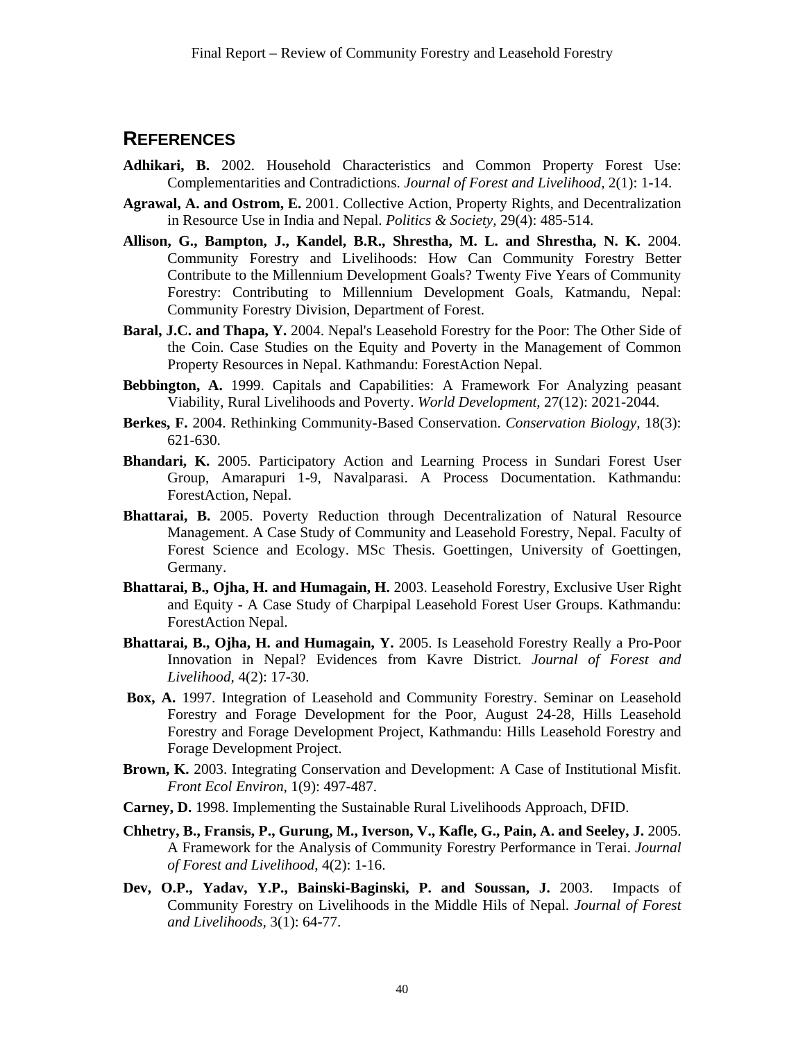## REFERENCES

**Adhikari, B.** 2002. Household Characteristics and Common Property Forest Use: Complementarities and Contradictions. *Journal of Forest and Livelihood,* 2(1): 1-14.

**Agrawal, A. and Ostrom, E.** 2001. Collective Action, Property Rights, and Decentralization in Resource Use in India and Nepal. *Politics & Society,* 29(4): 485-514.

**Allison, G., Bampton, J., Kandel, B.R., Shrestha, M. L. and Shrestha, N. K.** 2004. Community Forestry and Livelihoods: How Can Community Forestry Better Contribute to the Millennium Development Goals? Twenty Five Years of Community Forestry: Contributing to Millennium Development Goals, Katmandu, Nepal: Community Forestry Division, Department of Forest.

**Baral, J.C. and Thapa, Y.** 2004. Nepal's Leasehold Forestry for the Poor: The Other Side of the Coin. Case Studies on the Equity and Poverty in the Management of Common Property Resources in Nepal. Kathmandu: ForestAction Nepal.

**Bebbington, A.** 1999. Capitals and Capabilities: A Framework For Analyzing peasant Viability, Rural Livelihoods and Poverty. *World Development,* 27(12): 2021-2044.

**Berkes, F.** 2004. Rethinking Community-Based Conservation. *Conservation Biology,* 18(3): 621-630.

**Bhandari, K.** 2005. Participatory Action and Learning Process in Sundari Forest User Group, Amarapuri 1-9, Navalparasi. A Process Documentation. Kathmandu: ForestAction, Nepal.

**Bhattarai, B.** 2005. Poverty Reduction through Decentralization of Natural Resource Management. A Case Study of Community and Leasehold Forestry, Nepal. Faculty of Forest Science and Ecology. MSc Thesis. Goettingen, University of Goettingen, Germany.

**Bhattarai, B., Ojha, H. and Humagain, H.** 2003. Leasehold Forestry, Exclusive User Right and Equity - A Case Study of Charpipal Leasehold Forest User Groups. Kathmandu: ForestAction Nepal.

**Bhattarai, B., Ojha, H. and Humagain, Y.** 2005. Is Leasehold Forestry Really a Pro-Poor Innovation in Nepal? Evidences from Kavre District. *Journal of Forest and Livelihood,* 4(2): 17-30.

**Box, A.** 1997. Integration of Leasehold and Community Forestry. Seminar on Leasehold Forestry and Forage Development for the Poor, August 24-28, Hills Leasehold Forestry and Forage Development Project, Kathmandu: Hills Leasehold Forestry and Forage Development Project.

**Brown, K.** 2003. Integrating Conservation and Development: A Case of Institutional Misfit. *Front Ecol Environ,* 1(9): 497-487.

**Carney, D.** 1998. Implementing the Sustainable Rural Livelihoods Approach, DFID.

**Chhetry, B., Fransis, P., Gurung, M., Iverson, V., Kafle, G., Pain, A. and Seeley, J.** 2005. A Framework for the Analysis of Community Forestry Performance in Terai. *Journal of Forest and Livelihood,* 4(2): 1-16.

**Dev, O.P., Yadav, Y.P., Bainski-Baginski, P. and Soussan, J.** 2003. Impacts of Community Forestry on Livelihoods in the Middle Hils of Nepal. *Journal of Forest and Livelihoods,* 3(1): 64-77.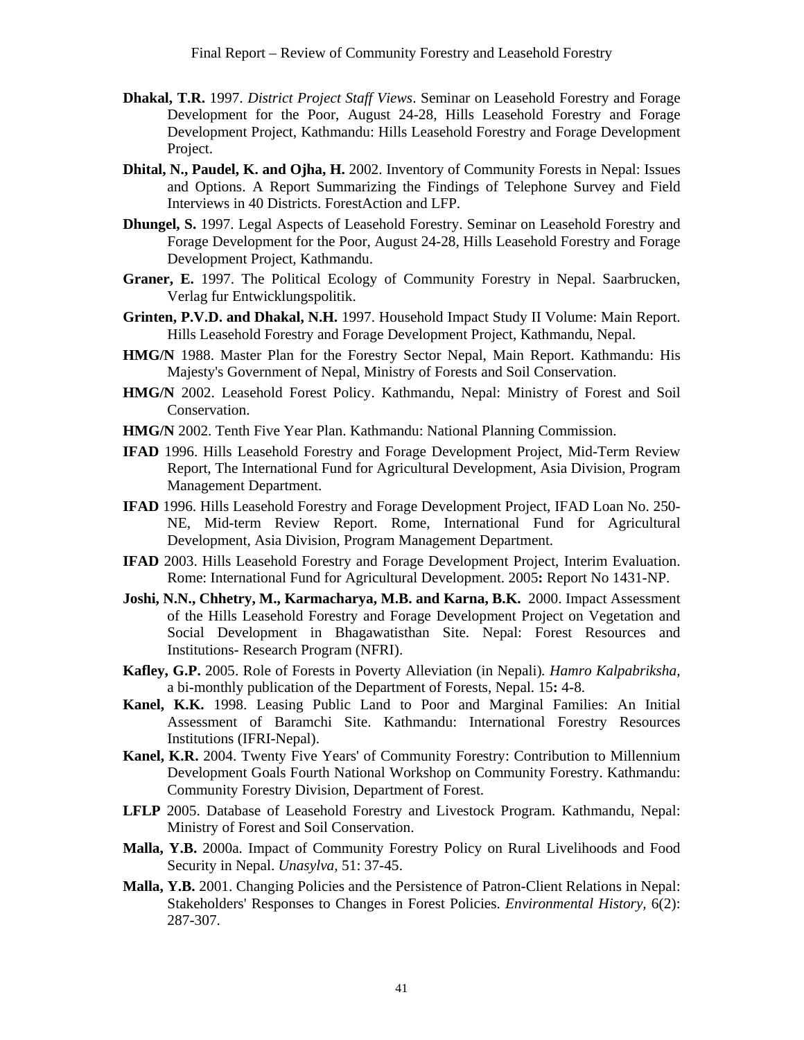**Dhakal, T.R.** 1997. *District Project Staff Views*. Seminar on Leasehold Forestry and Forage Development for the Poor, August 24-28, Hills Leasehold Forestry and Forage Development Project, Kathmandu: Hills Leasehold Forestry and Forage Development Project.

**Dhital, N., Paudel, K. and Ojha, H.** 2002. Inventory of Community Forests in Nepal: Issues and Options. A Report Summarizing the Findings of Telephone Survey and Field Interviews in 40 Districts. ForestAction and LFP.

**Dhungel, S.** 1997. Legal Aspects of Leasehold Forestry. Seminar on Leasehold Forestry and Forage Development for the Poor, August 24-28, Hills Leasehold Forestry and Forage Development Project, Kathmandu.

**Graner, E.** 1997. The Political Ecology of Community Forestry in Nepal. Saarbrucken, Verlag fur Entwicklungspolitik.

**Grinten, P.V.D. and Dhakal, N.H.** 1997. Household Impact Study II Volume: Main Report. Hills Leasehold Forestry and Forage Development Project, Kathmandu, Nepal.

**HMG/N** 1988. Master Plan for the Forestry Sector Nepal, Main Report. Kathmandu: His Majesty's Government of Nepal, Ministry of Forests and Soil Conservation.

**HMG/N** 2002. Leasehold Forest Policy. Kathmandu, Nepal: Ministry of Forest and Soil Conservation.

**HMG/N** 2002. Tenth Five Year Plan. Kathmandu: National Planning Commission.

**IFAD** 1996. Hills Leasehold Forestry and Forage Development Project, Mid-Term Review Report, The International Fund for Agricultural Development, Asia Division, Program Management Department.

**IFAD** 1996. Hills Leasehold Forestry and Forage Development Project, IFAD Loan No. 250-NE, Mid-term Review Report. Rome, International Fund for Agricultural Development, Asia Division, Program Management Department.

**IFAD** 2003. Hills Leasehold Forestry and Forage Development Project, Interim Evaluation. Rome: International Fund for Agricultural Development. 2005**:** Report No 1431-NP.

**Joshi, N.N., Chhetry, M., Karmacharya, M.B. and Karna, B.K.** 2000. Impact Assessment of the Hills Leasehold Forestry and Forage Development Project on Vegetation and Social Development in Bhagawatisthan Site. Nepal: Forest Resources and Institutions- Research Program (NFRI).

**Kafley, G.P.** 2005. Role of Forests in Poverty Alleviation (in Nepali). *Hamro Kalpabriksha*, a bi-monthly publication of the Department of Forests, Nepal. 15**:** 4-8.

**Kanel, K.K.** 1998. Leasing Public Land to Poor and Marginal Families: An Initial Assessment of Baramchi Site. Kathmandu: International Forestry Resources Institutions (IFRI-Nepal).

**Kanel, K.R.** 2004. Twenty Five Years' of Community Forestry: Contribution to Millennium Development Goals Fourth National Workshop on Community Forestry. Kathmandu: Community Forestry Division, Department of Forest.

**LFLP** 2005. Database of Leasehold Forestry and Livestock Program. Kathmandu, Nepal: Ministry of Forest and Soil Conservation.

**Malla, Y.B.** 2000a. Impact of Community Forestry Policy on Rural Livelihoods and Food Security in Nepal. *Unasylva,* 51: 37-45.

**Malla, Y.B.** 2001. Changing Policies and the Persistence of Patron-Client Relations in Nepal: Stakeholders' Responses to Changes in Forest Policies. *Environmental History,* 6(2): 287-307.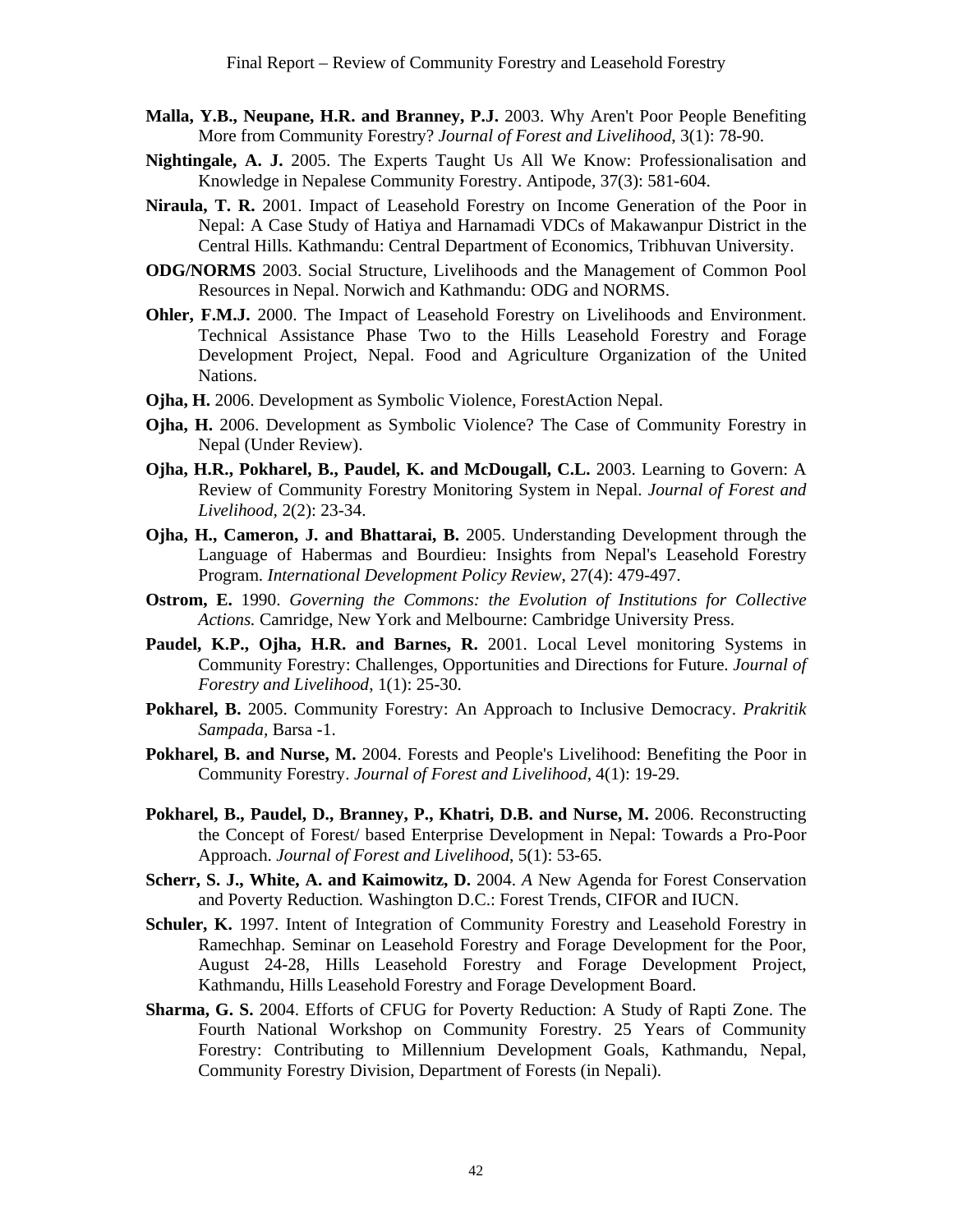**Malla, Y.B., Neupane, H.R. and Branney, P.J.** 2003. Why Aren't Poor People Benefiting More from Community Forestry? *Journal of Forest and Livelihood*, 3(1): 78-90.

**Nightingale, A. J.** 2005. The Experts Taught Us All We Know: Professionalisation and Knowledge in Nepalese Community Forestry. Antipode, 37(3): 581-604.

**Niraula, T. R.** 2001. Impact of Leasehold Forestry on Income Generation of the Poor in Nepal: A Case Study of Hatiya and Harnamadi VDCs of Makawanpur District in the Central Hills. Kathmandu: Central Department of Economics, Tribhuvan University.

**ODG/NORMS** 2003. Social Structure, Livelihoods and the Management of Common Pool Resources in Nepal. Norwich and Kathmandu: ODG and NORMS.

**Ohler, F.M.J.** 2000. The Impact of Leasehold Forestry on Livelihoods and Environment. Technical Assistance Phase Two to the Hills Leasehold Forestry and Forage Development Project, Nepal. Food and Agriculture Organization of the United Nations.

**Ojha, H.** 2006. Development as Symbolic Violence, ForestAction Nepal.

**Ojha, H.** 2006. Development as Symbolic Violence? The Case of Community Forestry in Nepal (Under Review).

**Ojha, H.R., Pokharel, B., Paudel, K. and McDougall, C.L.** 2003. Learning to Govern: A Review of Community Forestry Monitoring System in Nepal. *Journal of Forest and Livelihood*, 2(2): 23-34.

**Ojha, H., Cameron, J. and Bhattarai, B.** 2005. Understanding Development through the Language of Habermas and Bourdieu: Insights from Nepal's Leasehold Forestry Program. *International Development Policy Review*, 27(4): 479-497.

**Ostrom, E.** 1990. *Governing the Commons: the Evolution of Institutions for Collective Actions.* Camridge, New York and Melbourne: Cambridge University Press.

**Paudel, K.P., Ojha, H.R. and Barnes, R.** 2001. Local Level monitoring Systems in Community Forestry: Challenges, Opportunities and Directions for Future. *Journal of Forestry and Livelihood*, 1(1): 25-30.

**Pokharel, B.** 2005. Community Forestry: An Approach to Inclusive Democracy. *Prakritik Sampada*, Barsa -1.

**Pokharel, B. and Nurse, M.** 2004. Forests and People's Livelihood: Benefiting the Poor in Community Forestry. *Journal of Forest and Livelihood*, 4(1): 19-29.

**Pokharel, B., Paudel, D., Branney, P., Khatri, D.B. and Nurse, M.** 2006. Reconstructing the Concept of Forest/ based Enterprise Development in Nepal: Towards a Pro-Poor Approach. *Journal of Forest and Livelihood*, 5(1): 53-65.

**Scherr, S. J., White, A. and Kaimowitz, D.** 2004. *A* New Agenda for Forest Conservation and Poverty Reduction*.* Washington D.C.: Forest Trends, CIFOR and IUCN.

**Schuler, K.** 1997. Intent of Integration of Community Forestry and Leasehold Forestry in Ramechhap. Seminar on Leasehold Forestry and Forage Development for the Poor, August 24-28, Hills Leasehold Forestry and Forage Development Project, Kathmandu, Hills Leasehold Forestry and Forage Development Board.

**Sharma, G. S.** 2004. Efforts of CFUG for Poverty Reduction: A Study of Rapti Zone. The Fourth National Workshop on Community Forestry. 25 Years of Community Forestry: Contributing to Millennium Development Goals, Kathmandu, Nepal, Community Forestry Division, Department of Forests (in Nepali).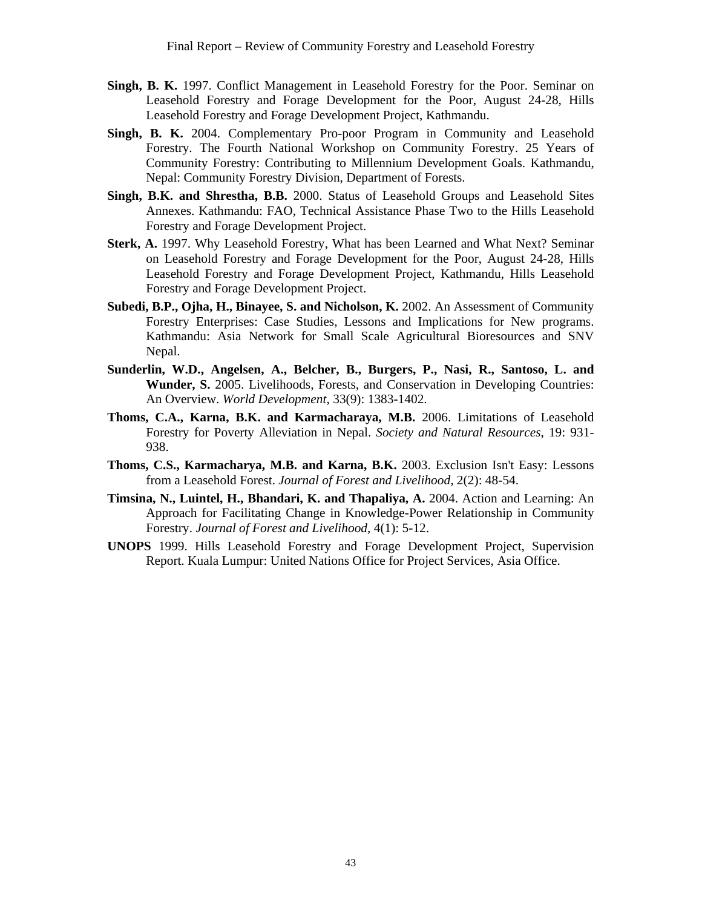**Singh, B. K.** 1997. Conflict Management in Leasehold Forestry for the Poor. Seminar on Leasehold Forestry and Forage Development for the Poor, August 24-28, Hills Leasehold Forestry and Forage Development Project, Kathmandu.

**Singh, B. K.** 2004. Complementary Pro-poor Program in Community and Leasehold Forestry. The Fourth National Workshop on Community Forestry. 25 Years of Community Forestry: Contributing to Millennium Development Goals. Kathmandu, Nepal: Community Forestry Division, Department of Forests.

**Singh, B.K. and Shrestha, B.B.** 2000. Status of Leasehold Groups and Leasehold Sites Annexes. Kathmandu: FAO, Technical Assistance Phase Two to the Hills Leasehold Forestry and Forage Development Project.

**Sterk, A.** 1997. Why Leasehold Forestry, What has been Learned and What Next? Seminar on Leasehold Forestry and Forage Development for the Poor, August 24-28, Hills Leasehold Forestry and Forage Development Project, Kathmandu, Hills Leasehold Forestry and Forage Development Project.

**Subedi, B.P., Ojha, H., Binayee, S. and Nicholson, K.** 2002. An Assessment of Community Forestry Enterprises: Case Studies, Lessons and Implications for New programs. Kathmandu: Asia Network for Small Scale Agricultural Bioresources and SNV Nepal.

**Sunderlin, W.D., Angelsen, A., Belcher, B., Burgers, P., Nasi, R., Santoso, L. and Wunder, S.** 2005. Livelihoods, Forests, and Conservation in Developing Countries: An Overview. *World Development*, 33(9): 1383-1402.

**Thoms, C.A., Karna, B.K. and Karmacharaya, M.B.** 2006. Limitations of Leasehold Forestry for Poverty Alleviation in Nepal. *Society and Natural Resources*, 19: 931-938.

**Thoms, C.S., Karmacharya, M.B. and Karna, B.K.** 2003. Exclusion Isn't Easy: Lessons from a Leasehold Forest. *Journal of Forest and Livelihood,* 2(2): 48-54.

**Timsina, N., Luintel, H., Bhandari, K. and Thapaliya, A.** 2004. Action and Learning: An Approach for Facilitating Change in Knowledge-Power Relationship in Community Forestry. *Journal of Forest and Livelihood,* 4(1): 5-12.

**UNOPS** 1999. Hills Leasehold Forestry and Forage Development Project, Supervision Report. Kuala Lumpur: United Nations Office for Project Services, Asia Office.